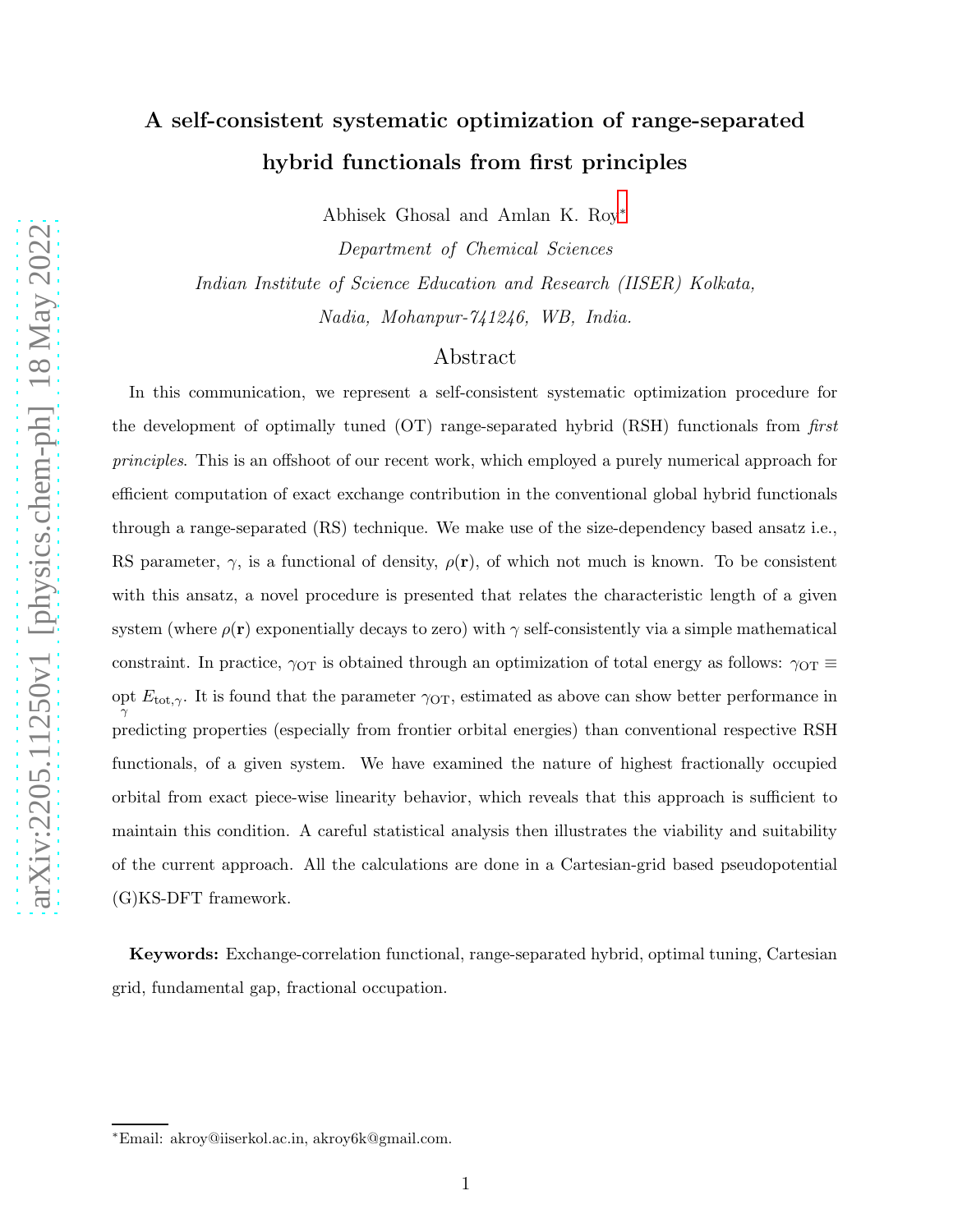# A self-consistent systematic optimization of range-separated hybrid functionals from first principles

Abhisek Ghosal and Amlan K. Roy[*]

*Department of Chemical Sciences*

*Indian Institute of Science Education and Research (IISER) Kolkata,*

*Nadia, Mohanpur-741246, WB, India.*

## Abstract

In this communication, we represent a self-consistent systematic optimization procedure for the development of optimally tuned (OT) range-separated hybrid (RSH) functionals from *first principles*. This is an offshoot of our recent work, which employed a purely numerical approach for efficient computation of exact exchange contribution in the conventional global hybrid functionals through a range-separated (RS) technique. We make use of the size-dependency based ansatz i.e., RS parameter, $\gamma$, is a functional of density, $\rho(\mathbf{r})$, of which not much is known. To be consistent with this ansatz, a novel procedure is presented that relates the characteristic length of a given system (where $\rho(\mathbf{r})$ exponentially decays to zero) with $\gamma$ self-consistently via a simple mathematical constraint. In practice, $\gamma_{\mathrm{OT}}$ is obtained through an optimization of total energy as follows: $\gamma_{\mathrm{OT}} \equiv \underset{\gamma}{\mathrm{opt}}\ E_{\mathrm{tot},\gamma}$. It is found that the parameter $\gamma_{\mathrm{OT}}$, estimated as above can show better performance in predicting properties (especially from frontier orbital energies) than conventional respective RSH functionals, of a given system. We have examined the nature of highest fractionally occupied orbital from exact piece-wise linearity behavior, which reveals that this approach is sufficient to maintain this condition. A careful statistical analysis then illustrates the viability and suitability of the current approach. All the calculations are done in a Cartesian-grid based pseudopotential (G)KS-DFT framework.

**Keywords:** Exchange-correlation functional, range-separated hybrid, optimal tuning, Cartesian grid, fundamental gap, fractional occupation.

---

[*]Email: akroy@iiserkol.ac.in, akroy6k@gmail.com.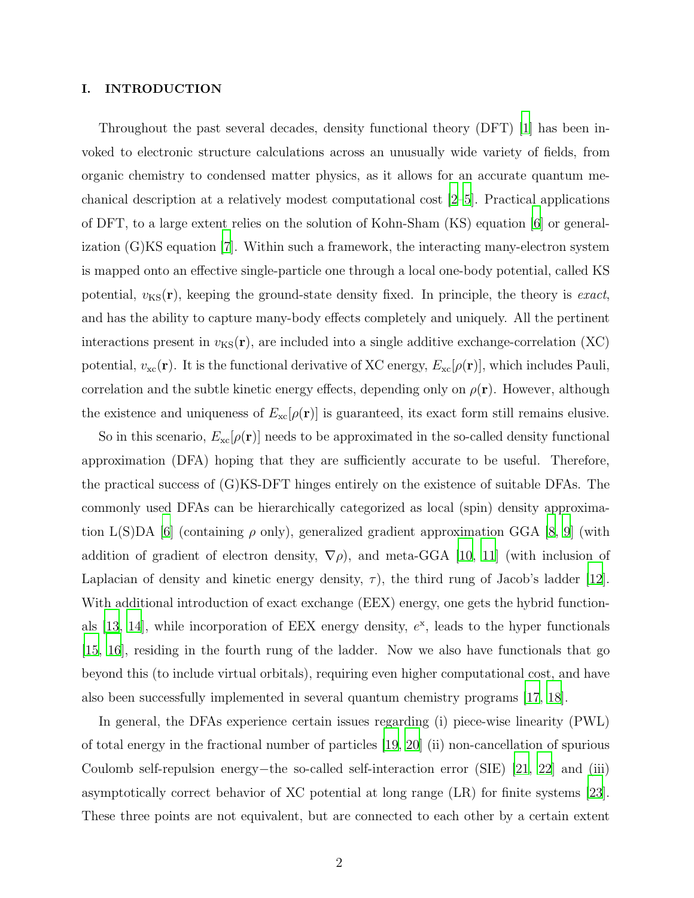## I. INTRODUCTION

Throughout the past several decades, density functional theory (DFT) [1] has been invoked to electronic structure calculations across an unusually wide variety of fields, from organic chemistry to condensed matter physics, as it allows for an accurate quantum mechanical description at a relatively modest computational cost [2–5]. Practical applications of DFT, to a large extent relies on the solution of Kohn-Sham (KS) equation [6] or generalization (G)KS equation [7]. Within such a framework, the interacting many-electron system is mapped onto an effective single-particle one through a local one-body potential, called KS potential, $v_{\mathrm{KS}}(\mathbf{r})$, keeping the ground-state density fixed. In principle, the theory is *exact*, and has the ability to capture many-body effects completely and uniquely. All the pertinent interactions present in $v_{\mathrm{KS}}(\mathbf{r})$, are included into a single additive exchange-correlation (XC) potential, $v_{\mathrm{xc}}(\mathbf{r})$. It is the functional derivative of XC energy, $E_{\mathrm{xc}}[\rho(\mathbf{r})]$, which includes Pauli, correlation and the subtle kinetic energy effects, depending only on $\rho(\mathbf{r})$. However, although the existence and uniqueness of $E_{\mathrm{xc}}[\rho(\mathbf{r})]$ is guaranteed, its exact form still remains elusive.

So in this scenario, $E_{\mathrm{xc}}[\rho(\mathbf{r})]$ needs to be approximated in the so-called density functional approximation (DFA) hoping that they are sufficiently accurate to be useful. Therefore, the practical success of (G)KS-DFT hinges entirely on the existence of suitable DFAs. The commonly used DFAs can be hierarchically categorized as local (spin) density approximation L(S)DA [6] (containing $\rho$ only), generalized gradient approximation GGA [8, 9] (with addition of gradient of electron density, $\nabla\rho$), and meta-GGA [10, 11] (with inclusion of Laplacian of density and kinetic energy density, $\tau$), the third rung of Jacob's ladder [12]. With additional introduction of exact exchange (EEX) energy, one gets the hybrid functionals [13, 14], while incorporation of EEX energy density, $e^{\mathrm{x}}$, leads to the hyper functionals [15, 16], residing in the fourth rung of the ladder. Now we also have functionals that go beyond this (to include virtual orbitals), requiring even higher computational cost, and have also been successfully implemented in several quantum chemistry programs [17, 18].

In general, the DFAs experience certain issues regarding (i) piece-wise linearity (PWL) of total energy in the fractional number of particles [19, 20] (ii) non-cancellation of spurious Coulomb self-repulsion energy−the so-called self-interaction error (SIE) [21, 22] and (iii) asymptotically correct behavior of XC potential at long range (LR) for finite systems [23]. These three points are not equivalent, but are connected to each other by a certain extent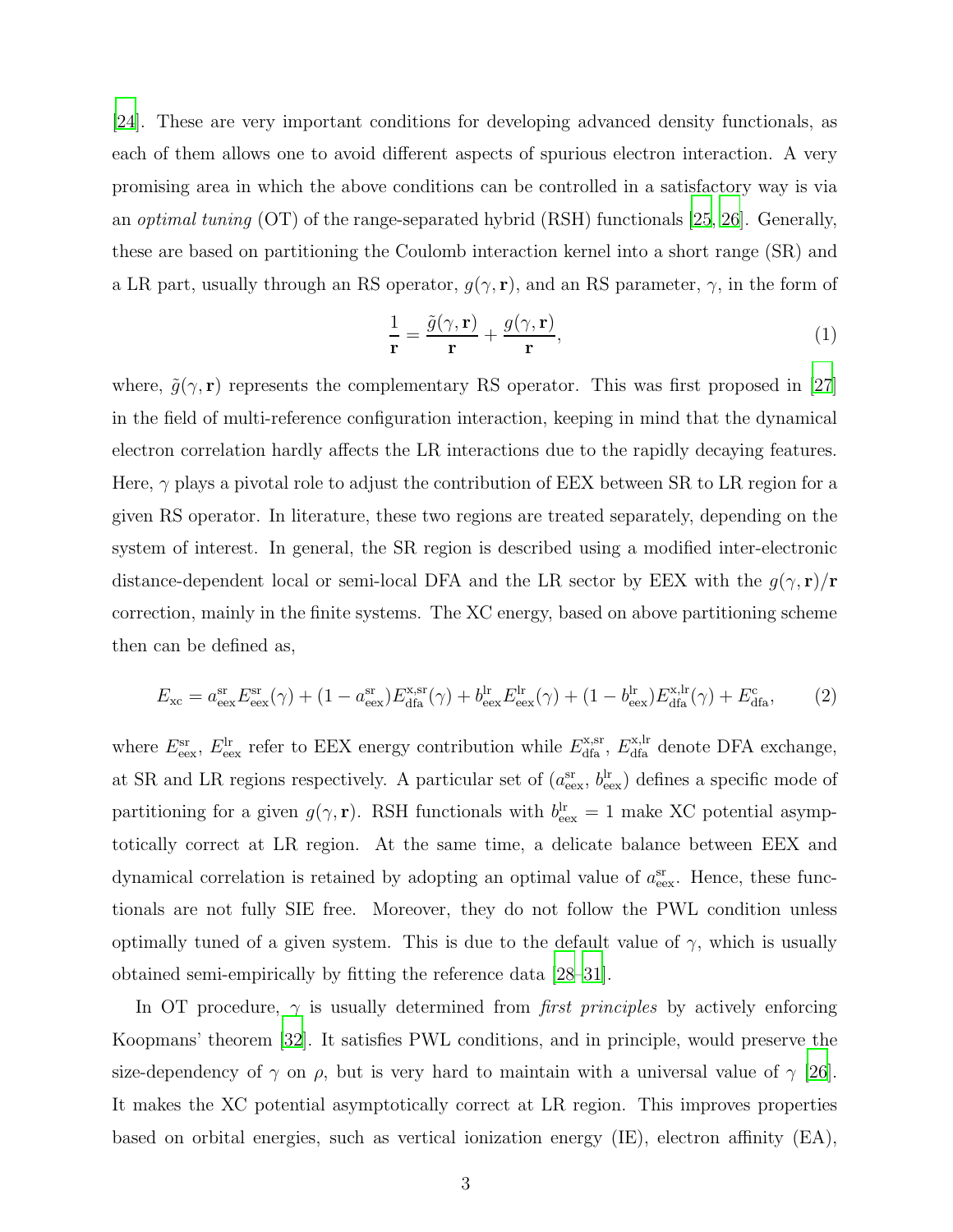[24]. These are very important conditions for developing advanced density functionals, as each of them allows one to avoid different aspects of spurious electron interaction. A very promising area in which the above conditions can be controlled in a satisfactory way is via an *optimal tuning* (OT) of the range-separated hybrid (RSH) functionals [25, 26]. Generally, these are based on partitioning the Coulomb interaction kernel into a short range (SR) and a LR part, usually through an RS operator, $g(\gamma, \mathbf{r})$, and an RS parameter, $\gamma$, in the form of

$$\frac{1}{\mathbf{r}} = \frac{\tilde{g}(\gamma, \mathbf{r})}{\mathbf{r}} + \frac{g(\gamma, \mathbf{r})}{\mathbf{r}}, \tag{1}$$

where, $\tilde{g}(\gamma, \mathbf{r})$ represents the complementary RS operator. This was first proposed in [27] in the field of multi-reference configuration interaction, keeping in mind that the dynamical electron correlation hardly affects the LR interactions due to the rapidly decaying features. Here, $\gamma$ plays a pivotal role to adjust the contribution of EEX between SR to LR region for a given RS operator. In literature, these two regions are treated separately, depending on the system of interest. In general, the SR region is described using a modified inter-electronic distance-dependent local or semi-local DFA and the LR sector by EEX with the $g(\gamma, \mathbf{r})/\mathbf{r}$ correction, mainly in the finite systems. The XC energy, based on above partitioning scheme then can be defined as,

$$E_{\mathrm{xc}} = a_{\mathrm{eex}}^{\mathrm{sr}} E_{\mathrm{eex}}^{\mathrm{sr}}(\gamma) + (1 - a_{\mathrm{eex}}^{\mathrm{sr}}) E_{\mathrm{dfa}}^{\mathrm{x,sr}}(\gamma) + b_{\mathrm{eex}}^{\mathrm{lr}} E_{\mathrm{eex}}^{\mathrm{lr}}(\gamma) + (1 - b_{\mathrm{eex}}^{\mathrm{lr}}) E_{\mathrm{dfa}}^{\mathrm{x,lr}}(\gamma) + E_{\mathrm{dfa}}^{\mathrm{c}}, \tag{2}$$

where $E_{\mathrm{eex}}^{\mathrm{sr}}$, $E_{\mathrm{eex}}^{\mathrm{lr}}$ refer to EEX energy contribution while $E_{\mathrm{dfa}}^{\mathrm{x,sr}}$, $E_{\mathrm{dfa}}^{\mathrm{x,lr}}$ denote DFA exchange, at SR and LR regions respectively. A particular set of ($a_{\mathrm{eex}}^{\mathrm{sr}}$, $b_{\mathrm{eex}}^{\mathrm{lr}}$) defines a specific mode of partitioning for a given $g(\gamma, \mathbf{r})$. RSH functionals with $b_{\mathrm{eex}}^{\mathrm{lr}} = 1$ make XC potential asymptotically correct at LR region. At the same time, a delicate balance between EEX and dynamical correlation is retained by adopting an optimal value of $a_{\mathrm{eex}}^{\mathrm{sr}}$. Hence, these functionals are not fully SIE free. Moreover, they do not follow the PWL condition unless optimally tuned of a given system. This is due to the default value of $\gamma$, which is usually obtained semi-empirically by fitting the reference data [28–31].

In OT procedure, $\gamma$ is usually determined from *first principles* by actively enforcing Koopmans' theorem [32]. It satisfies PWL conditions, and in principle, would preserve the size-dependency of $\gamma$ on $\rho$, but is very hard to maintain with a universal value of $\gamma$ [26]. It makes the XC potential asymptotically correct at LR region. This improves properties based on orbital energies, such as vertical ionization energy (IE), electron affinity (EA),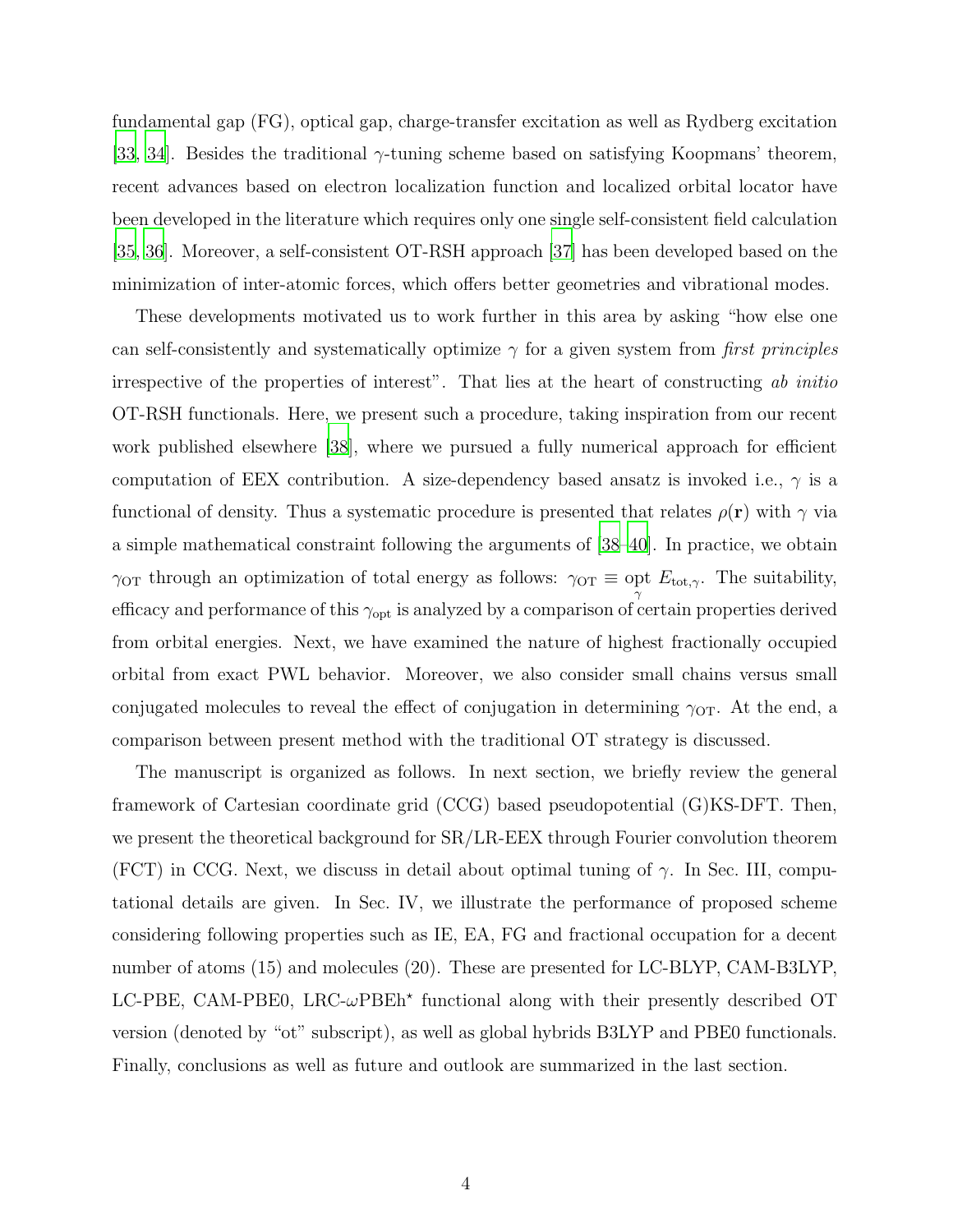fundamental gap (FG), optical gap, charge-transfer excitation as well as Rydberg excitation [33, 34]. Besides the traditional $\gamma$-tuning scheme based on satisfying Koopmans' theorem, recent advances based on electron localization function and localized orbital locator have been developed in the literature which requires only one single self-consistent field calculation [35, 36]. Moreover, a self-consistent OT-RSH approach [37] has been developed based on the minimization of inter-atomic forces, which offers better geometries and vibrational modes.

These developments motivated us to work further in this area by asking "how else one can self-consistently and systematically optimize $\gamma$ for a given system from *first principles* irrespective of the properties of interest". That lies at the heart of constructing *ab initio* OT-RSH functionals. Here, we present such a procedure, taking inspiration from our recent work published elsewhere [38], where we pursued a fully numerical approach for efficient computation of EEX contribution. A size-dependency based ansatz is invoked i.e., $\gamma$ is a functional of density. Thus a systematic procedure is presented that relates $\rho(\mathbf{r})$ with $\gamma$ via a simple mathematical constraint following the arguments of [38–40]. In practice, we obtain $\gamma_{\mathrm{OT}}$ through an optimization of total energy as follows: $\gamma_{\mathrm{OT}} \equiv \underset{\gamma}{\mathrm{opt}}\ E_{\mathrm{tot},\gamma}$. The suitability, efficacy and performance of this $\gamma_{\mathrm{opt}}$ is analyzed by a comparison of certain properties derived from orbital energies. Next, we have examined the nature of highest fractionally occupied orbital from exact PWL behavior. Moreover, we also consider small chains versus small conjugated molecules to reveal the effect of conjugation in determining $\gamma_{\mathrm{OT}}$. At the end, a comparison between present method with the traditional OT strategy is discussed.

The manuscript is organized as follows. In next section, we briefly review the general framework of Cartesian coordinate grid (CCG) based pseudopotential (G)KS-DFT. Then, we present the theoretical background for SR/LR-EEX through Fourier convolution theorem (FCT) in CCG. Next, we discuss in detail about optimal tuning of $\gamma$. In Sec. III, computational details are given. In Sec. IV, we illustrate the performance of proposed scheme considering following properties such as IE, EA, FG and fractional occupation for a decent number of atoms (15) and molecules (20). These are presented for LC-BLYP, CAM-B3LYP, LC-PBE, CAM-PBE0, LRC-$\omega$PBEh$^{\star}$ functional along with their presently described OT version (denoted by "ot" subscript), as well as global hybrids B3LYP and PBE0 functionals. Finally, conclusions as well as future and outlook are summarized in the last section.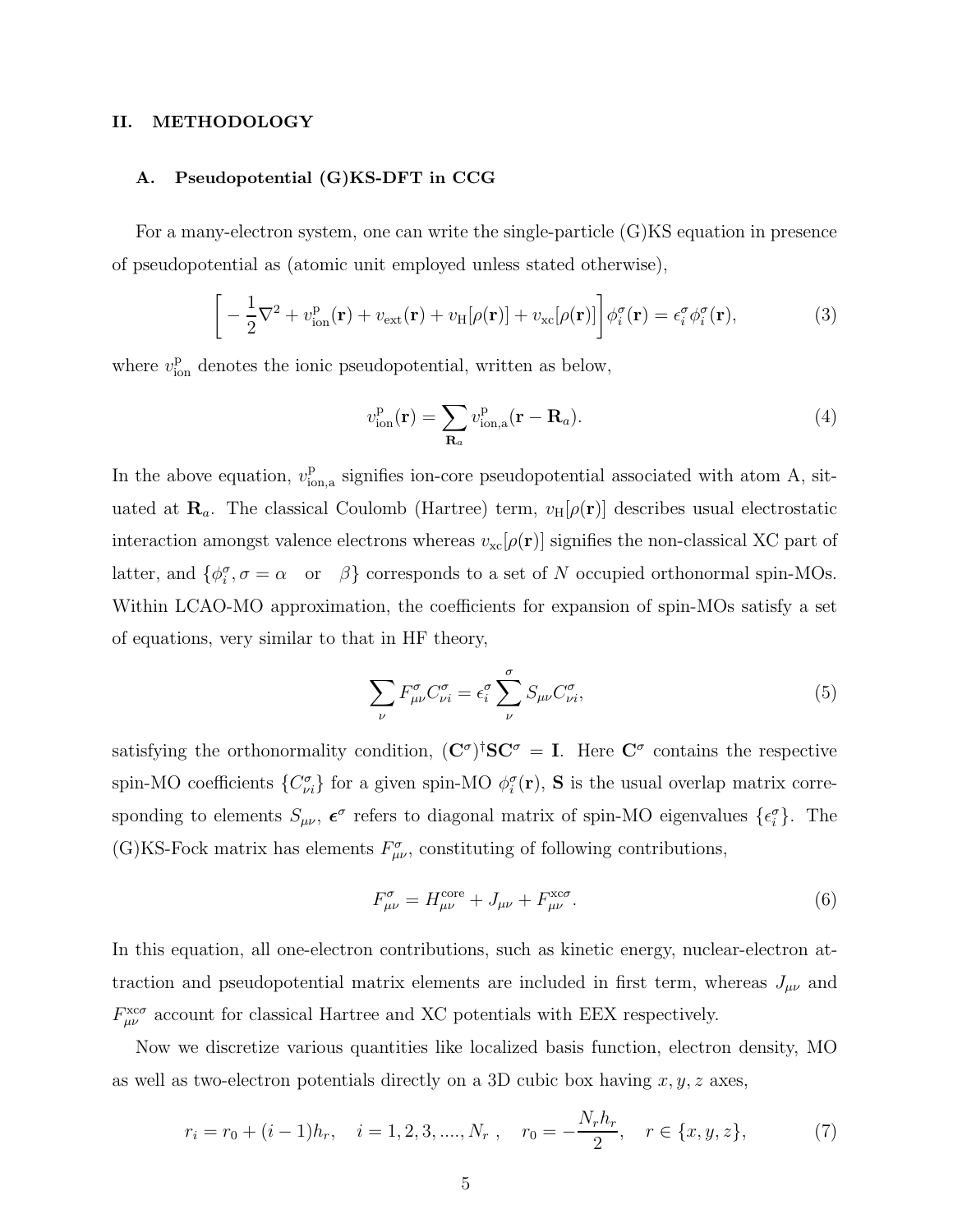## II. METHODOLOGY

### A. Pseudopotential (G)KS-DFT in CCG

For a many-electron system, one can write the single-particle (G)KS equation in presence of pseudopotential as (atomic unit employed unless stated otherwise),

$$\left[ -\frac{1}{2}\nabla^2 + v_{\mathrm{ion}}^{\mathrm{p}}(\mathbf{r}) + v_{\mathrm{ext}}(\mathbf{r}) + v_{\mathrm{H}}[\rho(\mathbf{r})] + v_{\mathrm{xc}}[\rho(\mathbf{r})] \right] \phi_i^{\sigma}(\mathbf{r}) = \epsilon_i^{\sigma} \phi_i^{\sigma}(\mathbf{r}), \tag{3}$$

where $v_{\mathrm{ion}}^{\mathrm{p}}$ denotes the ionic pseudopotential, written as below,

$$v_{\mathrm{ion}}^{\mathrm{p}}(\mathbf{r}) = \sum_{\mathbf{R}_a} v_{\mathrm{ion,a}}^{\mathrm{p}}(\mathbf{r} - \mathbf{R}_a). \tag{4}$$

In the above equation, $v_{\mathrm{ion,a}}^{\mathrm{p}}$ signifies ion-core pseudopotential associated with atom A, situated at $\mathbf{R}_a$. The classical Coulomb (Hartree) term, $v_{\mathrm{H}}[\rho(\mathbf{r})]$ describes usual electrostatic interaction amongst valence electrons whereas $v_{\mathrm{xc}}[\rho(\mathbf{r})]$ signifies the non-classical XC part of latter, and $\{\phi_i^{\sigma}, \sigma = \alpha \quad \text{or} \quad \beta\}$ corresponds to a set of $N$ occupied orthonormal spin-MOs. Within LCAO-MO approximation, the coefficients for expansion of spin-MOs satisfy a set of equations, very similar to that in HF theory,

$$\sum_{\nu} F_{\mu\nu}^{\sigma} C_{\nu i}^{\sigma} = \epsilon_i^{\sigma} \sum_{\nu}^{\sigma} S_{\mu\nu} C_{\nu i}^{\sigma}, \tag{5}$$

satisfying the orthonormality condition, $(\mathbf{C}^{\sigma})^{\dagger}\mathbf{S}\mathbf{C}^{\sigma} = \mathbf{I}$. Here $\mathbf{C}^{\sigma}$ contains the respective spin-MO coefficients $\{C_{\nu i}^{\sigma}\}$ for a given spin-MO $\phi_i^{\sigma}(\mathbf{r})$, $\mathbf{S}$ is the usual overlap matrix corresponding to elements $S_{\mu\nu}$, $\boldsymbol{\epsilon}^{\sigma}$ refers to diagonal matrix of spin-MO eigenvalues $\{\epsilon_i^{\sigma}\}$. The (G)KS-Fock matrix has elements $F_{\mu\nu}^{\sigma}$, constituting of following contributions,

$$F_{\mu\nu}^{\sigma} = H_{\mu\nu}^{\mathrm{core}} + J_{\mu\nu} + F_{\mu\nu}^{\mathrm{xc}\sigma}. \tag{6}$$

In this equation, all one-electron contributions, such as kinetic energy, nuclear-electron attraction and pseudopotential matrix elements are included in first term, whereas $J_{\mu\nu}$ and $F_{\mu\nu}^{\mathrm{xc}\sigma}$ account for classical Hartree and XC potentials with EEX respectively.

Now we discretize various quantities like localized basis function, electron density, MO as well as two-electron potentials directly on a 3D cubic box having $x, y, z$ axes,

$$r_i = r_0 + (i-1)h_r, \quad i = 1, 2, 3, ...., N_r \ , \quad r_0 = -\frac{N_r h_r}{2}, \quad r \in \{x, y, z\}, \tag{7}$$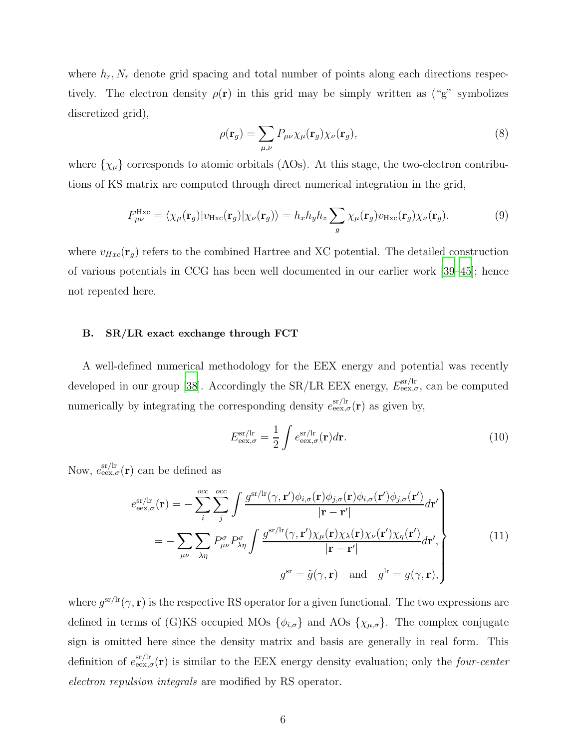where $h_r, N_r$ denote grid spacing and total number of points along each directions respectively. The electron density $\rho(\mathbf{r})$ in this grid may be simply written as ("g" symbolizes discretized grid),

$$\rho(\mathbf{r}_g) = \sum_{\mu,\nu} P_{\mu\nu} \chi_\mu(\mathbf{r}_g) \chi_\nu(\mathbf{r}_g), \tag{8}$$

where $\{\chi_\mu\}$ corresponds to atomic orbitals (AOs). At this stage, the two-electron contributions of KS matrix are computed through direct numerical integration in the grid,

$$F_{\mu\nu}^{\mathrm{Hxc}} = \langle \chi_\mu(\mathbf{r}_g) | v_{\mathrm{Hxc}}(\mathbf{r}_g) | \chi_\nu(\mathbf{r}_g) \rangle = h_x h_y h_z \sum_g \chi_\mu(\mathbf{r}_g) v_{\mathrm{Hxc}}(\mathbf{r}_g) \chi_\nu(\mathbf{r}_g). \tag{9}$$

where $v_{Hxc}(\mathbf{r}_g)$ refers to the combined Hartree and XC potential. The detailed construction of various potentials in CCG has been well documented in our earlier work [39–45]; hence not repeated here.

### B. SR/LR exact exchange through FCT

A well-defined numerical methodology for the EEX energy and potential was recently developed in our group [38]. Accordingly the SR/LR EEX energy, $E_{\mathrm{eex},\sigma}^{\mathrm{sr/lr}}$, can be computed numerically by integrating the corresponding density $e_{\mathrm{eex},\sigma}^{\mathrm{sr/lr}}(\mathbf{r})$ as given by,

$$E_{\mathrm{eex},\sigma}^{\mathrm{sr/lr}} = \frac{1}{2} \int e_{\mathrm{eex},\sigma}^{\mathrm{sr/lr}}(\mathbf{r}) d\mathbf{r}. \tag{10}$$

Now, $e_{\mathrm{eex},\sigma}^{\mathrm{sr/lr}}(\mathbf{r})$ can be defined as

$$\left.\begin{aligned}
e_{\mathrm{eex},\sigma}^{\mathrm{sr/lr}}(\mathbf{r}) &= -\sum_i^{occ} \sum_j^{occ} \int \frac{g^{\mathrm{sr/lr}}(\gamma, \mathbf{r}') \phi_{i,\sigma}(\mathbf{r}) \phi_{j,\sigma}(\mathbf{r}) \phi_{i,\sigma}(\mathbf{r}') \phi_{j,\sigma}(\mathbf{r}')}{|\mathbf{r} - \mathbf{r}'|} d\mathbf{r}' \\
&= -\sum_{\mu\nu} \sum_{\lambda\eta} P_{\mu\nu}^\sigma P_{\lambda\eta}^\sigma \int \frac{g^{\mathrm{sr/lr}}(\gamma, \mathbf{r}') \chi_\mu(\mathbf{r}) \chi_\lambda(\mathbf{r}) \chi_\nu(\mathbf{r}') \chi_\eta(\mathbf{r}')}{|\mathbf{r} - \mathbf{r}'|} d\mathbf{r}', \\
&\qquad\qquad\qquad\qquad g^{\mathrm{sr}} = \tilde{g}(\gamma, \mathbf{r}) \quad \text{and} \quad g^{\mathrm{lr}} = g(\gamma, \mathbf{r}),
\end{aligned}\right\} \tag{11}$$

where $g^{\mathrm{sr/lr}}(\gamma, \mathbf{r})$ is the respective RS operator for a given functional. The two expressions are defined in terms of (G)KS occupied MOs $\{\phi_{i,\sigma}\}$ and AOs $\{\chi_{\mu,\sigma}\}$. The complex conjugate sign is omitted here since the density matrix and basis are generally in real form. This definition of $e_{\mathrm{eex},\sigma}^{\mathrm{sr/lr}}(\mathbf{r})$ is similar to the EEX energy density evaluation; only the *four-center electron repulsion integrals* are modified by RS operator.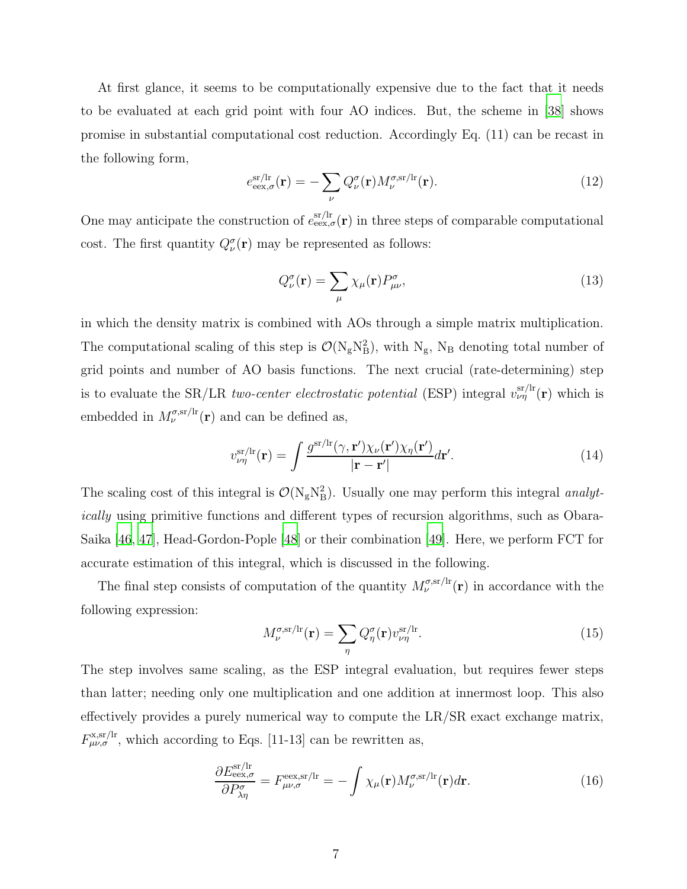At first glance, it seems to be computationally expensive due to the fact that it needs to be evaluated at each grid point with four AO indices. But, the scheme in [38] shows promise in substantial computational cost reduction. Accordingly Eq. (11) can be recast in the following form,

$$e_{\mathrm{eex},\sigma}^{\mathrm{sr/lr}}(\mathbf{r}) = -\sum_{\nu} Q_{\nu}^{\sigma}(\mathbf{r}) M_{\nu}^{\sigma,\mathrm{sr/lr}}(\mathbf{r}). \tag{12}$$

One may anticipate the construction of $e_{\mathrm{eex},\sigma}^{\mathrm{sr/lr}}(\mathbf{r})$ in three steps of comparable computational cost. The first quantity $Q_{\nu}^{\sigma}(\mathbf{r})$ may be represented as follows:

$$Q_{\nu}^{\sigma}(\mathbf{r}) = \sum_{\mu} \chi_{\mu}(\mathbf{r}) P_{\mu\nu}^{\sigma}, \tag{13}$$

in which the density matrix is combined with AOs through a simple matrix multiplication. The computational scaling of this step is $\mathcal{O}(\mathrm{N_g N_B^2})$, with $\mathrm{N_g}$, $\mathrm{N_B}$ denoting total number of grid points and number of AO basis functions. The next crucial (rate-determining) step is to evaluate the SR/LR *two-center electrostatic potential* (ESP) integral $v_{\nu\eta}^{\mathrm{sr/lr}}(\mathbf{r})$ which is embedded in $M_{\nu}^{\sigma,\mathrm{sr/lr}}(\mathbf{r})$ and can be defined as,

$$v_{\nu\eta}^{\mathrm{sr/lr}}(\mathbf{r}) = \int \frac{g^{\mathrm{sr/lr}}(\gamma, \mathbf{r}')\chi_{\nu}(\mathbf{r}')\chi_{\eta}(\mathbf{r}')}{|\mathbf{r} - \mathbf{r}'|} d\mathbf{r}'. \tag{14}$$

The scaling cost of this integral is $\mathcal{O}(\mathrm{N_g N_B^2})$. Usually one may perform this integral *analytically* using primitive functions and different types of recursion algorithms, such as Obara-Saika [46, 47], Head-Gordon-Pople [48] or their combination [49]. Here, we perform FCT for accurate estimation of this integral, which is discussed in the following.

The final step consists of computation of the quantity $M_{\nu}^{\sigma,\mathrm{sr/lr}}(\mathbf{r})$ in accordance with the following expression:

$$M_{\nu}^{\sigma,\mathrm{sr/lr}}(\mathbf{r}) = \sum_{\eta} Q_{\eta}^{\sigma}(\mathbf{r}) v_{\nu\eta}^{\mathrm{sr/lr}}. \tag{15}$$

The step involves same scaling, as the ESP integral evaluation, but requires fewer steps than latter; needing only one multiplication and one addition at innermost loop. This also effectively provides a purely numerical way to compute the LR/SR exact exchange matrix, $F_{\mu\nu,\sigma}^{\mathrm{x,sr/lr}}$, which according to Eqs. [11-13] can be rewritten as,

$$\frac{\partial E_{\mathrm{eex},\sigma}^{\mathrm{sr/lr}}}{\partial P_{\lambda\eta}^{\sigma}} = F_{\mu\nu,\sigma}^{\mathrm{eex,sr/lr}} = -\int \chi_{\mu}(\mathbf{r}) M_{\nu}^{\sigma,\mathrm{sr/lr}}(\mathbf{r}) d\mathbf{r}. \tag{16}$$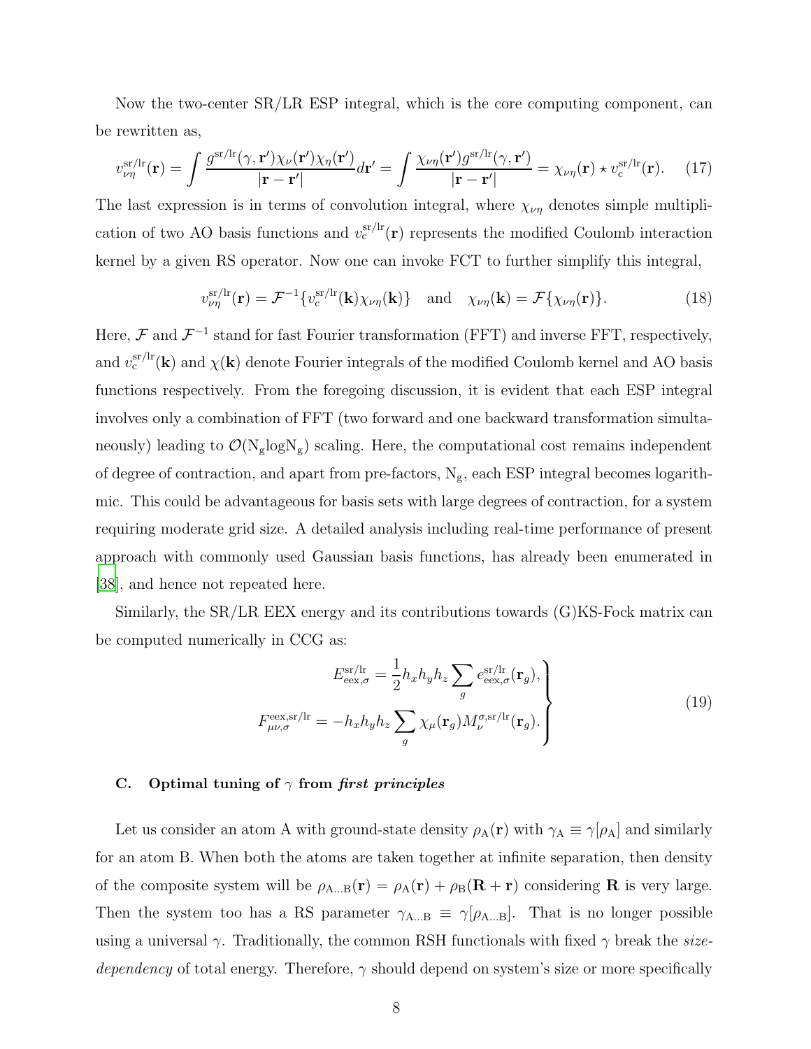Now the two-center SR/LR ESP integral, which is the core computing component, can be rewritten as,

$$v_{\nu\eta}^{\mathrm{sr/lr}}(\mathbf{r}) = \int \frac{g^{\mathrm{sr/lr}}(\gamma, \mathbf{r}')\chi_\nu(\mathbf{r}')\chi_\eta(\mathbf{r}')}{|\mathbf{r}-\mathbf{r}'|} d\mathbf{r}' = \int \frac{\chi_{\nu\eta}(\mathbf{r}')g^{\mathrm{sr/lr}}(\gamma, \mathbf{r}')}{|\mathbf{r}-\mathbf{r}'|} = \chi_{\nu\eta}(\mathbf{r}) \star v_{\mathrm{c}}^{\mathrm{sr/lr}}(\mathbf{r}). \quad (17)$$

The last expression is in terms of convolution integral, where $\chi_{\nu\eta}$ denotes simple multiplication of two AO basis functions and $v_{\mathrm{c}}^{\mathrm{sr/lr}}(\mathbf{r})$ represents the modified Coulomb interaction kernel by a given RS operator. Now one can invoke FCT to further simplify this integral,

$$v_{\nu\eta}^{\mathrm{sr/lr}}(\mathbf{r}) = \mathcal{F}^{-1}\{v_{\mathrm{c}}^{\mathrm{sr/lr}}(\mathbf{k})\chi_{\nu\eta}(\mathbf{k})\} \quad \text{and} \quad \chi_{\nu\eta}(\mathbf{k}) = \mathcal{F}\{\chi_{\nu\eta}(\mathbf{r})\}. \quad (18)$$

Here, $\mathcal{F}$ and $\mathcal{F}^{-1}$ stand for fast Fourier transformation (FFT) and inverse FFT, respectively, and $v_{\mathrm{c}}^{\mathrm{sr/lr}}(\mathbf{k})$ and $\chi(\mathbf{k})$ denote Fourier integrals of the modified Coulomb kernel and AO basis functions respectively. From the foregoing discussion, it is evident that each ESP integral involves only a combination of FFT (two forward and one backward transformation simultaneously) leading to $\mathcal{O}(\mathrm{N_g}\log\mathrm{N_g})$ scaling. Here, the computational cost remains independent of degree of contraction, and apart from pre-factors, $\mathrm{N_g}$, each ESP integral becomes logarithmic. This could be advantageous for basis sets with large degrees of contraction, for a system requiring moderate grid size. A detailed analysis including real-time performance of present approach with commonly used Gaussian basis functions, has already been enumerated in [38], and hence not repeated here.

Similarly, the SR/LR EEX energy and its contributions towards (G)KS-Fock matrix can be computed numerically in CCG as:

$$\left.\begin{aligned} E_{\mathrm{eex},\sigma}^{\mathrm{sr/lr}} &= \frac{1}{2} h_x h_y h_z \sum_g e_{\mathrm{eex},\sigma}^{\mathrm{sr/lr}}(\mathbf{r}_g), \\ F_{\mu\nu,\sigma}^{\mathrm{eex,sr/lr}} &= -h_x h_y h_z \sum_g \chi_\mu(\mathbf{r}_g) M_\nu^{\sigma,\mathrm{sr/lr}}(\mathbf{r}_g). \end{aligned}\right\} \quad (19)$$

### C. Optimal tuning of $\gamma$ from *first principles*

Let us consider an atom A with ground-state density $\rho_{\mathrm{A}}(\mathbf{r})$ with $\gamma_{\mathrm{A}} \equiv \gamma[\rho_{\mathrm{A}}]$ and similarly for an atom B. When both the atoms are taken together at infinite separation, then density of the composite system will be $\rho_{\mathrm{A...B}}(\mathbf{r}) = \rho_{\mathrm{A}}(\mathbf{r}) + \rho_{\mathrm{B}}(\mathbf{R}+\mathbf{r})$ considering $\mathbf{R}$ is very large. Then the system too has a RS parameter $\gamma_{\mathrm{A...B}} \equiv \gamma[\rho_{\mathrm{A...B}}]$. That is no longer possible using a universal $\gamma$. Traditionally, the common RSH functionals with fixed $\gamma$ break the *size-dependency* of total energy. Therefore, $\gamma$ should depend on system's size or more specifically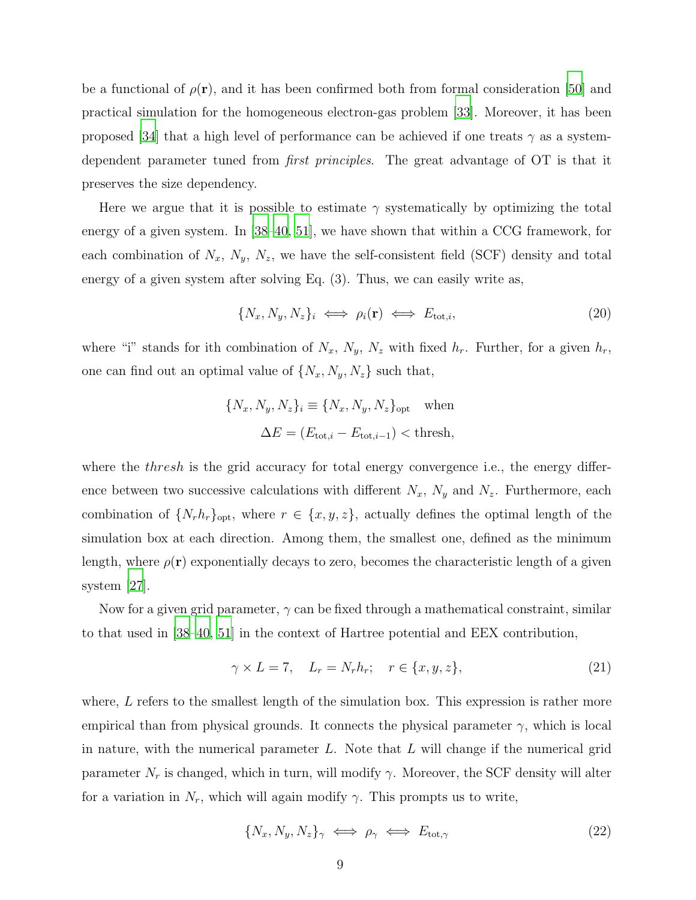be a functional of $\rho(\mathbf{r})$, and it has been confirmed both from formal consideration [50] and practical simulation for the homogeneous electron-gas problem [33]. Moreover, it has been proposed [34] that a high level of performance can be achieved if one treats $\gamma$ as a system-dependent parameter tuned from *first principles*. The great advantage of OT is that it preserves the size dependency.

Here we argue that it is possible to estimate $\gamma$ systematically by optimizing the total energy of a given system. In [38–40, 51], we have shown that within a CCG framework, for each combination of $N_x$, $N_y$, $N_z$, we have the self-consistent field (SCF) density and total energy of a given system after solving Eq. (3). Thus, we can easily write as,

$$\{N_x, N_y, N_z\}_i \iff \rho_i(\mathbf{r}) \iff E_{\text{tot},i}, \tag{20}$$

where "i" stands for ith combination of $N_x$, $N_y$, $N_z$ with fixed $h_r$. Further, for a given $h_r$, one can find out an optimal value of $\{N_x, N_y, N_z\}$ such that,

$$\begin{aligned} \{N_x, N_y, N_z\}_i \equiv \{N_x, N_y, N_z\}_{\text{opt}} \quad \text{when} \\ \Delta E = (E_{\text{tot},i} - E_{\text{tot},i-1}) < \text{thresh}, \end{aligned}$$

where the *thresh* is the grid accuracy for total energy convergence i.e., the energy difference between two successive calculations with different $N_x$, $N_y$ and $N_z$. Furthermore, each combination of $\{N_r h_r\}_{\text{opt}}$, where $r \in \{x, y, z\}$, actually defines the optimal length of the simulation box at each direction. Among them, the smallest one, defined as the minimum length, where $\rho(\mathbf{r})$ exponentially decays to zero, becomes the characteristic length of a given system [27].

Now for a given grid parameter, $\gamma$ can be fixed through a mathematical constraint, similar to that used in [38–40, 51] in the context of Hartree potential and EEX contribution,

$$\gamma \times L = 7, \quad L_r = N_r h_r; \quad r \in \{x, y, z\}, \tag{21}$$

where, $L$ refers to the smallest length of the simulation box. This expression is rather more empirical than from physical grounds. It connects the physical parameter $\gamma$, which is local in nature, with the numerical parameter $L$. Note that $L$ will change if the numerical grid parameter $N_r$ is changed, which in turn, will modify $\gamma$. Moreover, the SCF density will alter for a variation in $N_r$, which will again modify $\gamma$. This prompts us to write,

$$\{N_x, N_y, N_z\}_\gamma \iff \rho_\gamma \iff E_{\text{tot},\gamma} \tag{22}$$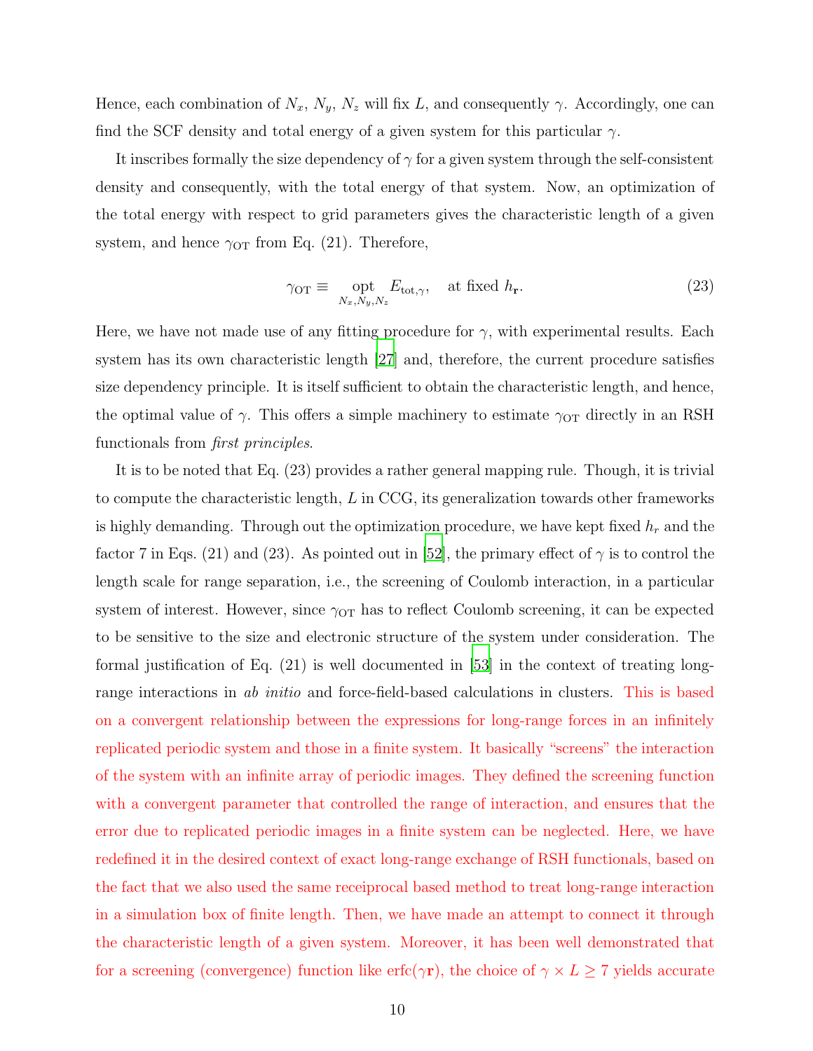Hence, each combination of $N_x$, $N_y$, $N_z$ will fix $L$, and consequently $\gamma$. Accordingly, one can find the SCF density and total energy of a given system for this particular $\gamma$.

It inscribes formally the size dependency of $\gamma$ for a given system through the self-consistent density and consequently, with the total energy of that system. Now, an optimization of the total energy with respect to grid parameters gives the characteristic length of a given system, and hence $\gamma_{\text{OT}}$ from Eq. (21). Therefore,

$$\gamma_{\text{OT}} \equiv \underset{N_x, N_y, N_z}{\text{opt}} E_{\text{tot},\gamma}, \quad \text{at fixed } h_{\mathbf{r}}. \tag{23}$$

Here, we have not made use of any fitting procedure for $\gamma$, with experimental results. Each system has its own characteristic length [27] and, therefore, the current procedure satisfies size dependency principle. It is itself sufficient to obtain the characteristic length, and hence, the optimal value of $\gamma$. This offers a simple machinery to estimate $\gamma_{\text{OT}}$ directly in an RSH functionals from *first principles*.

It is to be noted that Eq. (23) provides a rather general mapping rule. Though, it is trivial to compute the characteristic length, $L$ in CCG, its generalization towards other frameworks is highly demanding. Through out the optimization procedure, we have kept fixed $h_r$ and the factor 7 in Eqs. (21) and (23). As pointed out in [52], the primary effect of $\gamma$ is to control the length scale for range separation, i.e., the screening of Coulomb interaction, in a particular system of interest. However, since $\gamma_{\text{OT}}$ has to reflect Coulomb screening, it can be expected to be sensitive to the size and electronic structure of the system under consideration. The formal justification of Eq. (21) is well documented in [53] in the context of treating long-range interactions in *ab initio* and force-field-based calculations in clusters. This is based on a convergent relationship between the expressions for long-range forces in an infinitely replicated periodic system and those in a finite system. It basically "screens" the interaction of the system with an infinite array of periodic images. They defined the screening function with a convergent parameter that controlled the range of interaction, and ensures that the error due to replicated periodic images in a finite system can be neglected. Here, we have redefined it in the desired context of exact long-range exchange of RSH functionals, based on the fact that we also used the same receiprocal based method to treat long-range interaction in a simulation box of finite length. Then, we have made an attempt to connect it through the characteristic length of a given system. Moreover, it has been well demonstrated that for a screening (convergence) function like $\text{erfc}(\gamma\mathbf{r})$, the choice of $\gamma \times L \geq 7$ yields accurate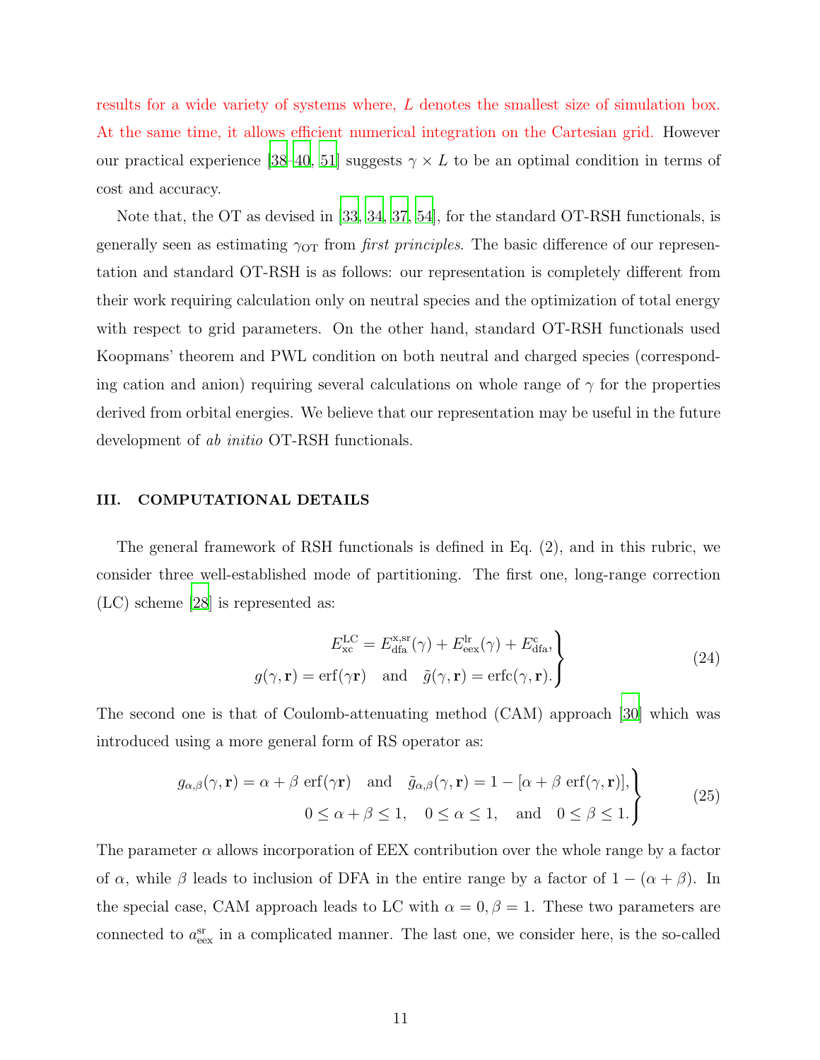results for a wide variety of systems where, $L$ denotes the smallest size of simulation box. At the same time, it allows efficient numerical integration on the Cartesian grid. However our practical experience [38–40, 51] suggests $\gamma \times L$ to be an optimal condition in terms of cost and accuracy.

Note that, the OT as devised in [33, 34, 37, 54], for the standard OT-RSH functionals, is generally seen as estimating $\gamma_{\mathrm{OT}}$ from *first principles*. The basic difference of our representation and standard OT-RSH is as follows: our representation is completely different from their work requiring calculation only on neutral species and the optimization of total energy with respect to grid parameters. On the other hand, standard OT-RSH functionals used Koopmans' theorem and PWL condition on both neutral and charged species (corresponding cation and anion) requiring several calculations on whole range of $\gamma$ for the properties derived from orbital energies. We believe that our representation may be useful in the future development of *ab initio* OT-RSH functionals.

## III. COMPUTATIONAL DETAILS

The general framework of RSH functionals is defined in Eq. (2), and in this rubric, we consider three well-established mode of partitioning. The first one, long-range correction (LC) scheme [28] is represented as:

$$
\left.\begin{aligned}
E_{\mathrm{xc}}^{\mathrm{LC}} = E_{\mathrm{dfa}}^{\mathrm{x,sr}}(\gamma) + E_{\mathrm{eex}}^{\mathrm{lr}}(\gamma) + E_{\mathrm{dfa}}^{\mathrm{c}}, \\
g(\gamma, \mathbf{r}) = \mathrm{erf}(\gamma \mathbf{r}) \quad \text{and} \quad \tilde{g}(\gamma, \mathbf{r}) = \mathrm{erfc}(\gamma, \mathbf{r}).
\end{aligned}\right\} \tag{24}
$$

The second one is that of Coulomb-attenuating method (CAM) approach [30] which was introduced using a more general form of RS operator as:

$$
\left.\begin{aligned}
g_{\alpha,\beta}(\gamma, \mathbf{r}) = \alpha + \beta \ \mathrm{erf}(\gamma \mathbf{r}) \quad \text{and} \quad \tilde{g}_{\alpha,\beta}(\gamma, \mathbf{r}) = 1 - [\alpha + \beta \ \mathrm{erf}(\gamma, \mathbf{r})], \\
0 \leq \alpha + \beta \leq 1, \quad 0 \leq \alpha \leq 1, \quad \text{and} \quad 0 \leq \beta \leq 1.
\end{aligned}\right\} \tag{25}
$$

The parameter $\alpha$ allows incorporation of EEX contribution over the whole range by a factor of $\alpha$, while $\beta$ leads to inclusion of DFA in the entire range by a factor of $1 - (\alpha + \beta)$. In the special case, CAM approach leads to LC with $\alpha = 0, \beta = 1$. These two parameters are connected to $a_{\mathrm{eex}}^{\mathrm{sr}}$ in a complicated manner. The last one, we consider here, is the so-called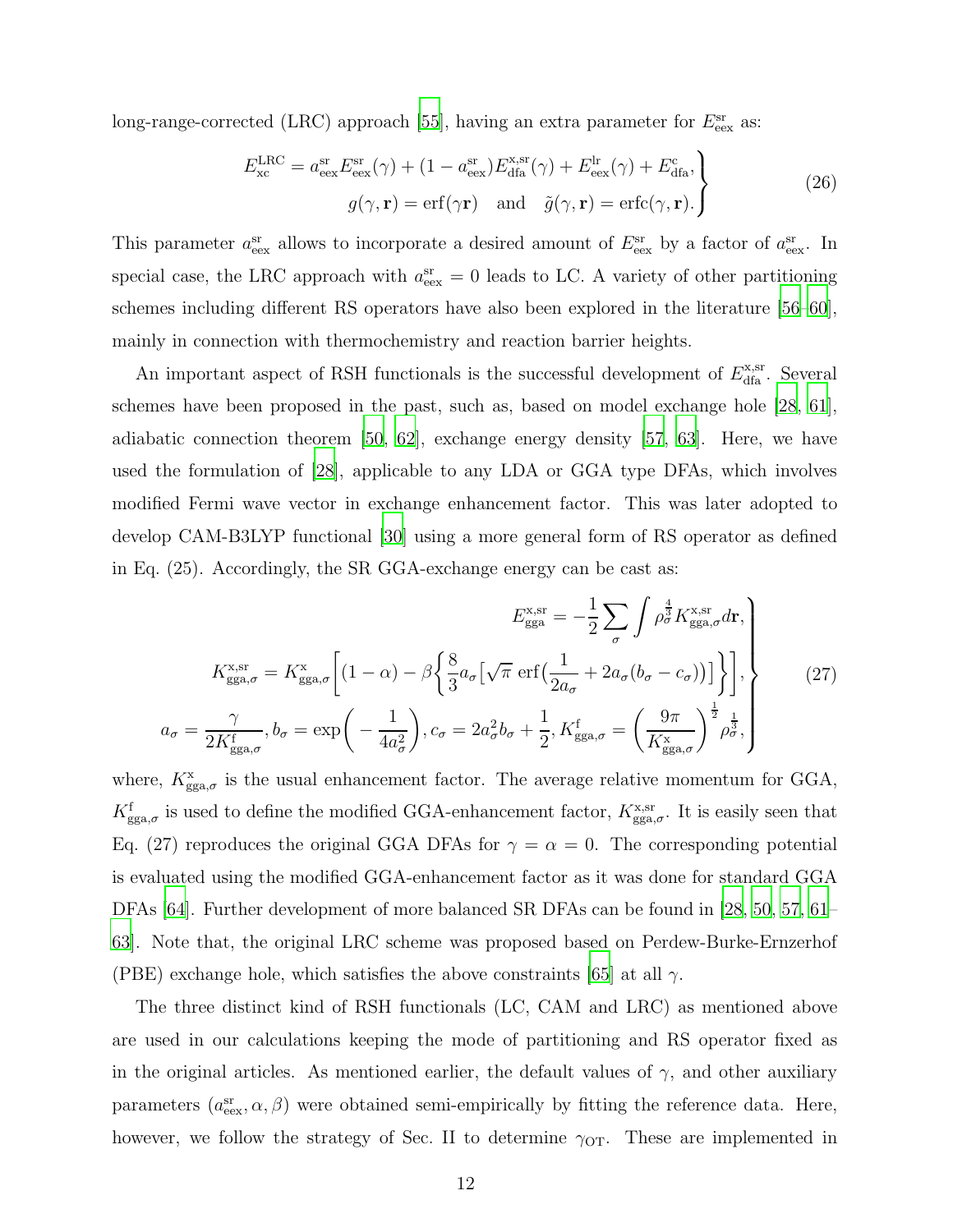long-range-corrected (LRC) approach [55], having an extra parameter for $E_{\mathrm{eex}}^{\mathrm{sr}}$ as:

$$
\left.\begin{aligned}
E_{\mathrm{xc}}^{\mathrm{LRC}} = a_{\mathrm{eex}}^{\mathrm{sr}} E_{\mathrm{eex}}^{\mathrm{sr}}(\gamma) + (1 - a_{\mathrm{eex}}^{\mathrm{sr}}) E_{\mathrm{dfa}}^{\mathrm{x,sr}}(\gamma) + E_{\mathrm{eex}}^{\mathrm{lr}}(\gamma) + E_{\mathrm{dfa}}^{\mathrm{c}}, \\
g(\gamma, \mathbf{r}) = \mathrm{erf}(\gamma \mathbf{r}) \quad \text{and} \quad \tilde{g}(\gamma, \mathbf{r}) = \mathrm{erfc}(\gamma, \mathbf{r}).
\end{aligned}\right\} \tag{26}
$$

This parameter $a_{\mathrm{eex}}^{\mathrm{sr}}$ allows to incorporate a desired amount of $E_{\mathrm{eex}}^{\mathrm{sr}}$ by a factor of $a_{\mathrm{eex}}^{\mathrm{sr}}$. In special case, the LRC approach with $a_{\mathrm{eex}}^{\mathrm{sr}} = 0$ leads to LC. A variety of other partitioning schemes including different RS operators have also been explored in the literature [56–60], mainly in connection with thermochemistry and reaction barrier heights.

An important aspect of RSH functionals is the successful development of $E_{\mathrm{dfa}}^{\mathrm{x,sr}}$. Several schemes have been proposed in the past, such as, based on model exchange hole [28, 61], adiabatic connection theorem [50, 62], exchange energy density [57, 63]. Here, we have used the formulation of [28], applicable to any LDA or GGA type DFAs, which involves modified Fermi wave vector in exchange enhancement factor. This was later adopted to develop CAM-B3LYP functional [30] using a more general form of RS operator as defined in Eq. (25). Accordingly, the SR GGA-exchange energy can be cast as:

$$
\left.\begin{aligned}
E_{\mathrm{gga}}^{\mathrm{x,sr}} &= -\frac{1}{2} \sum_{\sigma} \int \rho_{\sigma}^{\frac{4}{3}} K_{\mathrm{gga},\sigma}^{\mathrm{x,sr}} d\mathbf{r}, \\
K_{\mathrm{gga},\sigma}^{\mathrm{x,sr}} = K_{\mathrm{gga},\sigma}^{\mathrm{x}} &\Big[ (1-\alpha) - \beta \Big\{ \frac{8}{3} a_{\sigma} \big[ \sqrt{\pi}\, \mathrm{erf}\big( \frac{1}{2a_{\sigma}} + 2a_{\sigma}(b_{\sigma} - c_{\sigma}) \big) \big] \Big\} \Big], \\
a_{\sigma} = \frac{\gamma}{2K_{\mathrm{gga},\sigma}^{\mathrm{f}}}, b_{\sigma} = \exp\Big(-\frac{1}{4a_{\sigma}^2}\Big)&, c_{\sigma} = 2a_{\sigma}^2 b_{\sigma} + \frac{1}{2}, K_{\mathrm{gga},\sigma}^{\mathrm{f}} = \Big( \frac{9\pi}{K_{\mathrm{gga},\sigma}^{\mathrm{x}}} \Big)^{\frac{1}{2}} \rho_{\sigma}^{\frac{1}{3}},
\end{aligned}\right\} \tag{27}
$$

where, $K_{\mathrm{gga},\sigma}^{\mathrm{x}}$ is the usual enhancement factor. The average relative momentum for GGA, $K_{\mathrm{gga},\sigma}^{\mathrm{f}}$ is used to define the modified GGA-enhancement factor, $K_{\mathrm{gga},\sigma}^{\mathrm{x,sr}}$. It is easily seen that Eq. (27) reproduces the original GGA DFAs for $\gamma = \alpha = 0$. The corresponding potential is evaluated using the modified GGA-enhancement factor as it was done for standard GGA DFAs [64]. Further development of more balanced SR DFAs can be found in [28, 50, 57, 61–63]. Note that, the original LRC scheme was proposed based on Perdew-Burke-Ernzerhof (PBE) exchange hole, which satisfies the above constraints [65] at all $\gamma$.

The three distinct kind of RSH functionals (LC, CAM and LRC) as mentioned above are used in our calculations keeping the mode of partitioning and RS operator fixed as in the original articles. As mentioned earlier, the default values of $\gamma$, and other auxiliary parameters ($a_{\mathrm{eex}}^{\mathrm{sr}}, \alpha, \beta$) were obtained semi-empirically by fitting the reference data. Here, however, we follow the strategy of Sec. II to determine $\gamma_{\mathrm{OT}}$. These are implemented in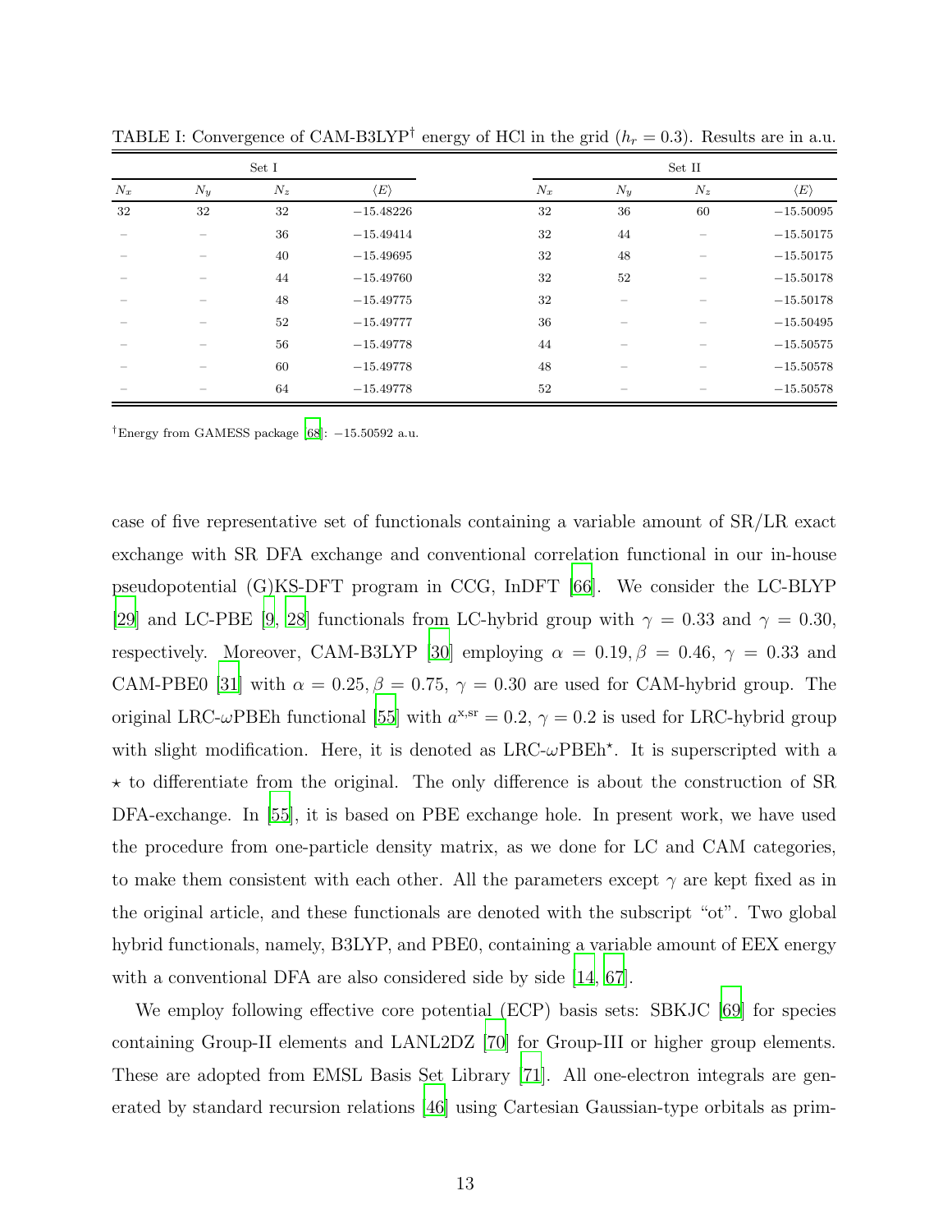TABLE I: Convergence of CAM-B3LYP[†] energy of HCl in the grid ($h_r = 0.3$). Results are in a.u.

| Set I | | | | Set II | | | |
|---|---|---|---|---|---|---|---|
| $N_x$ | $N_y$ | $N_z$ | $\langle E \rangle$ | $N_x$ | $N_y$ | $N_z$ | $\langle E \rangle$ |
| 32 | 32 | 32 | −15.48226 | 32 | 36 | 60 | −15.50095 |
| – | – | 36 | −15.49414 | 32 | 44 | – | −15.50175 |
| – | – | 40 | −15.49695 | 32 | 48 | – | −15.50175 |
| – | – | 44 | −15.49760 | 32 | 52 | – | −15.50178 |
| – | – | 48 | −15.49775 | 32 | – | – | −15.50178 |
| – | – | 52 | −15.49777 | 36 | – | – | −15.50495 |
| – | – | 56 | −15.49778 | 44 | – | – | −15.50575 |
| – | – | 60 | −15.49778 | 48 | – | – | −15.50578 |
| – | – | 64 | −15.49778 | 52 | – | – | −15.50578 |

[†]Energy from GAMESS package [68]: −15.50592 a.u.

case of five representative set of functionals containing a variable amount of SR/LR exact exchange with SR DFA exchange and conventional correlation functional in our in-house pseudopotential (G)KS-DFT program in CCG, InDFT [66]. We consider the LC-BLYP [29] and LC-PBE [9, 28] functionals from LC-hybrid group with $\gamma = 0.33$ and $\gamma = 0.30$, respectively. Moreover, CAM-B3LYP [30] employing $\alpha = 0.19, \beta = 0.46$, $\gamma = 0.33$ and CAM-PBE0 [31] with $\alpha = 0.25, \beta = 0.75$, $\gamma = 0.30$ are used for CAM-hybrid group. The original LRC-$\omega$PBEh functional [55] with $a^{\mathrm{x,sr}} = 0.2$, $\gamma = 0.2$ is used for LRC-hybrid group with slight modification. Here, it is denoted as LRC-$\omega$PBEh$^{\star}$. It is superscripted with a $\star$ to differentiate from the original. The only difference is about the construction of SR DFA-exchange. In [55], it is based on PBE exchange hole. In present work, we have used the procedure from one-particle density matrix, as we done for LC and CAM categories, to make them consistent with each other. All the parameters except $\gamma$ are kept fixed as in the original article, and these functionals are denoted with the subscript "ot". Two global hybrid functionals, namely, B3LYP, and PBE0, containing a variable amount of EEX energy with a conventional DFA are also considered side by side [14, 67].

We employ following effective core potential (ECP) basis sets: SBKJC [69] for species containing Group-II elements and LANL2DZ [70] for Group-III or higher group elements. These are adopted from EMSL Basis Set Library [71]. All one-electron integrals are generated by standard recursion relations [46] using Cartesian Gaussian-type orbitals as prim-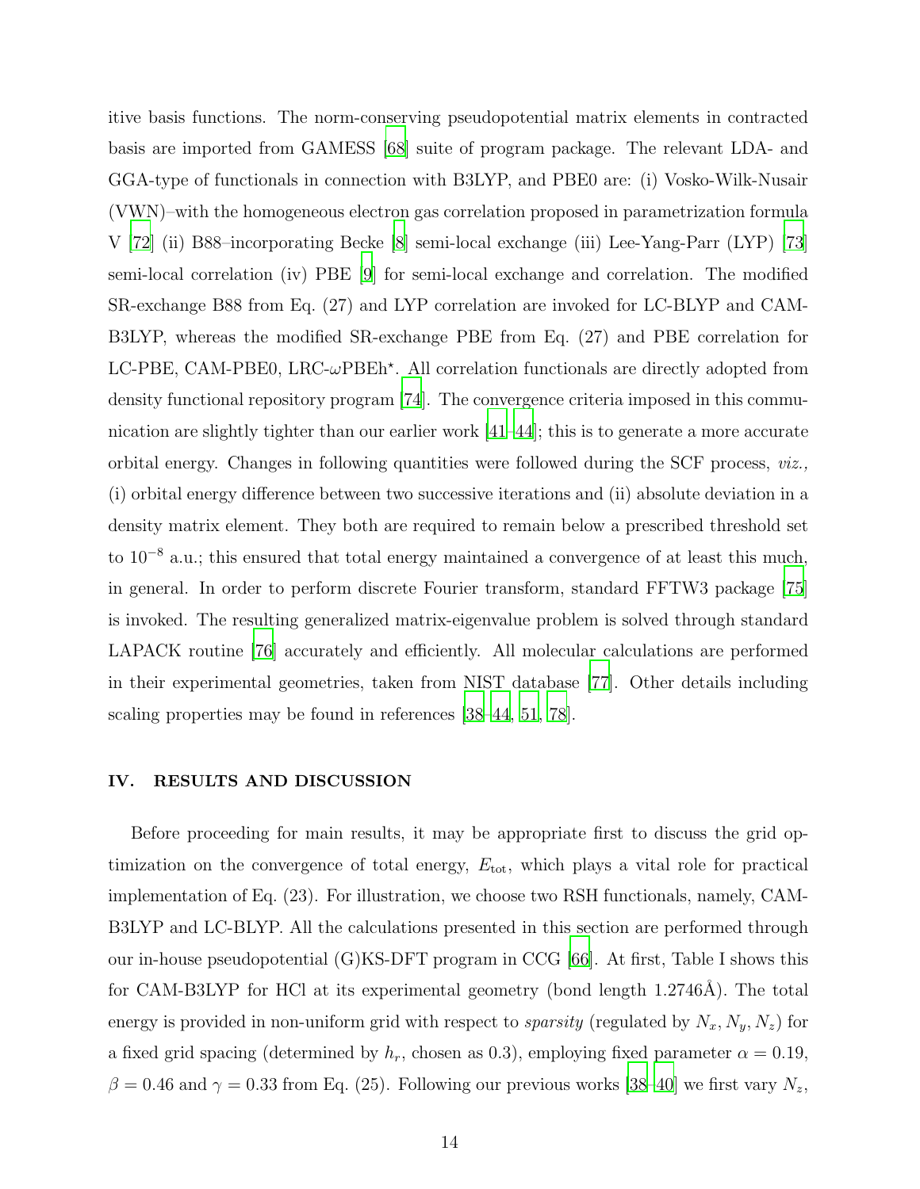itive basis functions. The norm-conserving pseudopotential matrix elements in contracted basis are imported from GAMESS [68] suite of program package. The relevant LDA- and GGA-type of functionals in connection with B3LYP, and PBE0 are: (i) Vosko-Wilk-Nusair (VWN)–with the homogeneous electron gas correlation proposed in parametrization formula V [72] (ii) B88–incorporating Becke [8] semi-local exchange (iii) Lee-Yang-Parr (LYP) [73] semi-local correlation (iv) PBE [9] for semi-local exchange and correlation. The modified SR-exchange B88 from Eq. (27) and LYP correlation are invoked for LC-BLYP and CAM-B3LYP, whereas the modified SR-exchange PBE from Eq. (27) and PBE correlation for LC-PBE, CAM-PBE0, LRC-$\omega$PBEh$^\star$. All correlation functionals are directly adopted from density functional repository program [74]. The convergence criteria imposed in this communication are slightly tighter than our earlier work [41–44]; this is to generate a more accurate orbital energy. Changes in following quantities were followed during the SCF process, *viz.,* (i) orbital energy difference between two successive iterations and (ii) absolute deviation in a density matrix element. They both are required to remain below a prescribed threshold set to $10^{-8}$ a.u.; this ensured that total energy maintained a convergence of at least this much, in general. In order to perform discrete Fourier transform, standard FFTW3 package [75] is invoked. The resulting generalized matrix-eigenvalue problem is solved through standard LAPACK routine [76] accurately and efficiently. All molecular calculations are performed in their experimental geometries, taken from NIST database [77]. Other details including scaling properties may be found in references [38–44, 51, 78].

## IV. RESULTS AND DISCUSSION

Before proceeding for main results, it may be appropriate first to discuss the grid optimization on the convergence of total energy, $E_{\text{tot}}$, which plays a vital role for practical implementation of Eq. (23). For illustration, we choose two RSH functionals, namely, CAM-B3LYP and LC-BLYP. All the calculations presented in this section are performed through our in-house pseudopotential (G)KS-DFT program in CCG [66]. At first, Table I shows this for CAM-B3LYP for HCl at its experimental geometry (bond length 1.2746Å). The total energy is provided in non-uniform grid with respect to *sparsity* (regulated by $N_x, N_y, N_z$) for a fixed grid spacing (determined by $h_r$, chosen as 0.3), employing fixed parameter $\alpha = 0.19$, $\beta = 0.46$ and $\gamma = 0.33$ from Eq. (25). Following our previous works [38–40] we first vary $N_z$,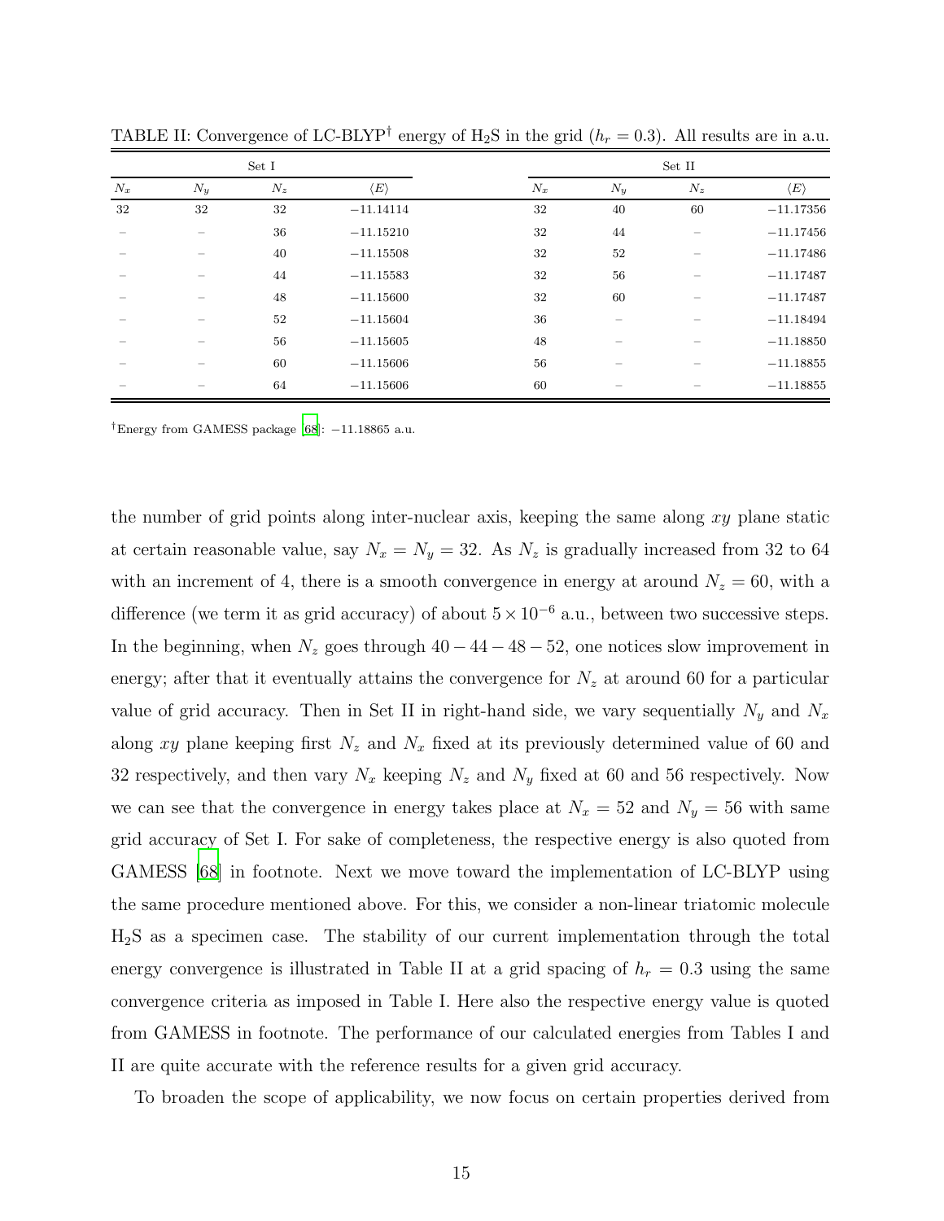TABLE II: Convergence of LC-BLYP[†] energy of $H_2S$ in the grid ($h_r = 0.3$). All results are in a.u.

| Set I | | | | Set II | | | |
|---|---|---|---|---|---|---|---|
| $N_x$ | $N_y$ | $N_z$ | $\langle E \rangle$ | $N_x$ | $N_y$ | $N_z$ | $\langle E \rangle$ |
| 32 | 32 | 32 | −11.14114 | 32 | 40 | 60 | −11.17356 |
| – | – | 36 | −11.15210 | 32 | 44 | – | −11.17456 |
| – | – | 40 | −11.15508 | 32 | 52 | – | −11.17486 |
| – | – | 44 | −11.15583 | 32 | 56 | – | −11.17487 |
| – | – | 48 | −11.15600 | 32 | 60 | – | −11.17487 |
| – | – | 52 | −11.15604 | 36 | – | – | −11.18494 |
| – | – | 56 | −11.15605 | 48 | – | – | −11.18850 |
| – | – | 60 | −11.15606 | 56 | – | – | −11.18855 |
| – | – | 64 | −11.15606 | 60 | – | – | −11.18855 |

[†]Energy from GAMESS package [68]: −11.18865 a.u.

the number of grid points along inter-nuclear axis, keeping the same along $xy$ plane static at certain reasonable value, say $N_x = N_y = 32$. As $N_z$ is gradually increased from 32 to 64 with an increment of 4, there is a smooth convergence in energy at around $N_z = 60$, with a difference (we term it as grid accuracy) of about $5 \times 10^{-6}$ a.u., between two successive steps. In the beginning, when $N_z$ goes through $40-44-48-52$, one notices slow improvement in energy; after that it eventually attains the convergence for $N_z$ at around 60 for a particular value of grid accuracy. Then in Set II in right-hand side, we vary sequentially $N_y$ and $N_x$ along $xy$ plane keeping first $N_z$ and $N_x$ fixed at its previously determined value of 60 and 32 respectively, and then vary $N_x$ keeping $N_z$ and $N_y$ fixed at 60 and 56 respectively. Now we can see that the convergence in energy takes place at $N_x = 52$ and $N_y = 56$ with same grid accuracy of Set I. For sake of completeness, the respective energy is also quoted from GAMESS [68] in footnote. Next we move toward the implementation of LC-BLYP using the same procedure mentioned above. For this, we consider a non-linear triatomic molecule $H_2S$ as a specimen case. The stability of our current implementation through the total energy convergence is illustrated in Table II at a grid spacing of $h_r = 0.3$ using the same convergence criteria as imposed in Table I. Here also the respective energy value is quoted from GAMESS in footnote. The performance of our calculated energies from Tables I and II are quite accurate with the reference results for a given grid accuracy.

To broaden the scope of applicability, we now focus on certain properties derived from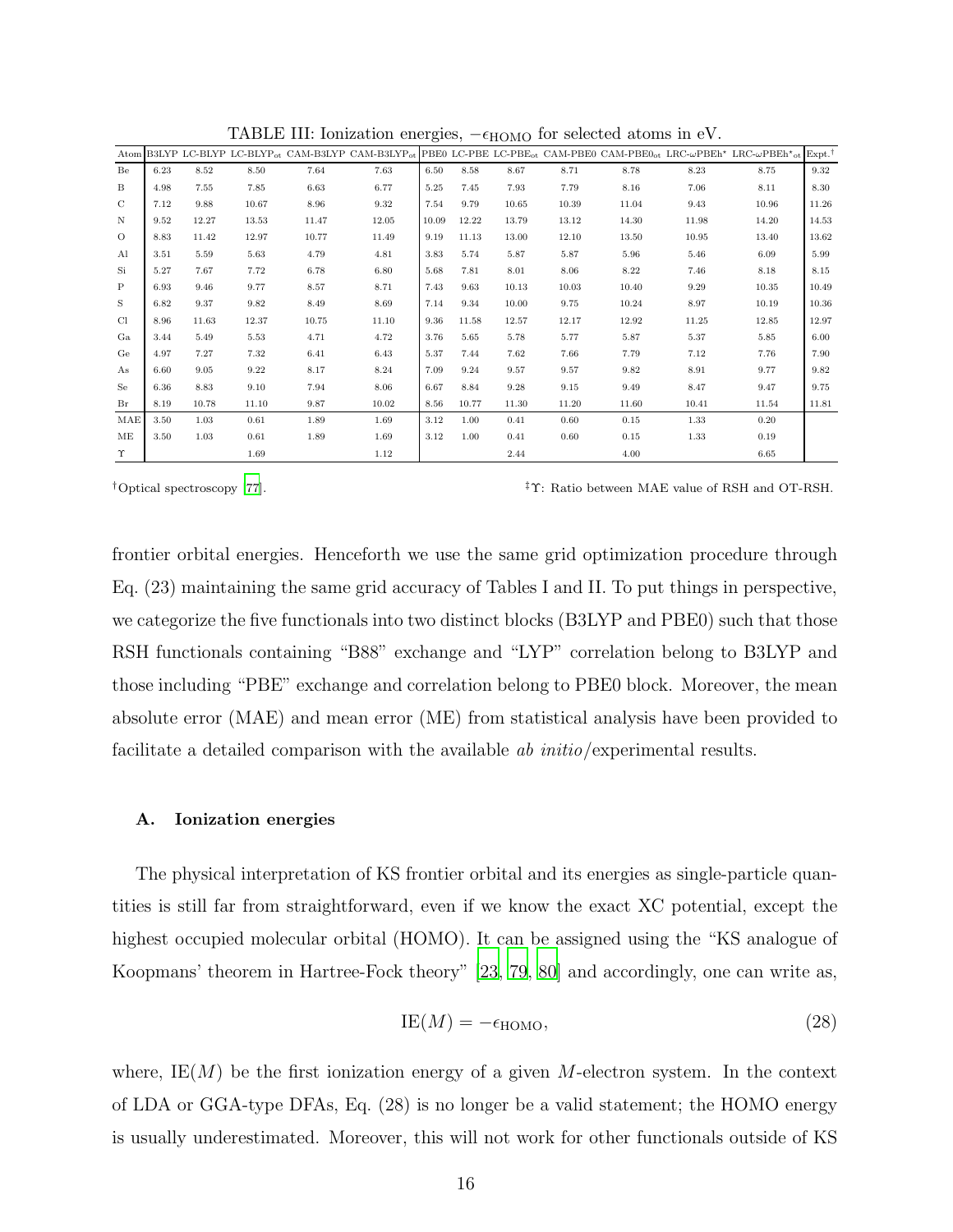TABLE III: Ionization energies, $-\epsilon_{\text{HOMO}}$ for selected atoms in eV.

| Atom | B3LYP | LC-BLYP | LC-BLYP$_{\text{ot}}$ | CAM-B3LYP | CAM-B3LYP$_{\text{ot}}$ | PBE0 | LC-PBE | LC-PBE$_{\text{ot}}$ | CAM-PBE0 | CAM-PBE0$_{\text{ot}}$ | LRC-$\omega$PBEh* | LRC-$\omega$PBEh*$_{\text{ot}}$ | Expt.† |
|---|---|---|---|---|---|---|---|---|---|---|---|---|---|
| Be | 6.23 | 8.52 | 8.50 | 7.64 | 7.63 | 6.50 | 8.58 | 8.67 | 8.71 | 8.78 | 8.23 | 8.75 | 9.32 |
| B | 4.98 | 7.55 | 7.85 | 6.63 | 6.77 | 5.25 | 7.45 | 7.93 | 7.79 | 8.16 | 7.06 | 8.11 | 8.30 |
| C | 7.12 | 9.88 | 10.67 | 8.96 | 9.32 | 7.54 | 9.79 | 10.65 | 10.39 | 11.04 | 9.43 | 10.96 | 11.26 |
| N | 9.52 | 12.27 | 13.53 | 11.47 | 12.05 | 10.09 | 12.22 | 13.79 | 13.12 | 14.30 | 11.98 | 14.20 | 14.53 |
| O | 8.83 | 11.42 | 12.97 | 10.77 | 11.49 | 9.19 | 11.13 | 13.00 | 12.10 | 13.50 | 10.95 | 13.40 | 13.62 |
| Al | 3.51 | 5.59 | 5.63 | 4.79 | 4.81 | 3.83 | 5.74 | 5.87 | 5.87 | 5.96 | 5.46 | 6.09 | 5.99 |
| Si | 5.27 | 7.67 | 7.72 | 6.78 | 6.80 | 5.68 | 7.81 | 8.01 | 8.06 | 8.22 | 7.46 | 8.18 | 8.15 |
| P | 6.93 | 9.46 | 9.77 | 8.57 | 8.71 | 7.43 | 9.63 | 10.13 | 10.03 | 10.40 | 9.29 | 10.35 | 10.49 |
| S | 6.82 | 9.37 | 9.82 | 8.49 | 8.69 | 7.14 | 9.34 | 10.00 | 9.75 | 10.24 | 8.97 | 10.19 | 10.36 |
| Cl | 8.96 | 11.63 | 12.37 | 10.75 | 11.10 | 9.36 | 11.58 | 12.57 | 12.17 | 12.92 | 11.25 | 12.85 | 12.97 |
| Ga | 3.44 | 5.49 | 5.53 | 4.71 | 4.72 | 3.76 | 5.65 | 5.78 | 5.77 | 5.87 | 5.37 | 5.85 | 6.00 |
| Ge | 4.97 | 7.27 | 7.32 | 6.41 | 6.43 | 5.37 | 7.44 | 7.62 | 7.66 | 7.79 | 7.12 | 7.76 | 7.90 |
| As | 6.60 | 9.05 | 9.22 | 8.17 | 8.24 | 7.09 | 9.24 | 9.57 | 9.57 | 9.82 | 8.91 | 9.77 | 9.82 |
| Se | 6.36 | 8.83 | 9.10 | 7.94 | 8.06 | 6.67 | 8.84 | 9.28 | 9.15 | 9.49 | 8.47 | 9.47 | 9.75 |
| Br | 8.19 | 10.78 | 11.10 | 9.87 | 10.02 | 8.56 | 10.77 | 11.30 | 11.20 | 11.60 | 10.41 | 11.54 | 11.81 |
| MAE | 3.50 | 1.03 | 0.61 | 1.89 | 1.69 | 3.12 | 1.00 | 0.41 | 0.60 | 0.15 | 1.33 | 0.20 | |
| ME | 3.50 | 1.03 | 0.61 | 1.89 | 1.69 | 3.12 | 1.00 | 0.41 | 0.60 | 0.15 | 1.33 | 0.19 | |
| $\Upsilon$ | | | 1.69 | | 1.12 | | | 2.44 | | 4.00 | | 6.65 | |

†Optical spectroscopy [77].

‡$\Upsilon$: Ratio between MAE value of RSH and OT-RSH.

frontier orbital energies. Henceforth we use the same grid optimization procedure through Eq. (23) maintaining the same grid accuracy of Tables I and II. To put things in perspective, we categorize the five functionals into two distinct blocks (B3LYP and PBE0) such that those RSH functionals containing "B88" exchange and "LYP" correlation belong to B3LYP and those including "PBE" exchange and correlation belong to PBE0 block. Moreover, the mean absolute error (MAE) and mean error (ME) from statistical analysis have been provided to facilitate a detailed comparison with the available *ab initio*/experimental results.

### A. Ionization energies

The physical interpretation of KS frontier orbital and its energies as single-particle quantities is still far from straightforward, even if we know the exact XC potential, except the highest occupied molecular orbital (HOMO). It can be assigned using the "KS analogue of Koopmans' theorem in Hartree-Fock theory" [23, 79, 80] and accordingly, one can write as,

$$\text{IE}(M) = -\epsilon_{\text{HOMO}}, \tag{28}$$

where, $\text{IE}(M)$ be the first ionization energy of a given $M$-electron system. In the context of LDA or GGA-type DFAs, Eq. (28) is no longer be a valid statement; the HOMO energy is usually underestimated. Moreover, this will not work for other functionals outside of KS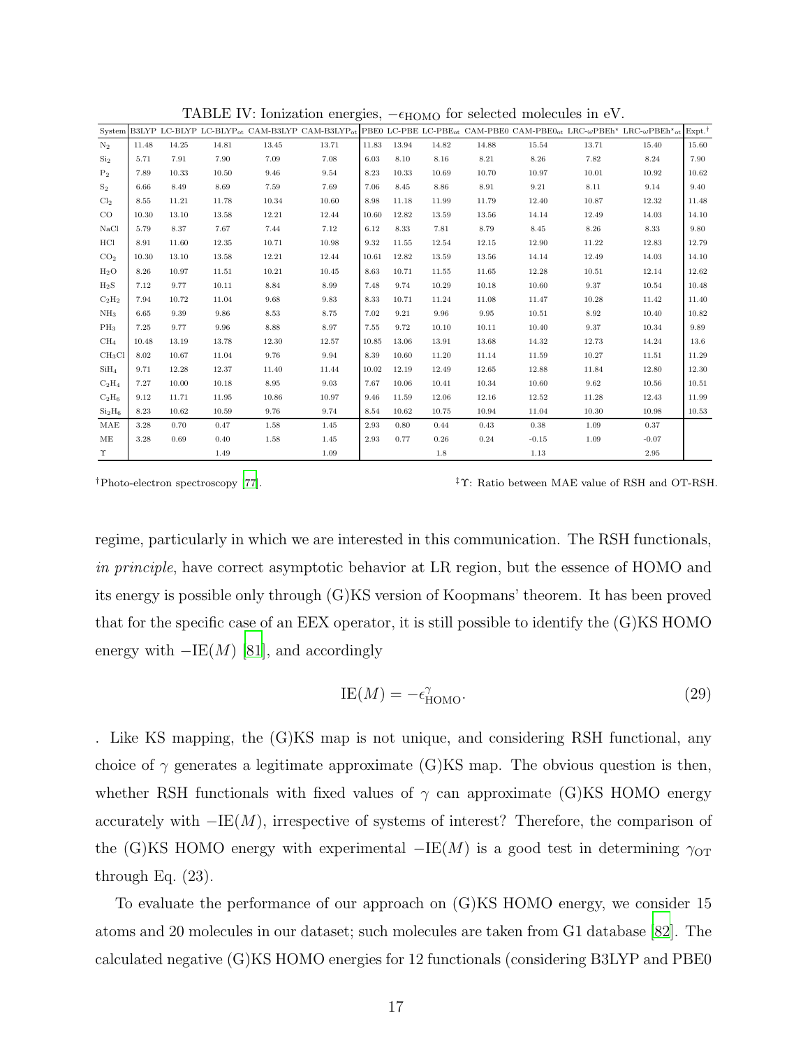TABLE IV: Ionization energies, $-\epsilon_{\text{HOMO}}$ for selected molecules in eV.

| System | B3LYP | LC-BLYP | LC-BLYP$_{\text{ot}}$ | CAM-B3LYP | CAM-B3LYP$_{\text{ot}}$ | PBE0 | LC-PBE | LC-PBE$_{\text{ot}}$ | CAM-PBE0 | CAM-PBE0$_{\text{ot}}$ | LRC-$\omega$PBEh$^*$ | LRC-$\omega$PBEh$^*_{\text{ot}}$ | Expt.$^\dagger$ |
|---|---|---|---|---|---|---|---|---|---|---|---|---|---|
| $N_2$ | 11.48 | 14.25 | 14.81 | 13.45 | 13.71 | 11.83 | 13.94 | 14.82 | 14.88 | 15.54 | 13.71 | 15.40 | 15.60 |
| $Si_2$ | 5.71 | 7.91 | 7.90 | 7.09 | 7.08 | 6.03 | 8.10 | 8.16 | 8.21 | 8.26 | 7.82 | 8.24 | 7.90 |
| $P_2$ | 7.89 | 10.33 | 10.50 | 9.46 | 9.54 | 8.23 | 10.33 | 10.69 | 10.70 | 10.97 | 10.01 | 10.92 | 10.62 |
| $S_2$ | 6.66 | 8.49 | 8.69 | 7.59 | 7.69 | 7.06 | 8.45 | 8.86 | 8.91 | 9.21 | 8.11 | 9.14 | 9.40 |
| $Cl_2$ | 8.55 | 11.21 | 11.78 | 10.34 | 10.60 | 8.98 | 11.18 | 11.99 | 11.79 | 12.40 | 10.87 | 12.32 | 11.48 |
| CO | 10.30 | 13.10 | 13.58 | 12.21 | 12.44 | 10.60 | 12.82 | 13.59 | 13.56 | 14.14 | 12.49 | 14.03 | 14.10 |
| NaCl | 5.79 | 8.37 | 7.67 | 7.44 | 7.12 | 6.12 | 8.33 | 7.81 | 8.79 | 8.45 | 8.26 | 8.33 | 9.80 |
| HCl | 8.91 | 11.60 | 12.35 | 10.71 | 10.98 | 9.32 | 11.55 | 12.54 | 12.15 | 12.90 | 11.22 | 12.83 | 12.79 |
| $CO_2$ | 10.30 | 13.10 | 13.58 | 12.21 | 12.44 | 10.61 | 12.82 | 13.59 | 13.56 | 14.14 | 12.49 | 14.03 | 14.10 |
| $H_2O$ | 8.26 | 10.97 | 11.51 | 10.21 | 10.45 | 8.63 | 10.71 | 11.55 | 11.65 | 12.28 | 10.51 | 12.14 | 12.62 |
| $H_2S$ | 7.12 | 9.77 | 10.11 | 8.84 | 8.99 | 7.48 | 9.74 | 10.29 | 10.18 | 10.60 | 9.37 | 10.54 | 10.48 |
| $C_2H_2$ | 7.94 | 10.72 | 11.04 | 9.68 | 9.83 | 8.33 | 10.71 | 11.24 | 11.08 | 11.47 | 10.28 | 11.42 | 11.40 |
| $NH_3$ | 6.65 | 9.39 | 9.86 | 8.53 | 8.75 | 7.02 | 9.21 | 9.96 | 9.95 | 10.51 | 8.92 | 10.40 | 10.82 |
| $PH_3$ | 7.25 | 9.77 | 9.96 | 8.88 | 8.97 | 7.55 | 9.72 | 10.10 | 10.11 | 10.40 | 9.37 | 10.34 | 9.89 |
| $CH_4$ | 10.48 | 13.19 | 13.78 | 12.30 | 12.57 | 10.85 | 13.06 | 13.91 | 13.68 | 14.32 | 12.73 | 14.24 | 13.6 |
| $CH_3Cl$ | 8.02 | 10.67 | 11.04 | 9.76 | 9.94 | 8.39 | 10.60 | 11.20 | 11.14 | 11.59 | 10.27 | 11.51 | 11.29 |
| $SiH_4$ | 9.71 | 12.28 | 12.37 | 11.40 | 11.44 | 10.02 | 12.19 | 12.49 | 12.65 | 12.88 | 11.84 | 12.80 | 12.30 |
| $C_2H_4$ | 7.27 | 10.00 | 10.18 | 8.95 | 9.03 | 7.67 | 10.06 | 10.41 | 10.34 | 10.60 | 9.62 | 10.56 | 10.51 |
| $C_2H_6$ | 9.12 | 11.71 | 11.95 | 10.86 | 10.97 | 9.46 | 11.59 | 12.06 | 12.16 | 12.52 | 11.28 | 12.43 | 11.99 |
| $Si_2H_6$ | 8.23 | 10.62 | 10.59 | 9.76 | 9.74 | 8.54 | 10.62 | 10.75 | 10.94 | 11.04 | 10.30 | 10.98 | 10.53 |
| MAE | 3.28 | 0.70 | 0.47 | 1.58 | 1.45 | 2.93 | 0.80 | 0.44 | 0.43 | 0.38 | 1.09 | 0.37 | |
| ME | 3.28 | 0.69 | 0.40 | 1.58 | 1.45 | 2.93 | 0.77 | 0.26 | 0.24 | -0.15 | 1.09 | -0.07 | |
| $\Upsilon$ | | | 1.49 | | 1.09 | | | 1.8 | | 1.13 | | 2.95 | |

$^\dagger$Photo-electron spectroscopy [77].

$^\ddagger\Upsilon$: Ratio between MAE value of RSH and OT-RSH.

regime, particularly in which we are interested in this communication. The RSH functionals, *in principle*, have correct asymptotic behavior at LR region, but the essence of HOMO and its energy is possible only through (G)KS version of Koopmans' theorem. It has been proved that for the specific case of an EEX operator, it is still possible to identify the (G)KS HOMO energy with $-\text{IE}(M)$ [81], and accordingly

$$\text{IE}(M) = -\epsilon^{\gamma}_{\text{HOMO}}. \tag{29}$$

. Like KS mapping, the (G)KS map is not unique, and considering RSH functional, any choice of $\gamma$ generates a legitimate approximate (G)KS map. The obvious question is then, whether RSH functionals with fixed values of $\gamma$ can approximate (G)KS HOMO energy accurately with $-\text{IE}(M)$, irrespective of systems of interest? Therefore, the comparison of the (G)KS HOMO energy with experimental $-\text{IE}(M)$ is a good test in determining $\gamma_{\text{OT}}$ through Eq. (23).

To evaluate the performance of our approach on (G)KS HOMO energy, we consider 15 atoms and 20 molecules in our dataset; such molecules are taken from G1 database [82]. The calculated negative (G)KS HOMO energies for 12 functionals (considering B3LYP and PBE0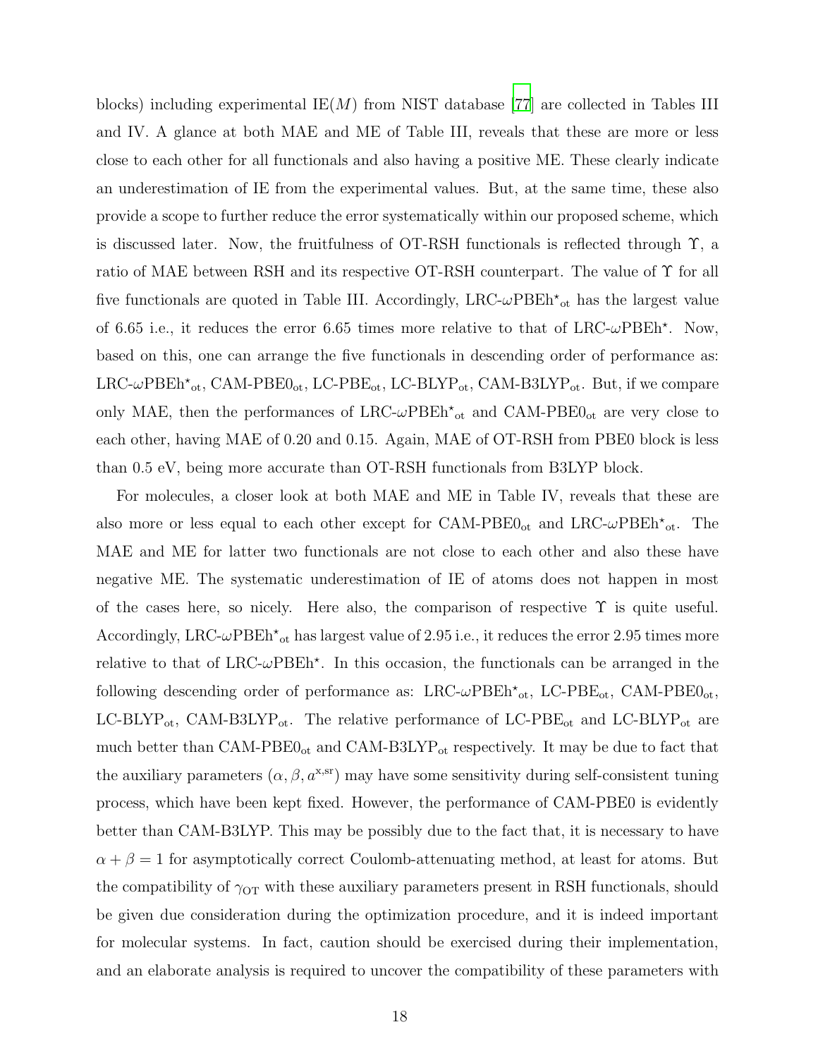blocks) including experimental IE($M$) from NIST database [77] are collected in Tables III and IV. A glance at both MAE and ME of Table III, reveals that these are more or less close to each other for all functionals and also having a positive ME. These clearly indicate an underestimation of IE from the experimental values. But, at the same time, these also provide a scope to further reduce the error systematically within our proposed scheme, which is discussed later. Now, the fruitfulness of OT-RSH functionals is reflected through $\Upsilon$, a ratio of MAE between RSH and its respective OT-RSH counterpart. The value of $\Upsilon$ for all five functionals are quoted in Table III. Accordingly, LRC-$\omega$PBEh$^{\star}{}_{\text{ot}}$ has the largest value of 6.65 i.e., it reduces the error 6.65 times more relative to that of LRC-$\omega$PBEh$^{\star}$. Now, based on this, one can arrange the five functionals in descending order of performance as: LRC-$\omega$PBEh$^{\star}{}_{\text{ot}}$, CAM-PBE0$_{\text{ot}}$, LC-PBE$_{\text{ot}}$, LC-BLYP$_{\text{ot}}$, CAM-B3LYP$_{\text{ot}}$. But, if we compare only MAE, then the performances of LRC-$\omega$PBEh$^{\star}{}_{\text{ot}}$ and CAM-PBE0$_{\text{ot}}$ are very close to each other, having MAE of 0.20 and 0.15. Again, MAE of OT-RSH from PBE0 block is less than 0.5 eV, being more accurate than OT-RSH functionals from B3LYP block.

For molecules, a closer look at both MAE and ME in Table IV, reveals that these are also more or less equal to each other except for CAM-PBE0$_{\text{ot}}$ and LRC-$\omega$PBEh$^{\star}{}_{\text{ot}}$. The MAE and ME for latter two functionals are not close to each other and also these have negative ME. The systematic underestimation of IE of atoms does not happen in most of the cases here, so nicely. Here also, the comparison of respective $\Upsilon$ is quite useful. Accordingly, LRC-$\omega$PBEh$^{\star}{}_{\text{ot}}$ has largest value of 2.95 i.e., it reduces the error 2.95 times more relative to that of LRC-$\omega$PBEh$^{\star}$. In this occasion, the functionals can be arranged in the following descending order of performance as: LRC-$\omega$PBEh$^{\star}{}_{\text{ot}}$, LC-PBE$_{\text{ot}}$, CAM-PBE0$_{\text{ot}}$, LC-BLYP$_{\text{ot}}$, CAM-B3LYP$_{\text{ot}}$. The relative performance of LC-PBE$_{\text{ot}}$ and LC-BLYP$_{\text{ot}}$ are much better than CAM-PBE0$_{\text{ot}}$ and CAM-B3LYP$_{\text{ot}}$ respectively. It may be due to fact that the auxiliary parameters $(\alpha, \beta, a^{\text{x,sr}})$ may have some sensitivity during self-consistent tuning process, which have been kept fixed. However, the performance of CAM-PBE0 is evidently better than CAM-B3LYP. This may be possibly due to the fact that, it is necessary to have $\alpha + \beta = 1$ for asymptotically correct Coulomb-attenuating method, at least for atoms. But the compatibility of $\gamma_{\text{OT}}$ with these auxiliary parameters present in RSH functionals, should be given due consideration during the optimization procedure, and it is indeed important for molecular systems. In fact, caution should be exercised during their implementation, and an elaborate analysis is required to uncover the compatibility of these parameters with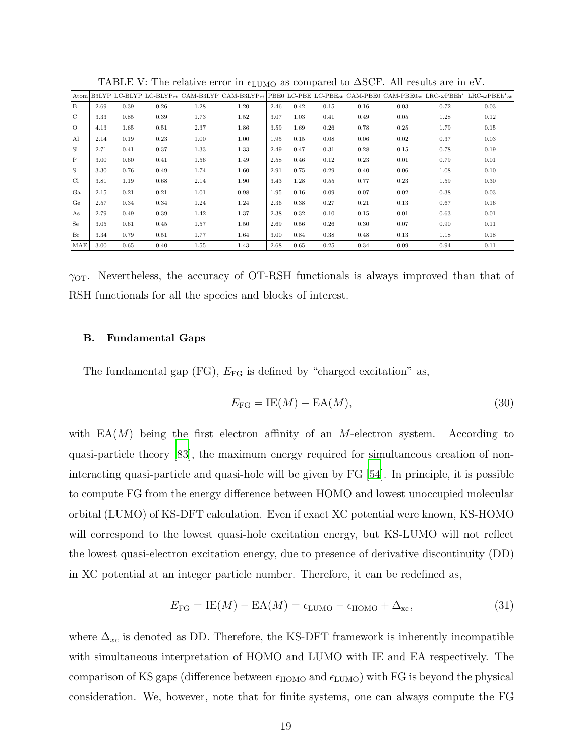TABLE V: The relative error in $\epsilon_{\rm LUMO}$ as compared to ΔSCF. All results are in eV.

| Atom | B3LYP | LC-BLYP | LC-BLYP$_{\rm ot}$ | CAM-B3LYP | CAM-B3LYP$_{\rm ot}$ | PBE0 | LC-PBE | LC-PBE$_{\rm ot}$ | CAM-PBE0 | CAM-PBE0$_{\rm ot}$ | LRC-$\omega$PBEh$^*$ | LRC-$\omega$PBEh$^*_{\rm ot}$ |
|---|---|---|---|---|---|---|---|---|---|---|---|---|
| B | 2.69 | 0.39 | 0.26 | 1.28 | 1.20 | 2.46 | 0.42 | 0.15 | 0.16 | 0.03 | 0.72 | 0.03 |
| C | 3.33 | 0.85 | 0.39 | 1.73 | 1.52 | 3.07 | 1.03 | 0.41 | 0.49 | 0.05 | 1.28 | 0.12 |
| O | 4.13 | 1.65 | 0.51 | 2.37 | 1.86 | 3.59 | 1.69 | 0.26 | 0.78 | 0.25 | 1.79 | 0.15 |
| Al | 2.14 | 0.19 | 0.23 | 1.00 | 1.00 | 1.95 | 0.15 | 0.08 | 0.06 | 0.02 | 0.37 | 0.03 |
| Si | 2.71 | 0.41 | 0.37 | 1.33 | 1.33 | 2.49 | 0.47 | 0.31 | 0.28 | 0.15 | 0.78 | 0.19 |
| P | 3.00 | 0.60 | 0.41 | 1.56 | 1.49 | 2.58 | 0.46 | 0.12 | 0.23 | 0.01 | 0.79 | 0.01 |
| S | 3.30 | 0.76 | 0.49 | 1.74 | 1.60 | 2.91 | 0.75 | 0.29 | 0.40 | 0.06 | 1.08 | 0.10 |
| Cl | 3.81 | 1.19 | 0.68 | 2.14 | 1.90 | 3.43 | 1.28 | 0.55 | 0.77 | 0.23 | 1.59 | 0.30 |
| Ga | 2.15 | 0.21 | 0.21 | 1.01 | 0.98 | 1.95 | 0.16 | 0.09 | 0.07 | 0.02 | 0.38 | 0.03 |
| Ge | 2.57 | 0.34 | 0.34 | 1.24 | 1.24 | 2.36 | 0.38 | 0.27 | 0.21 | 0.13 | 0.67 | 0.16 |
| As | 2.79 | 0.49 | 0.39 | 1.42 | 1.37 | 2.38 | 0.32 | 0.10 | 0.15 | 0.01 | 0.63 | 0.01 |
| Se | 3.05 | 0.61 | 0.45 | 1.57 | 1.50 | 2.69 | 0.56 | 0.26 | 0.30 | 0.07 | 0.90 | 0.11 |
| Br | 3.34 | 0.79 | 0.51 | 1.77 | 1.64 | 3.00 | 0.84 | 0.38 | 0.48 | 0.13 | 1.18 | 0.18 |
| MAE | 3.00 | 0.65 | 0.40 | 1.55 | 1.43 | 2.68 | 0.65 | 0.25 | 0.34 | 0.09 | 0.94 | 0.11 |

$\gamma_{\rm OT}$. Nevertheless, the accuracy of OT-RSH functionals is always improved than that of RSH functionals for all the species and blocks of interest.

### B. Fundamental Gaps

The fundamental gap (FG), $E_{\rm FG}$ is defined by "charged excitation" as,

$$E_{\rm FG} = {\rm IE}(M) - {\rm EA}(M), \tag{30}$$

with ${\rm EA}(M)$ being the first electron affinity of an $M$-electron system. According to quasi-particle theory [83], the maximum energy required for simultaneous creation of non-interacting quasi-particle and quasi-hole will be given by FG [54]. In principle, it is possible to compute FG from the energy difference between HOMO and lowest unoccupied molecular orbital (LUMO) of KS-DFT calculation. Even if exact XC potential were known, KS-HOMO will correspond to the lowest quasi-hole excitation energy, but KS-LUMO will not reflect the lowest quasi-electron excitation energy, due to presence of derivative discontinuity (DD) in XC potential at an integer particle number. Therefore, it can be redefined as,

$$E_{\rm FG} = {\rm IE}(M) - {\rm EA}(M) = \epsilon_{\rm LUMO} - \epsilon_{\rm HOMO} + \Delta_{\rm xc}, \tag{31}$$

where $\Delta_{xc}$ is denoted as DD. Therefore, the KS-DFT framework is inherently incompatible with simultaneous interpretation of HOMO and LUMO with IE and EA respectively. The comparison of KS gaps (difference between $\epsilon_{\rm HOMO}$ and $\epsilon_{\rm LUMO}$) with FG is beyond the physical consideration. We, however, note that for finite systems, one can always compute the FG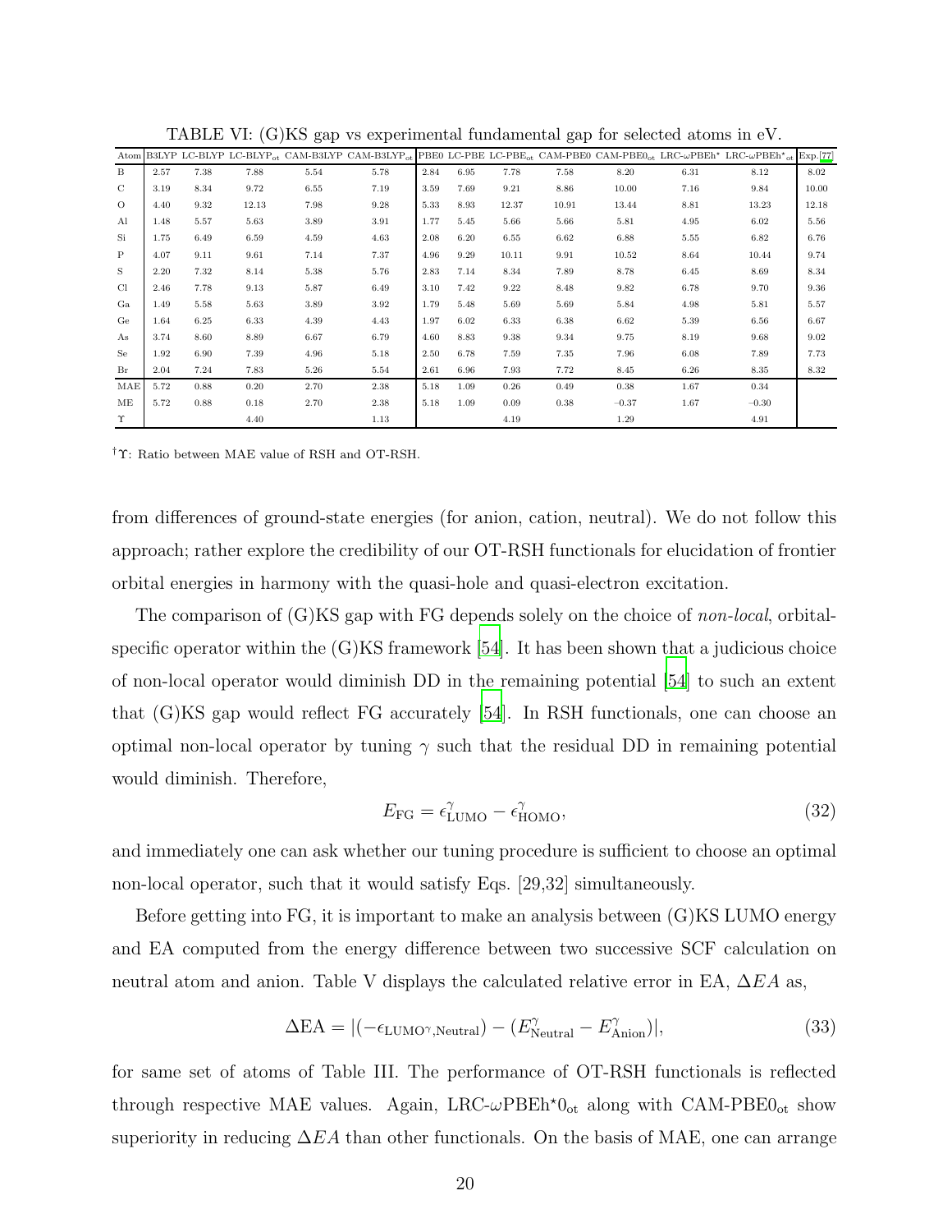TABLE VI: (G)KS gap vs experimental fundamental gap for selected atoms in eV.

| Atom | B3LYP | LC-BLYP | LC-BLYP$_{\text{ot}}$ | CAM-B3LYP | CAM-B3LYP$_{\text{ot}}$ | PBE0 | LC-PBE | LC-PBE$_{\text{ot}}$ | CAM-PBE0 | CAM-PBE0$_{\text{ot}}$ | LRC-$\omega$PBEh$^{\star}$ | LRC-$\omega$PBEh$^{\star}{}_{\text{ot}}$ | Exp.[77] |
|---|---|---|---|---|---|---|---|---|---|---|---|---|---|
| B | 2.57 | 7.38 | 7.88 | 5.54 | 5.78 | 2.84 | 6.95 | 7.78 | 7.58 | 8.20 | 6.31 | 8.12 | 8.02 |
| C | 3.19 | 8.34 | 9.72 | 6.55 | 7.19 | 3.59 | 7.69 | 9.21 | 8.86 | 10.00 | 7.16 | 9.84 | 10.00 |
| O | 4.40 | 9.32 | 12.13 | 7.98 | 9.28 | 5.33 | 8.93 | 12.37 | 10.91 | 13.44 | 8.81 | 13.23 | 12.18 |
| Al | 1.48 | 5.57 | 5.63 | 3.89 | 3.91 | 1.77 | 5.45 | 5.66 | 5.66 | 5.81 | 4.95 | 6.02 | 5.56 |
| Si | 1.75 | 6.49 | 6.59 | 4.59 | 4.63 | 2.08 | 6.20 | 6.55 | 6.62 | 6.88 | 5.55 | 6.82 | 6.76 |
| P | 4.07 | 9.11 | 9.61 | 7.14 | 7.37 | 4.96 | 9.29 | 10.11 | 9.91 | 10.52 | 8.64 | 10.44 | 9.74 |
| S | 2.20 | 7.32 | 8.14 | 5.38 | 5.76 | 2.83 | 7.14 | 8.34 | 7.89 | 8.78 | 6.45 | 8.69 | 8.34 |
| Cl | 2.46 | 7.78 | 9.13 | 5.87 | 6.49 | 3.10 | 7.42 | 9.22 | 8.48 | 9.82 | 6.78 | 9.70 | 9.36 |
| Ga | 1.49 | 5.58 | 5.63 | 3.89 | 3.92 | 1.79 | 5.48 | 5.69 | 5.69 | 5.84 | 4.98 | 5.81 | 5.57 |
| Ge | 1.64 | 6.25 | 6.33 | 4.39 | 4.43 | 1.97 | 6.02 | 6.33 | 6.38 | 6.62 | 5.39 | 6.56 | 6.67 |
| As | 3.74 | 8.60 | 8.89 | 6.67 | 6.79 | 4.60 | 8.83 | 9.38 | 9.34 | 9.75 | 8.19 | 9.68 | 9.02 |
| Se | 1.92 | 6.90 | 7.39 | 4.96 | 5.18 | 2.50 | 6.78 | 7.59 | 7.35 | 7.96 | 6.08 | 7.89 | 7.73 |
| Br | 2.04 | 7.24 | 7.83 | 5.26 | 5.54 | 2.61 | 6.96 | 7.93 | 7.72 | 8.45 | 6.26 | 8.35 | 8.32 |
| MAE | 5.72 | 0.88 | 0.20 | 2.70 | 2.38 | 5.18 | 1.09 | 0.26 | 0.49 | 0.38 | 1.67 | 0.34 | |
| ME | 5.72 | 0.88 | 0.18 | 2.70 | 2.38 | 5.18 | 1.09 | 0.09 | 0.38 | −0.37 | 1.67 | −0.30 | |
| $\Upsilon$ | | | 4.40 | | 1.13 | | | 4.19 | | 1.29 | | 4.91 | |

$^{\dagger}\Upsilon$: Ratio between MAE value of RSH and OT-RSH.

from differences of ground-state energies (for anion, cation, neutral). We do not follow this approach; rather explore the credibility of our OT-RSH functionals for elucidation of frontier orbital energies in harmony with the quasi-hole and quasi-electron excitation.

The comparison of (G)KS gap with FG depends solely on the choice of *non-local*, orbital-specific operator within the (G)KS framework [54]. It has been shown that a judicious choice of non-local operator would diminish DD in the remaining potential [54] to such an extent that (G)KS gap would reflect FG accurately [54]. In RSH functionals, one can choose an optimal non-local operator by tuning $\gamma$ such that the residual DD in remaining potential would diminish. Therefore,

$$E_{\text{FG}} = \epsilon^{\gamma}_{\text{LUMO}} - \epsilon^{\gamma}_{\text{HOMO}}, \tag{32}$$

and immediately one can ask whether our tuning procedure is sufficient to choose an optimal non-local operator, such that it would satisfy Eqs. [29,32] simultaneously.

Before getting into FG, it is important to make an analysis between (G)KS LUMO energy and EA computed from the energy difference between two successive SCF calculation on neutral atom and anion. Table V displays the calculated relative error in EA, $\Delta EA$ as,

$$\Delta\text{EA} = |(-\epsilon_{\text{LUMO}^{\gamma},\text{Neutral}}) - (E^{\gamma}_{\text{Neutral}} - E^{\gamma}_{\text{Anion}})|, \tag{33}$$

for same set of atoms of Table III. The performance of OT-RSH functionals is reflected through respective MAE values. Again, LRC-$\omega$PBEh$^{\star}0_{\text{ot}}$ along with CAM-PBE0$_{\text{ot}}$ show superiority in reducing $\Delta EA$ than other functionals. On the basis of MAE, one can arrange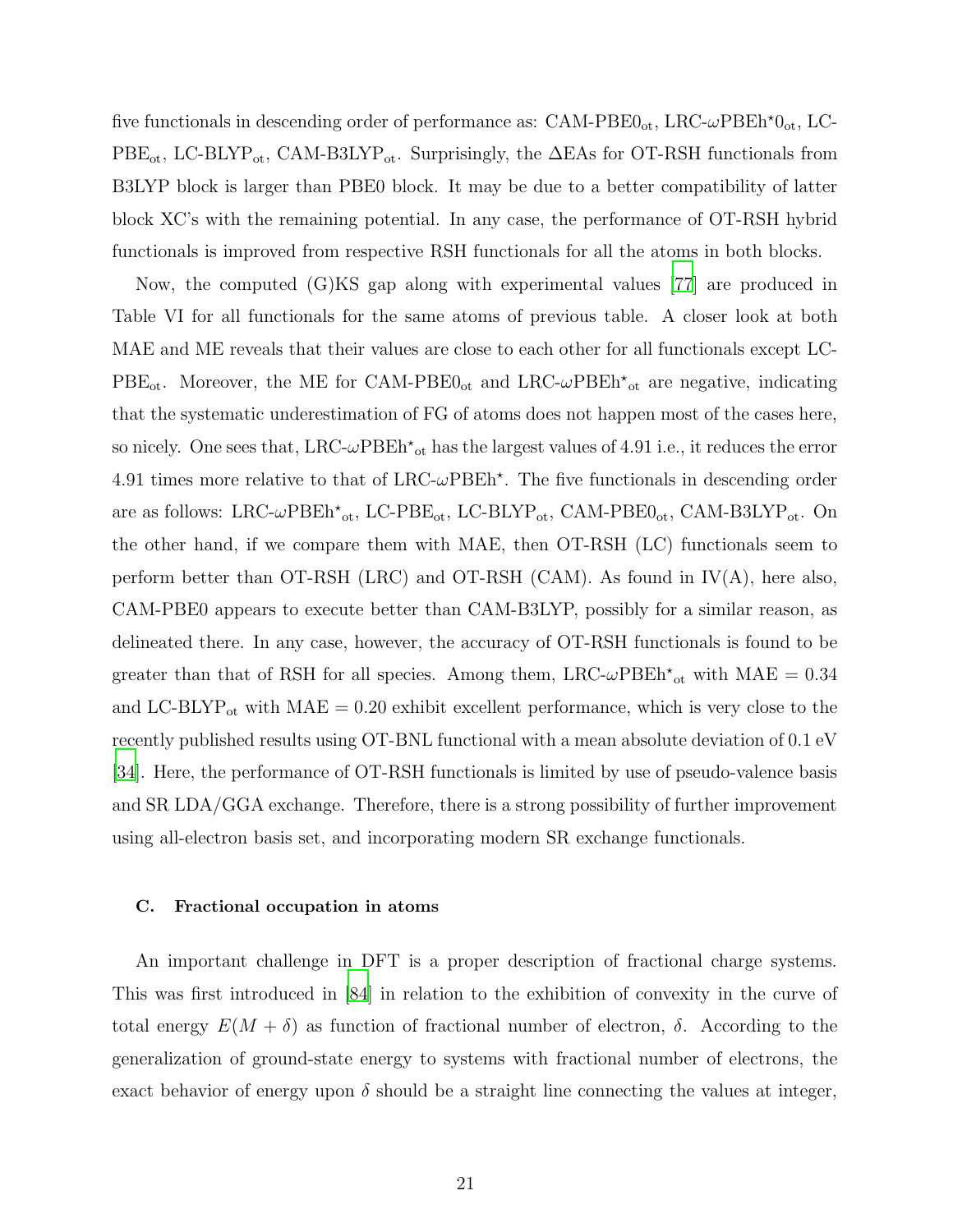five functionals in descending order of performance as: CAM-PBE0$_{\text{ot}}$, LRC-$\omega$PBEh$^{\star}$0$_{\text{ot}}$, LC-PBE$_{\text{ot}}$, LC-BLYP$_{\text{ot}}$, CAM-B3LYP$_{\text{ot}}$. Surprisingly, the $\Delta$EAs for OT-RSH functionals from B3LYP block is larger than PBE0 block. It may be due to a better compatibility of latter block XC's with the remaining potential. In any case, the performance of OT-RSH hybrid functionals is improved from respective RSH functionals for all the atoms in both blocks.

Now, the computed (G)KS gap along with experimental values [77] are produced in Table VI for all functionals for the same atoms of previous table. A closer look at both MAE and ME reveals that their values are close to each other for all functionals except LC-PBE$_{\text{ot}}$. Moreover, the ME for CAM-PBE0$_{\text{ot}}$ and LRC-$\omega$PBEh$^{\star}{}_{\text{ot}}$ are negative, indicating that the systematic underestimation of FG of atoms does not happen most of the cases here, so nicely. One sees that, LRC-$\omega$PBEh$^{\star}{}_{\text{ot}}$ has the largest values of 4.91 i.e., it reduces the error 4.91 times more relative to that of LRC-$\omega$PBEh$^{\star}$. The five functionals in descending order are as follows: LRC-$\omega$PBEh$^{\star}{}_{\text{ot}}$, LC-PBE$_{\text{ot}}$, LC-BLYP$_{\text{ot}}$, CAM-PBE0$_{\text{ot}}$, CAM-B3LYP$_{\text{ot}}$. On the other hand, if we compare them with MAE, then OT-RSH (LC) functionals seem to perform better than OT-RSH (LRC) and OT-RSH (CAM). As found in IV(A), here also, CAM-PBE0 appears to execute better than CAM-B3LYP, possibly for a similar reason, as delineated there. In any case, however, the accuracy of OT-RSH functionals is found to be greater than that of RSH for all species. Among them, LRC-$\omega$PBEh$^{\star}{}_{\text{ot}}$ with MAE = 0.34 and LC-BLYP$_{\text{ot}}$ with MAE = 0.20 exhibit excellent performance, which is very close to the recently published results using OT-BNL functional with a mean absolute deviation of 0.1 eV [34]. Here, the performance of OT-RSH functionals is limited by use of pseudo-valence basis and SR LDA/GGA exchange. Therefore, there is a strong possibility of further improvement using all-electron basis set, and incorporating modern SR exchange functionals.

### C. Fractional occupation in atoms

An important challenge in DFT is a proper description of fractional charge systems. This was first introduced in [84] in relation to the exhibition of convexity in the curve of total energy $E(M + \delta)$ as function of fractional number of electron, $\delta$. According to the generalization of ground-state energy to systems with fractional number of electrons, the exact behavior of energy upon $\delta$ should be a straight line connecting the values at integer,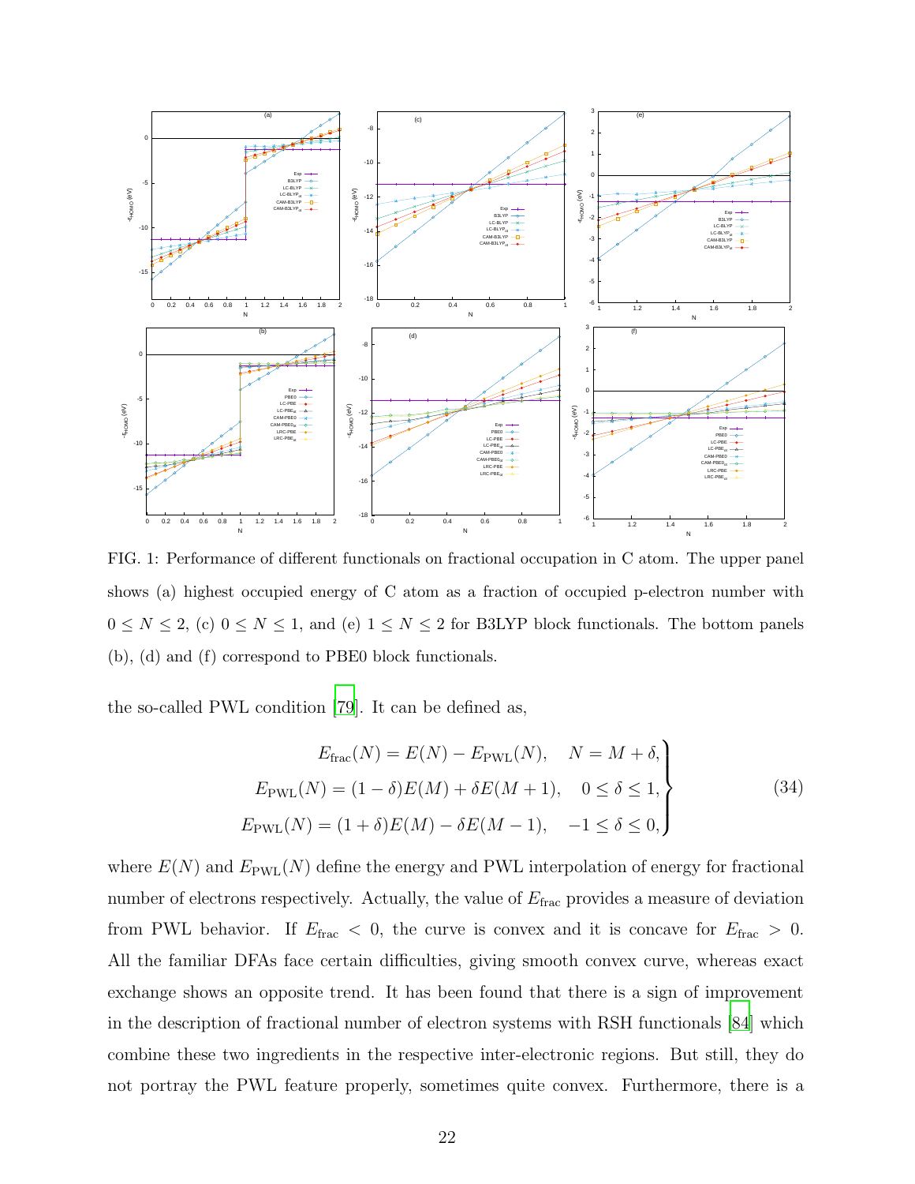FIG. 1: Performance of different functionals on fractional occupation in C atom. The upper panel shows (a) highest occupied energy of C atom as a fraction of occupied p-electron number with $0 \leq N \leq 2$, (c) $0 \leq N \leq 1$, and (e) $1 \leq N \leq 2$ for B3LYP block functionals. The bottom panels (b), (d) and (f) correspond to PBE0 block functionals.

the so-called PWL condition [79]. It can be defined as,

$$
\left.
\begin{aligned}
E_{\text{frac}}(N) &= E(N) - E_{\text{PWL}}(N), \quad N = M + \delta, \\
E_{\text{PWL}}(N) &= (1-\delta)E(M) + \delta E(M+1), \quad 0 \leq \delta \leq 1, \\
E_{\text{PWL}}(N) &= (1+\delta)E(M) - \delta E(M-1), \quad -1 \leq \delta \leq 0,
\end{aligned}
\right\} \tag{34}
$$

where $E(N)$ and $E_{\text{PWL}}(N)$ define the energy and PWL interpolation of energy for fractional number of electrons respectively. Actually, the value of $E_{\text{frac}}$ provides a measure of deviation from PWL behavior. If $E_{\text{frac}} < 0$, the curve is convex and it is concave for $E_{\text{frac}} > 0$. All the familiar DFAs face certain difficulties, giving smooth convex curve, whereas exact exchange shows an opposite trend. It has been found that there is a sign of improvement in the description of fractional number of electron systems with RSH functionals [84] which combine these two ingredients in the respective inter-electronic regions. But still, they do not portray the PWL feature properly, sometimes quite convex. Furthermore, there is a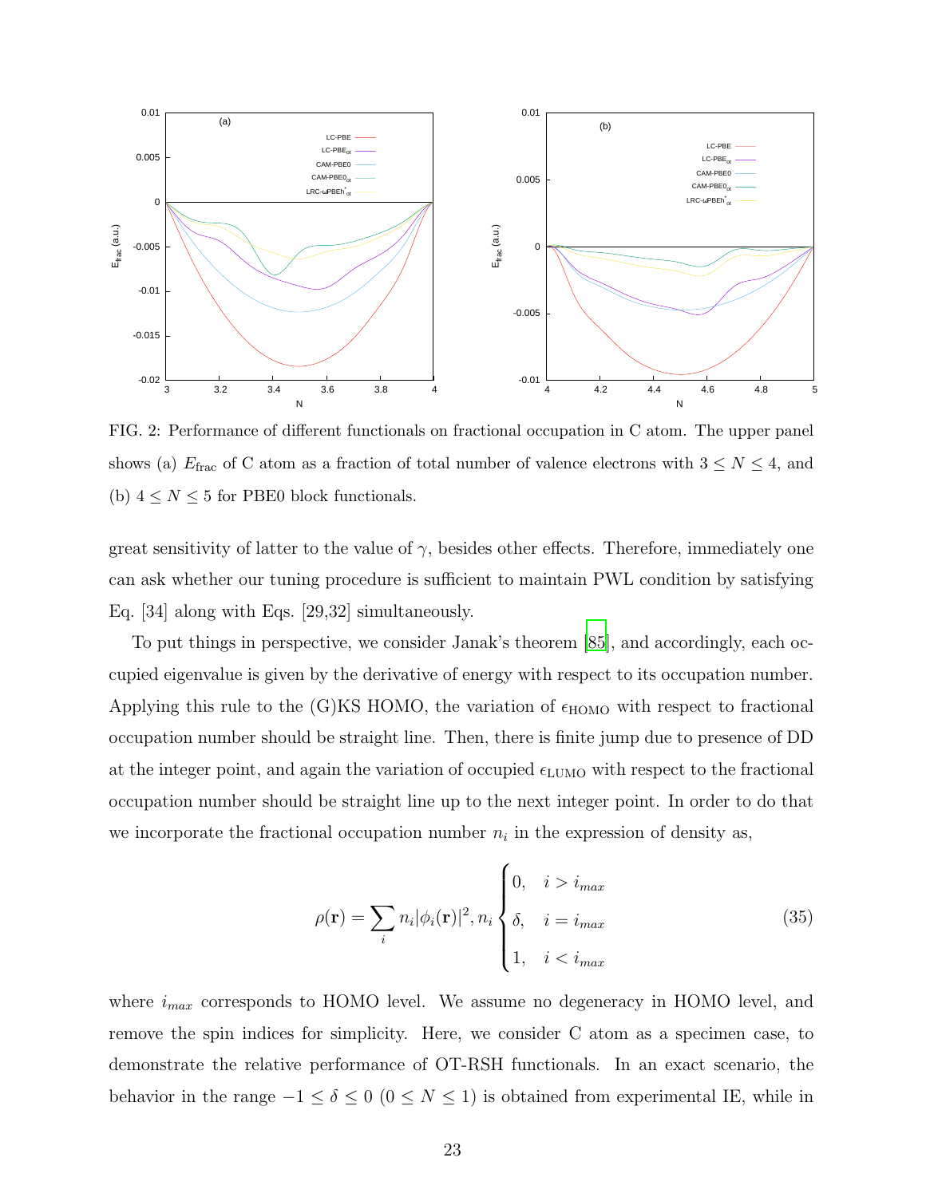FIG. 2: Performance of different functionals on fractional occupation in C atom. The upper panel shows (a) $E_{\text{frac}}$ of C atom as a fraction of total number of valence electrons with $3 \leq N \leq 4$, and (b) $4 \leq N \leq 5$ for PBE0 block functionals.

great sensitivity of latter to the value of $\gamma$, besides other effects. Therefore, immediately one can ask whether our tuning procedure is sufficient to maintain PWL condition by satisfying Eq. [34] along with Eqs. [29,32] simultaneously.

To put things in perspective, we consider Janak's theorem [85], and accordingly, each occupied eigenvalue is given by the derivative of energy with respect to its occupation number. Applying this rule to the (G)KS HOMO, the variation of $\epsilon_{\text{HOMO}}$ with respect to fractional occupation number should be straight line. Then, there is finite jump due to presence of DD at the integer point, and again the variation of occupied $\epsilon_{\text{LUMO}}$ with respect to the fractional occupation number should be straight line up to the next integer point. In order to do that we incorporate the fractional occupation number $n_i$ in the expression of density as,

$$\rho(\mathbf{r}) = \sum_i n_i |\phi_i(\mathbf{r})|^2, n_i \begin{cases} 0, & i > i_{max} \\ \delta, & i = i_{max} \\ 1, & i < i_{max} \end{cases} \tag{35}$$

where $i_{max}$ corresponds to HOMO level. We assume no degeneracy in HOMO level, and remove the spin indices for simplicity. Here, we consider C atom as a specimen case, to demonstrate the relative performance of OT-RSH functionals. In an exact scenario, the behavior in the range $-1 \leq \delta \leq 0$ $(0 \leq N \leq 1)$ is obtained from experimental IE, while in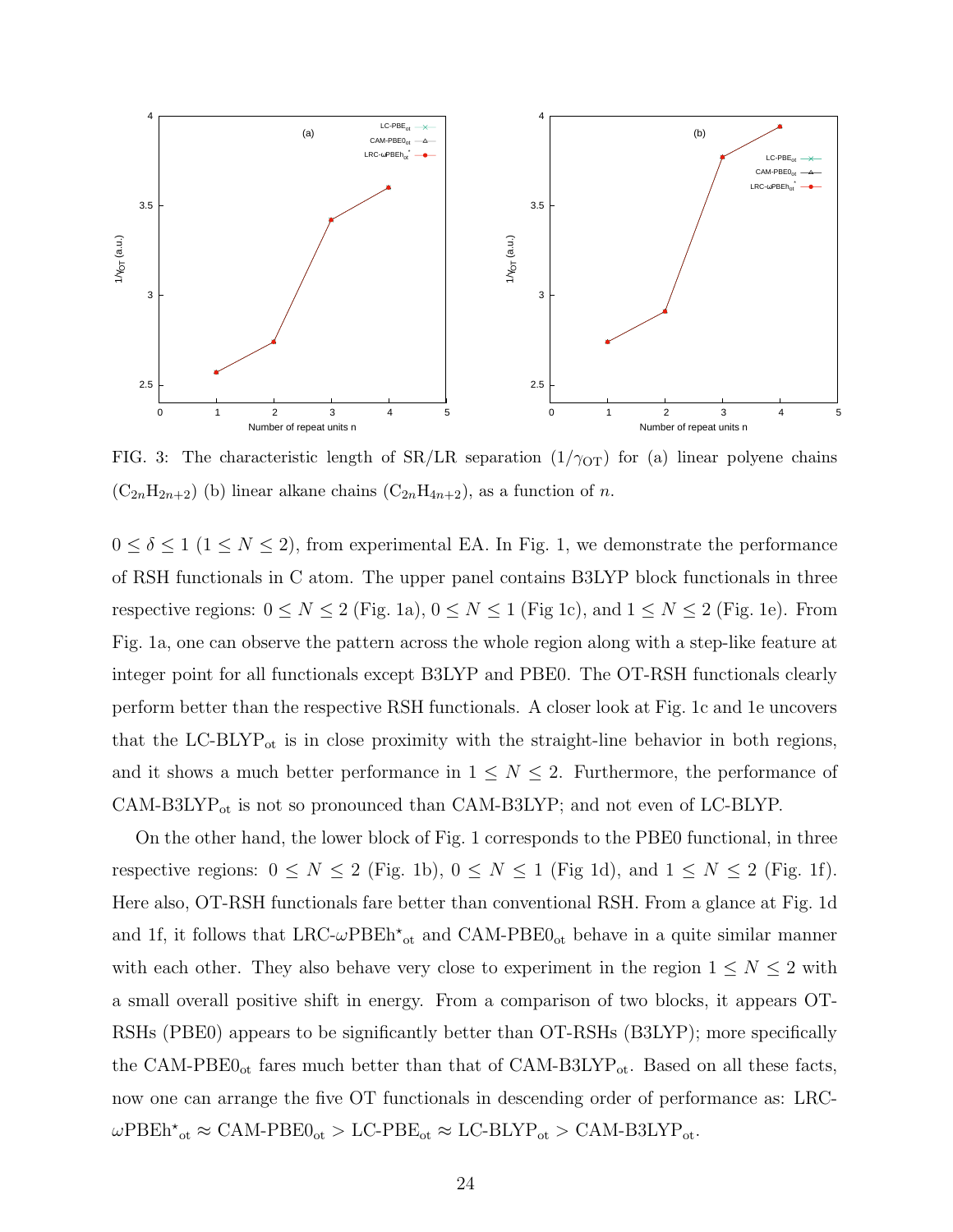FIG. 3: The characteristic length of SR/LR separation ($1/\gamma_{\rm OT}$) for (a) linear polyene chains ($C_{2n}H_{2n+2}$) (b) linear alkane chains ($C_{2n}H_{4n+2}$), as a function of $n$.

$0 \leq \delta \leq 1$ ($1 \leq N \leq 2$), from experimental EA. In Fig. 1, we demonstrate the performance of RSH functionals in C atom. The upper panel contains B3LYP block functionals in three respective regions: $0 \leq N \leq 2$ (Fig. 1a), $0 \leq N \leq 1$ (Fig 1c), and $1 \leq N \leq 2$ (Fig. 1e). From Fig. 1a, one can observe the pattern across the whole region along with a step-like feature at integer point for all functionals except B3LYP and PBE0. The OT-RSH functionals clearly perform better than the respective RSH functionals. A closer look at Fig. 1c and 1e uncovers that the LC-BLYP$_{\rm ot}$ is in close proximity with the straight-line behavior in both regions, and it shows a much better performance in $1 \leq N \leq 2$. Furthermore, the performance of CAM-B3LYP$_{\rm ot}$ is not so pronounced than CAM-B3LYP; and not even of LC-BLYP.

On the other hand, the lower block of Fig. 1 corresponds to the PBE0 functional, in three respective regions: $0 \leq N \leq 2$ (Fig. 1b), $0 \leq N \leq 1$ (Fig 1d), and $1 \leq N \leq 2$ (Fig. 1f). Here also, OT-RSH functionals fare better than conventional RSH. From a glance at Fig. 1d and 1f, it follows that LRC-$\omega$PBEh$^{\star}{}_{\rm ot}$ and CAM-PBE0$_{\rm ot}$ behave in a quite similar manner with each other. They also behave very close to experiment in the region $1 \leq N \leq 2$ with a small overall positive shift in energy. From a comparison of two blocks, it appears OT-RSHs (PBE0) appears to be significantly better than OT-RSHs (B3LYP); more specifically the CAM-PBE0$_{\rm ot}$ fares much better than that of CAM-B3LYP$_{\rm ot}$. Based on all these facts, now one can arrange the five OT functionals in descending order of performance as: LRC-$\omega$PBEh$^{\star}{}_{\rm ot}$ $\approx$ CAM-PBE0$_{\rm ot}$ $>$ LC-PBE$_{\rm ot}$ $\approx$ LC-BLYP$_{\rm ot}$ $>$ CAM-B3LYP$_{\rm ot}$.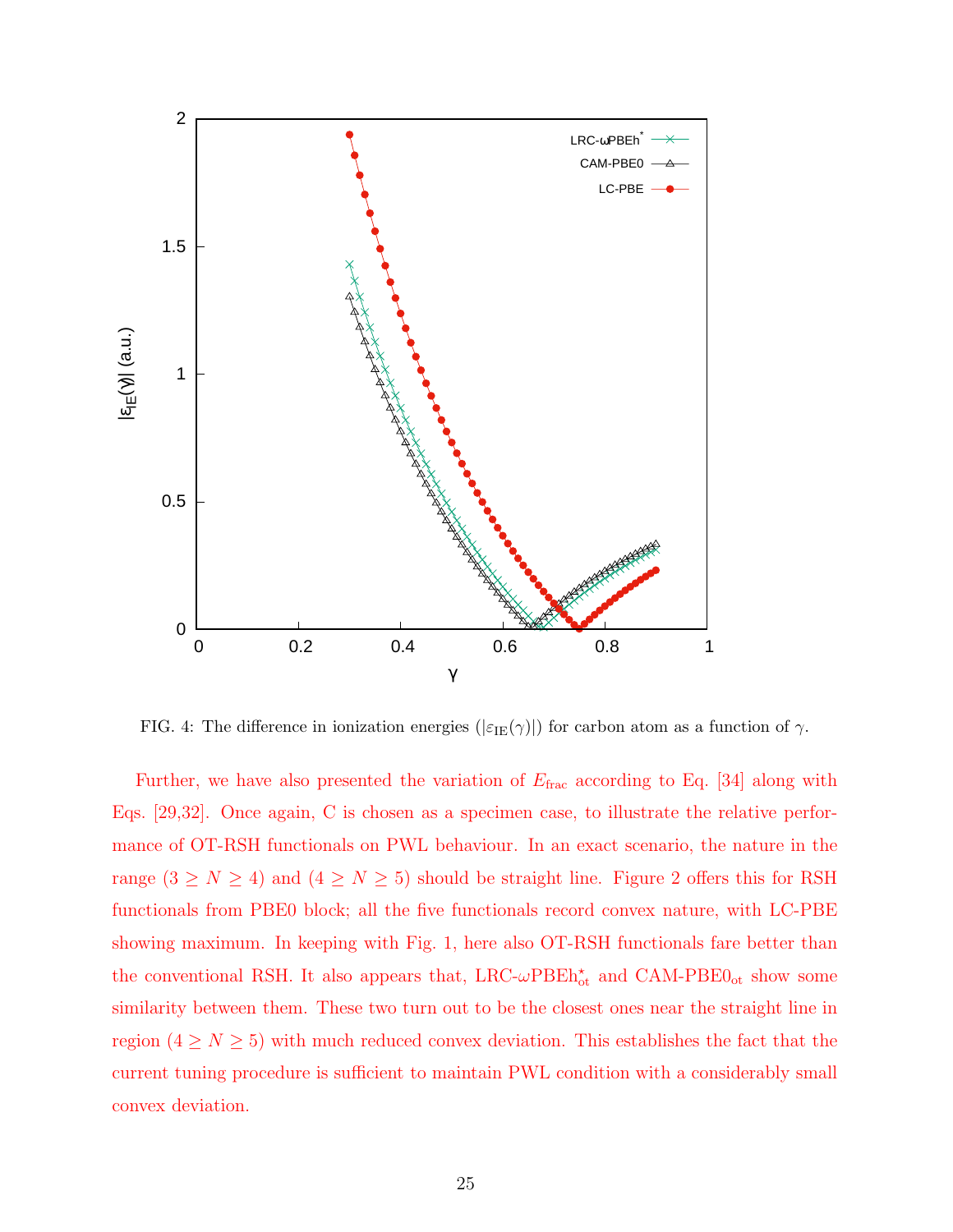FIG. 4: The difference in ionization energies ($|\varepsilon_{\mathrm{IE}}(\gamma)|$) for carbon atom as a function of $\gamma$.

Further, we have also presented the variation of $E_{\mathrm{frac}}$ according to Eq. [34] along with Eqs. [29,32]. Once again, C is chosen as a specimen case, to illustrate the relative performance of OT-RSH functionals on PWL behaviour. In an exact scenario, the nature in the range ($3 \geq N \geq 4$) and ($4 \geq N \geq 5$) should be straight line. Figure 2 offers this for RSH functionals from PBE0 block; all the five functionals record convex nature, with LC-PBE showing maximum. In keeping with Fig. 1, here also OT-RSH functionals fare better than the conventional RSH. It also appears that, LRC-$\omega$PBEh$^{\star}_{\mathrm{ot}}$ and CAM-PBE0$_{\mathrm{ot}}$ show some similarity between them. These two turn out to be the closest ones near the straight line in region ($4 \geq N \geq 5$) with much reduced convex deviation. This establishes the fact that the current tuning procedure is sufficient to maintain PWL condition with a considerably small convex deviation.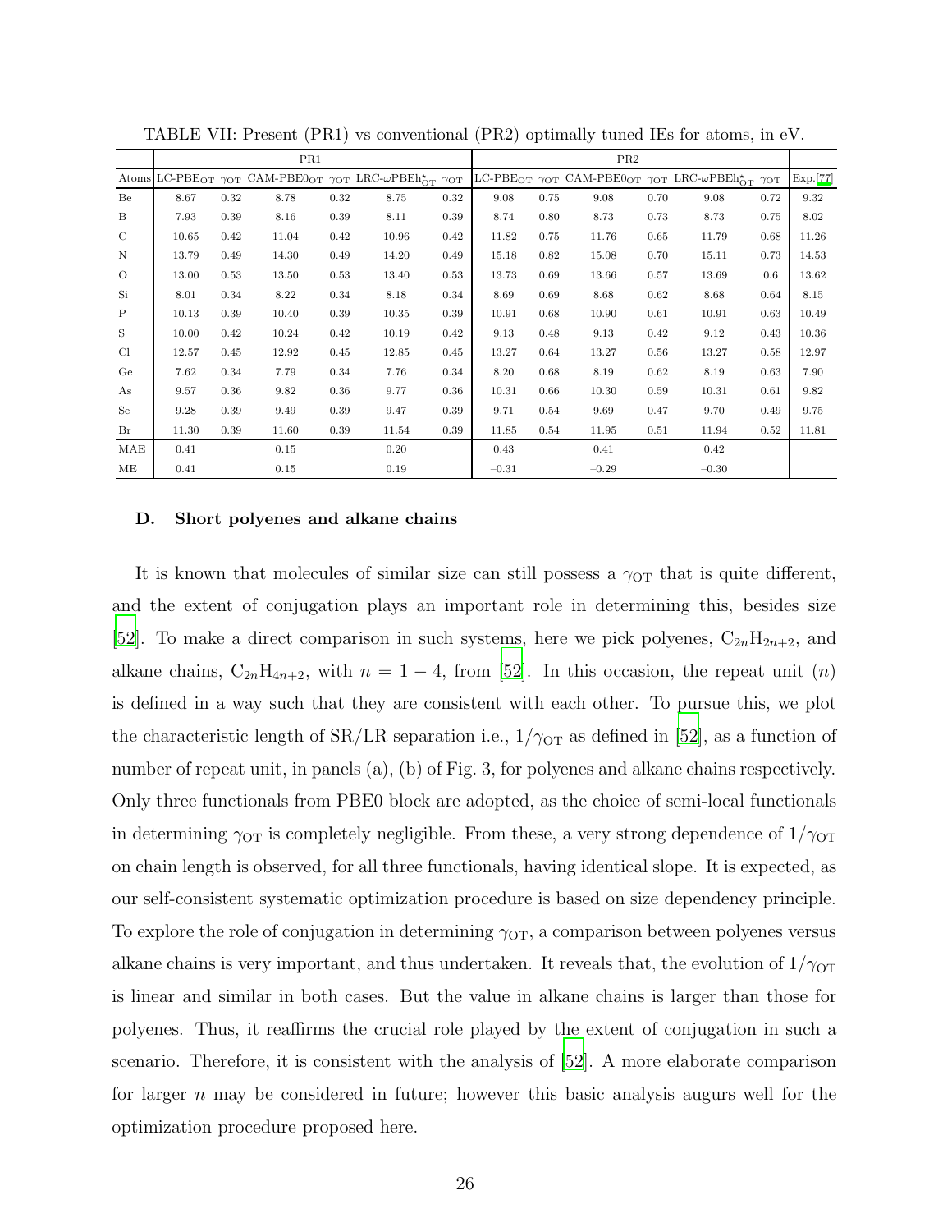TABLE VII: Present (PR1) vs conventional (PR2) optimally tuned IEs for atoms, in eV.

| | PR1 | | | | | | PR2 | | | | | | |
|---|---|---|---|---|---|---|---|---|---|---|---|---|---|
| Atoms | LC-PBE$_{\mathrm{OT}}$ | $\gamma_{\mathrm{OT}}$ | CAM-PBE0$_{\mathrm{OT}}$ | $\gamma_{\mathrm{OT}}$ | LRC-$\omega$PBEh$^{\star}_{\mathrm{OT}}$ | $\gamma_{\mathrm{OT}}$ | LC-PBE$_{\mathrm{OT}}$ | $\gamma_{\mathrm{OT}}$ | CAM-PBE0$_{\mathrm{OT}}$ | $\gamma_{\mathrm{OT}}$ | LRC-$\omega$PBEh$^{\star}_{\mathrm{OT}}$ | $\gamma_{\mathrm{OT}}$ | Exp.[77] |
| Be | 8.67 | 0.32 | 8.78 | 0.32 | 8.75 | 0.32 | 9.08 | 0.75 | 9.08 | 0.70 | 9.08 | 0.72 | 9.32 |
| B | 7.93 | 0.39 | 8.16 | 0.39 | 8.11 | 0.39 | 8.74 | 0.80 | 8.73 | 0.73 | 8.73 | 0.75 | 8.02 |
| C | 10.65 | 0.42 | 11.04 | 0.42 | 10.96 | 0.42 | 11.82 | 0.75 | 11.76 | 0.65 | 11.79 | 0.68 | 11.26 |
| N | 13.79 | 0.49 | 14.30 | 0.49 | 14.20 | 0.49 | 15.18 | 0.82 | 15.08 | 0.70 | 15.11 | 0.73 | 14.53 |
| O | 13.00 | 0.53 | 13.50 | 0.53 | 13.40 | 0.53 | 13.73 | 0.69 | 13.66 | 0.57 | 13.69 | 0.6 | 13.62 |
| Si | 8.01 | 0.34 | 8.22 | 0.34 | 8.18 | 0.34 | 8.69 | 0.69 | 8.68 | 0.62 | 8.68 | 0.64 | 8.15 |
| P | 10.13 | 0.39 | 10.40 | 0.39 | 10.35 | 0.39 | 10.91 | 0.68 | 10.90 | 0.61 | 10.91 | 0.63 | 10.49 |
| S | 10.00 | 0.42 | 10.24 | 0.42 | 10.19 | 0.42 | 9.13 | 0.48 | 9.13 | 0.42 | 9.12 | 0.43 | 10.36 |
| Cl | 12.57 | 0.45 | 12.92 | 0.45 | 12.85 | 0.45 | 13.27 | 0.64 | 13.27 | 0.56 | 13.27 | 0.58 | 12.97 |
| Ge | 7.62 | 0.34 | 7.79 | 0.34 | 7.76 | 0.34 | 8.20 | 0.68 | 8.19 | 0.62 | 8.19 | 0.63 | 7.90 |
| As | 9.57 | 0.36 | 9.82 | 0.36 | 9.77 | 0.36 | 10.31 | 0.66 | 10.30 | 0.59 | 10.31 | 0.61 | 9.82 |
| Se | 9.28 | 0.39 | 9.49 | 0.39 | 9.47 | 0.39 | 9.71 | 0.54 | 9.69 | 0.47 | 9.70 | 0.49 | 9.75 |
| Br | 11.30 | 0.39 | 11.60 | 0.39 | 11.54 | 0.39 | 11.85 | 0.54 | 11.95 | 0.51 | 11.94 | 0.52 | 11.81 |
| MAE | 0.41 | | 0.15 | | 0.20 | | 0.43 | | 0.41 | | 0.42 | | |
| ME | 0.41 | | 0.15 | | 0.19 | | −0.31 | | −0.29 | | −0.30 | | |

### D. Short polyenes and alkane chains

It is known that molecules of similar size can still possess a $\gamma_{\mathrm{OT}}$ that is quite different, and the extent of conjugation plays an important role in determining this, besides size [52]. To make a direct comparison in such systems, here we pick polyenes, $C_{2n}H_{2n+2}$, and alkane chains, $C_{2n}H_{4n+2}$, with $n = 1-4$, from [52]. In this occasion, the repeat unit ($n$) is defined in a way such that they are consistent with each other. To pursue this, we plot the characteristic length of SR/LR separation i.e., $1/\gamma_{\mathrm{OT}}$ as defined in [52], as a function of number of repeat unit, in panels (a), (b) of Fig. 3, for polyenes and alkane chains respectively. Only three functionals from PBE0 block are adopted, as the choice of semi-local functionals in determining $\gamma_{\mathrm{OT}}$ is completely negligible. From these, a very strong dependence of $1/\gamma_{\mathrm{OT}}$ on chain length is observed, for all three functionals, having identical slope. It is expected, as our self-consistent systematic optimization procedure is based on size dependency principle. To explore the role of conjugation in determining $\gamma_{\mathrm{OT}}$, a comparison between polyenes versus alkane chains is very important, and thus undertaken. It reveals that, the evolution of $1/\gamma_{\mathrm{OT}}$ is linear and similar in both cases. But the value in alkane chains is larger than those for polyenes. Thus, it reaffirms the crucial role played by the extent of conjugation in such a scenario. Therefore, it is consistent with the analysis of [52]. A more elaborate comparison for larger $n$ may be considered in future; however this basic analysis augurs well for the optimization procedure proposed here.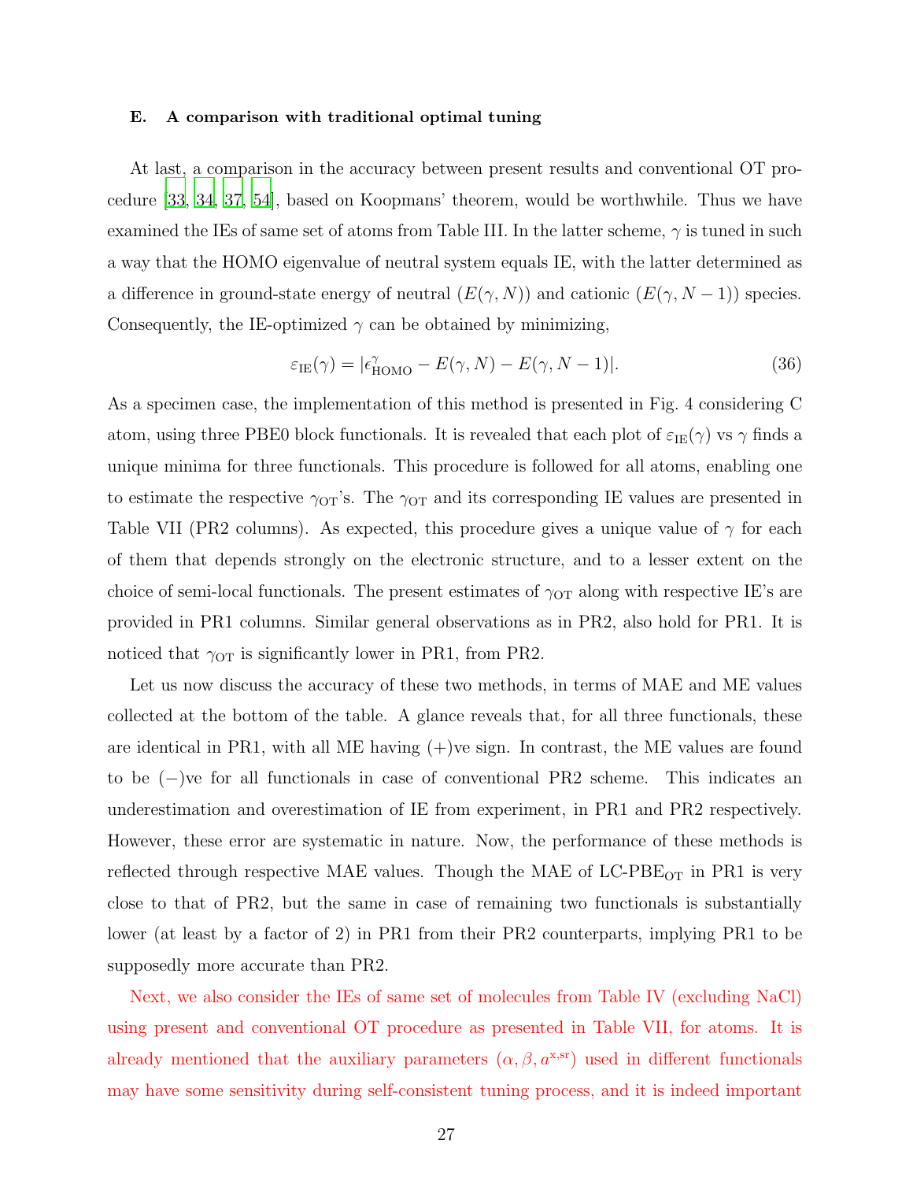### E. A comparison with traditional optimal tuning

At last, a comparison in the accuracy between present results and conventional OT procedure [33, 34, 37, 54], based on Koopmans' theorem, would be worthwhile. Thus we have examined the IEs of same set of atoms from Table III. In the latter scheme, $\gamma$ is tuned in such a way that the HOMO eigenvalue of neutral system equals IE, with the latter determined as a difference in ground-state energy of neutral ($E(\gamma, N)$) and cationic ($E(\gamma, N-1)$) species. Consequently, the IE-optimized $\gamma$ can be obtained by minimizing,

$$\varepsilon_{\mathrm{IE}}(\gamma) = |\epsilon^{\gamma}_{\mathrm{HOMO}} - E(\gamma, N) - E(\gamma, N-1)|. \tag{36}$$

As a specimen case, the implementation of this method is presented in Fig. 4 considering C atom, using three PBE0 block functionals. It is revealed that each plot of $\varepsilon_{\mathrm{IE}}(\gamma)$ vs $\gamma$ finds a unique minima for three functionals. This procedure is followed for all atoms, enabling one to estimate the respective $\gamma_{\mathrm{OT}}$'s. The $\gamma_{\mathrm{OT}}$ and its corresponding IE values are presented in Table VII (PR2 columns). As expected, this procedure gives a unique value of $\gamma$ for each of them that depends strongly on the electronic structure, and to a lesser extent on the choice of semi-local functionals. The present estimates of $\gamma_{\mathrm{OT}}$ along with respective IE's are provided in PR1 columns. Similar general observations as in PR2, also hold for PR1. It is noticed that $\gamma_{\mathrm{OT}}$ is significantly lower in PR1, from PR2.

Let us now discuss the accuracy of these two methods, in terms of MAE and ME values collected at the bottom of the table. A glance reveals that, for all three functionals, these are identical in PR1, with all ME having (+)ve sign. In contrast, the ME values are found to be (−)ve for all functionals in case of conventional PR2 scheme. This indicates an underestimation and overestimation of IE from experiment, in PR1 and PR2 respectively. However, these error are systematic in nature. Now, the performance of these methods is reflected through respective MAE values. Though the MAE of LC-PBE$_{\mathrm{OT}}$ in PR1 is very close to that of PR2, but the same in case of remaining two functionals is substantially lower (at least by a factor of 2) in PR1 from their PR2 counterparts, implying PR1 to be supposedly more accurate than PR2.

Next, we also consider the IEs of same set of molecules from Table IV (excluding NaCl) using present and conventional OT procedure as presented in Table VII, for atoms. It is already mentioned that the auxiliary parameters ($\alpha, \beta, a^{\mathrm{x,sr}}$) used in different functionals may have some sensitivity during self-consistent tuning process, and it is indeed important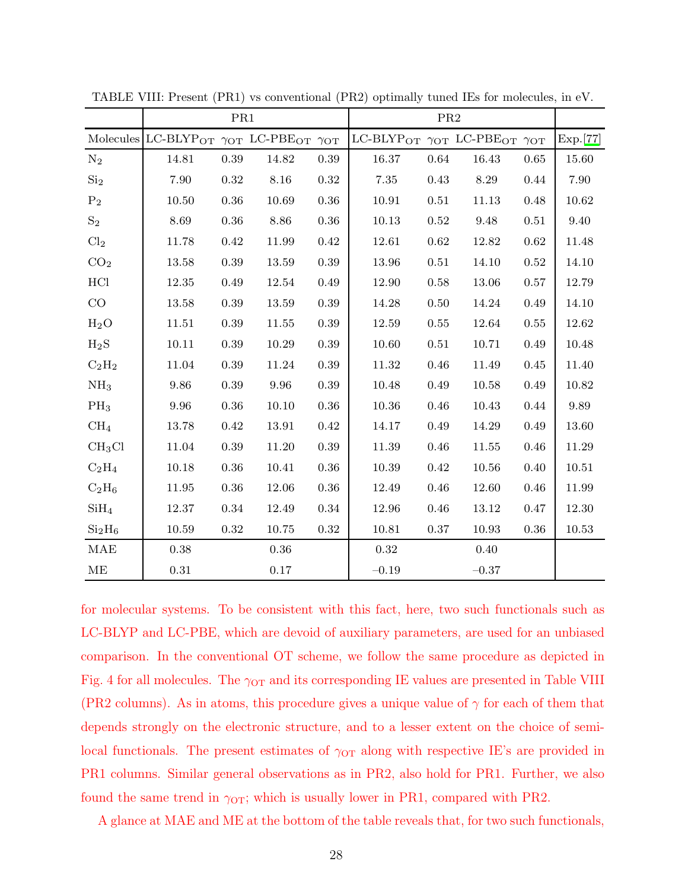TABLE VIII: Present (PR1) vs conventional (PR2) optimally tuned IEs for molecules, in eV.

| | PR1 | | | | PR2 | | | | |
|---|---|---|---|---|---|---|---|---|---|
| Molecules | LC-BLYP$_{\mathrm{OT}}$ | $\gamma_{\mathrm{OT}}$ | LC-PBE$_{\mathrm{OT}}$ | $\gamma_{\mathrm{OT}}$ | LC-BLYP$_{\mathrm{OT}}$ | $\gamma_{\mathrm{OT}}$ | LC-PBE$_{\mathrm{OT}}$ | $\gamma_{\mathrm{OT}}$ | Exp.[77] |
| $N_2$ | 14.81 | 0.39 | 14.82 | 0.39 | 16.37 | 0.64 | 16.43 | 0.65 | 15.60 |
| $Si_2$ | 7.90 | 0.32 | 8.16 | 0.32 | 7.35 | 0.43 | 8.29 | 0.44 | 7.90 |
| $P_2$ | 10.50 | 0.36 | 10.69 | 0.36 | 10.91 | 0.51 | 11.13 | 0.48 | 10.62 |
| $S_2$ | 8.69 | 0.36 | 8.86 | 0.36 | 10.13 | 0.52 | 9.48 | 0.51 | 9.40 |
| $Cl_2$ | 11.78 | 0.42 | 11.99 | 0.42 | 12.61 | 0.62 | 12.82 | 0.62 | 11.48 |
| $CO_2$ | 13.58 | 0.39 | 13.59 | 0.39 | 13.96 | 0.51 | 14.10 | 0.52 | 14.10 |
| HCl | 12.35 | 0.49 | 12.54 | 0.49 | 12.90 | 0.58 | 13.06 | 0.57 | 12.79 |
| CO | 13.58 | 0.39 | 13.59 | 0.39 | 14.28 | 0.50 | 14.24 | 0.49 | 14.10 |
| $H_2O$ | 11.51 | 0.39 | 11.55 | 0.39 | 12.59 | 0.55 | 12.64 | 0.55 | 12.62 |
| $H_2S$ | 10.11 | 0.39 | 10.29 | 0.39 | 10.60 | 0.51 | 10.71 | 0.49 | 10.48 |
| $C_2H_2$ | 11.04 | 0.39 | 11.24 | 0.39 | 11.32 | 0.46 | 11.49 | 0.45 | 11.40 |
| $NH_3$ | 9.86 | 0.39 | 9.96 | 0.39 | 10.48 | 0.49 | 10.58 | 0.49 | 10.82 |
| $PH_3$ | 9.96 | 0.36 | 10.10 | 0.36 | 10.36 | 0.46 | 10.43 | 0.44 | 9.89 |
| $CH_4$ | 13.78 | 0.42 | 13.91 | 0.42 | 14.17 | 0.49 | 14.29 | 0.49 | 13.60 |
| $CH_3Cl$ | 11.04 | 0.39 | 11.20 | 0.39 | 11.39 | 0.46 | 11.55 | 0.46 | 11.29 |
| $C_2H_4$ | 10.18 | 0.36 | 10.41 | 0.36 | 10.39 | 0.42 | 10.56 | 0.40 | 10.51 |
| $C_2H_6$ | 11.95 | 0.36 | 12.06 | 0.36 | 12.49 | 0.46 | 12.60 | 0.46 | 11.99 |
| $SiH_4$ | 12.37 | 0.34 | 12.49 | 0.34 | 12.96 | 0.46 | 13.12 | 0.47 | 12.30 |
| $Si_2H_6$ | 10.59 | 0.32 | 10.75 | 0.32 | 10.81 | 0.37 | 10.93 | 0.36 | 10.53 |
| MAE | 0.38 | | 0.36 | | 0.32 | | 0.40 | | |
| ME | 0.31 | | 0.17 | | −0.19 | | −0.37 | | |

for molecular systems. To be consistent with this fact, here, two such functionals such as LC-BLYP and LC-PBE, which are devoid of auxiliary parameters, are used for an unbiased comparison. In the conventional OT scheme, we follow the same procedure as depicted in Fig. 4 for all molecules. The $\gamma_{\mathrm{OT}}$ and its corresponding IE values are presented in Table VIII (PR2 columns). As in atoms, this procedure gives a unique value of $\gamma$ for each of them that depends strongly on the electronic structure, and to a lesser extent on the choice of semi-local functionals. The present estimates of $\gamma_{\mathrm{OT}}$ along with respective IE's are provided in PR1 columns. Similar general observations as in PR2, also hold for PR1. Further, we also found the same trend in $\gamma_{\mathrm{OT}}$; which is usually lower in PR1, compared with PR2.

A glance at MAE and ME at the bottom of the table reveals that, for two such functionals,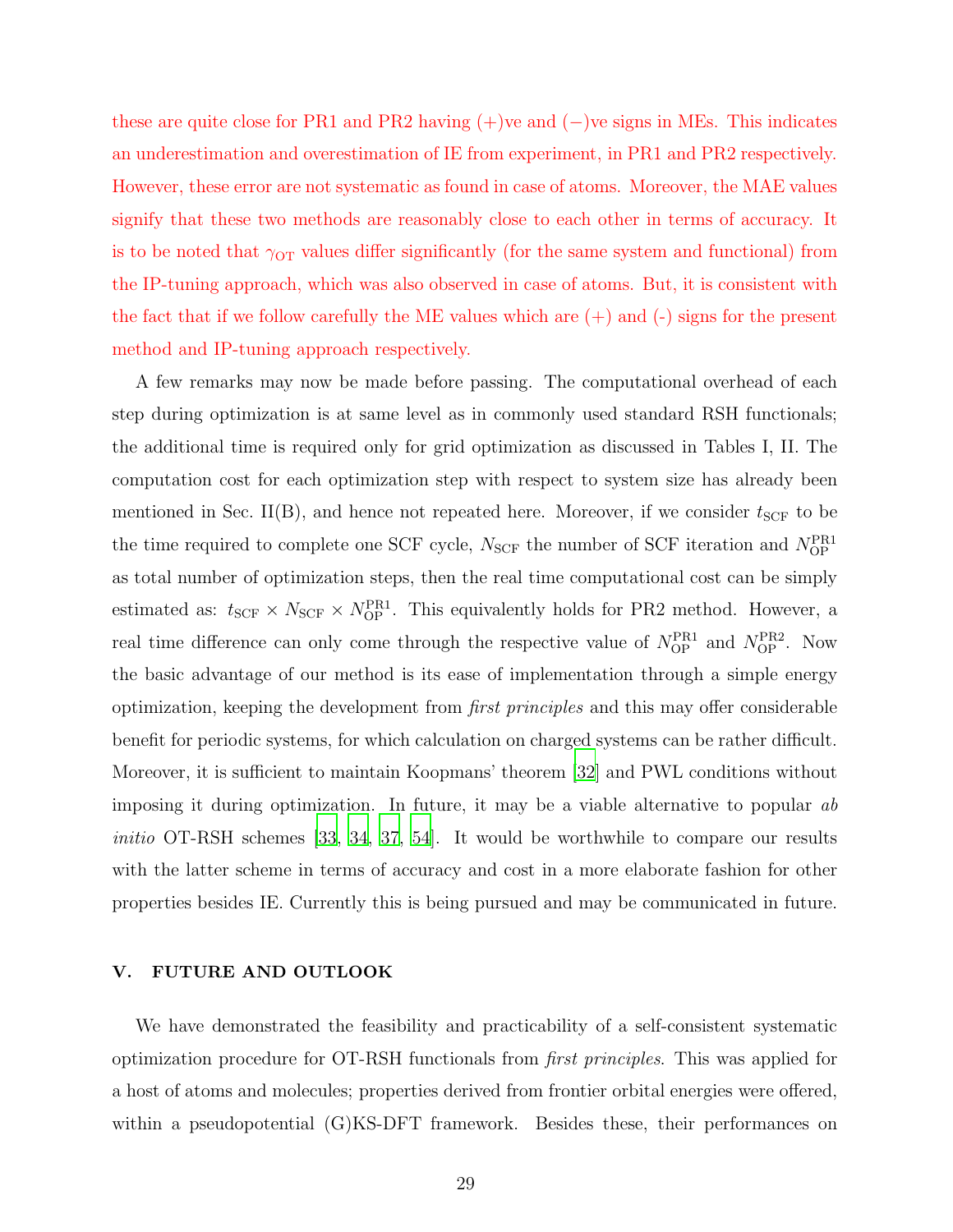these are quite close for PR1 and PR2 having (+)ve and (−)ve signs in MEs. This indicates an underestimation and overestimation of IE from experiment, in PR1 and PR2 respectively. However, these error are not systematic as found in case of atoms. Moreover, the MAE values signify that these two methods are reasonably close to each other in terms of accuracy. It is to be noted that $\gamma_{\text{OT}}$ values differ significantly (for the same system and functional) from the IP-tuning approach, which was also observed in case of atoms. But, it is consistent with the fact that if we follow carefully the ME values which are (+) and (-) signs for the present method and IP-tuning approach respectively.

A few remarks may now be made before passing. The computational overhead of each step during optimization is at same level as in commonly used standard RSH functionals; the additional time is required only for grid optimization as discussed in Tables I, II. The computation cost for each optimization step with respect to system size has already been mentioned in Sec. II(B), and hence not repeated here. Moreover, if we consider $t_{\text{SCF}}$ to be the time required to complete one SCF cycle, $N_{\text{SCF}}$ the number of SCF iteration and $N_{\text{OP}}^{\text{PR1}}$ as total number of optimization steps, then the real time computational cost can be simply estimated as: $t_{\text{SCF}} \times N_{\text{SCF}} \times N_{\text{OP}}^{\text{PR1}}$. This equivalently holds for PR2 method. However, a real time difference can only come through the respective value of $N_{\text{OP}}^{\text{PR1}}$ and $N_{\text{OP}}^{\text{PR2}}$. Now the basic advantage of our method is its ease of implementation through a simple energy optimization, keeping the development from *first principles* and this may offer considerable benefit for periodic systems, for which calculation on charged systems can be rather difficult. Moreover, it is sufficient to maintain Koopmans' theorem [32] and PWL conditions without imposing it during optimization. In future, it may be a viable alternative to popular *ab initio* OT-RSH schemes [33, 34, 37, 54]. It would be worthwhile to compare our results with the latter scheme in terms of accuracy and cost in a more elaborate fashion for other properties besides IE. Currently this is being pursued and may be communicated in future.

## V. FUTURE AND OUTLOOK

We have demonstrated the feasibility and practicability of a self-consistent systematic optimization procedure for OT-RSH functionals from *first principles*. This was applied for a host of atoms and molecules; properties derived from frontier orbital energies were offered, within a pseudopotential (G)KS-DFT framework. Besides these, their performances on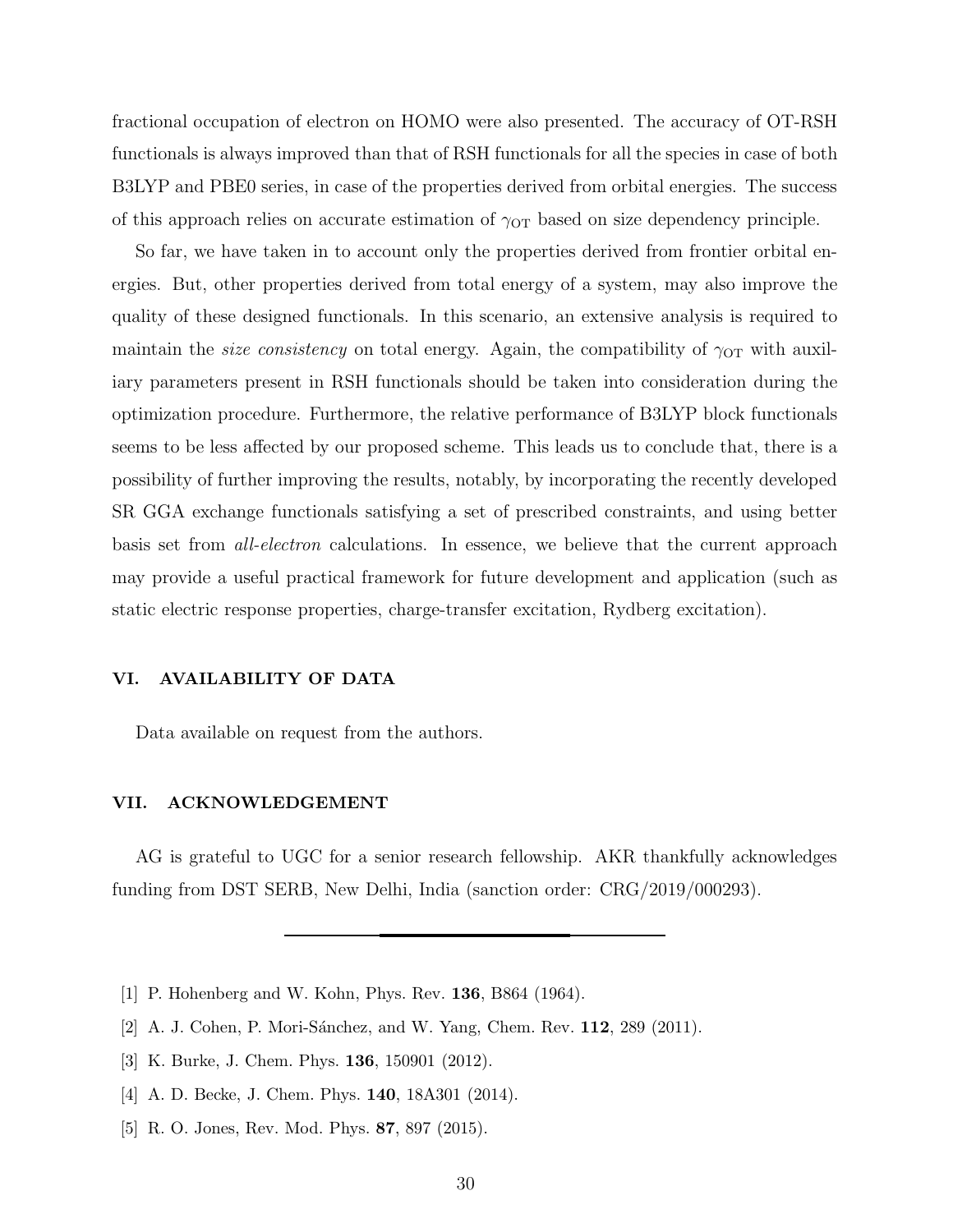fractional occupation of electron on HOMO were also presented. The accuracy of OT-RSH functionals is always improved than that of RSH functionals for all the species in case of both B3LYP and PBE0 series, in case of the properties derived from orbital energies. The success of this approach relies on accurate estimation of $\gamma_{\text{OT}}$ based on size dependency principle.

So far, we have taken in to account only the properties derived from frontier orbital energies. But, other properties derived from total energy of a system, may also improve the quality of these designed functionals. In this scenario, an extensive analysis is required to maintain the *size consistency* on total energy. Again, the compatibility of $\gamma_{\text{OT}}$ with auxiliary parameters present in RSH functionals should be taken into consideration during the optimization procedure. Furthermore, the relative performance of B3LYP block functionals seems to be less affected by our proposed scheme. This leads us to conclude that, there is a possibility of further improving the results, notably, by incorporating the recently developed SR GGA exchange functionals satisfying a set of prescribed constraints, and using better basis set from *all-electron* calculations. In essence, we believe that the current approach may provide a useful practical framework for future development and application (such as static electric response properties, charge-transfer excitation, Rydberg excitation).

## VI. AVAILABILITY OF DATA

Data available on request from the authors.

## VII. ACKNOWLEDGEMENT

AG is grateful to UGC for a senior research fellowship. AKR thankfully acknowledges funding from DST SERB, New Delhi, India (sanction order: CRG/2019/000293).

---

[1] P. Hohenberg and W. Kohn, Phys. Rev. **136**, B864 (1964).

[2] A. J. Cohen, P. Mori-Sánchez, and W. Yang, Chem. Rev. **112**, 289 (2011).

[3] K. Burke, J. Chem. Phys. **136**, 150901 (2012).

[4] A. D. Becke, J. Chem. Phys. **140**, 18A301 (2014).

[5] R. O. Jones, Rev. Mod. Phys. **87**, 897 (2015).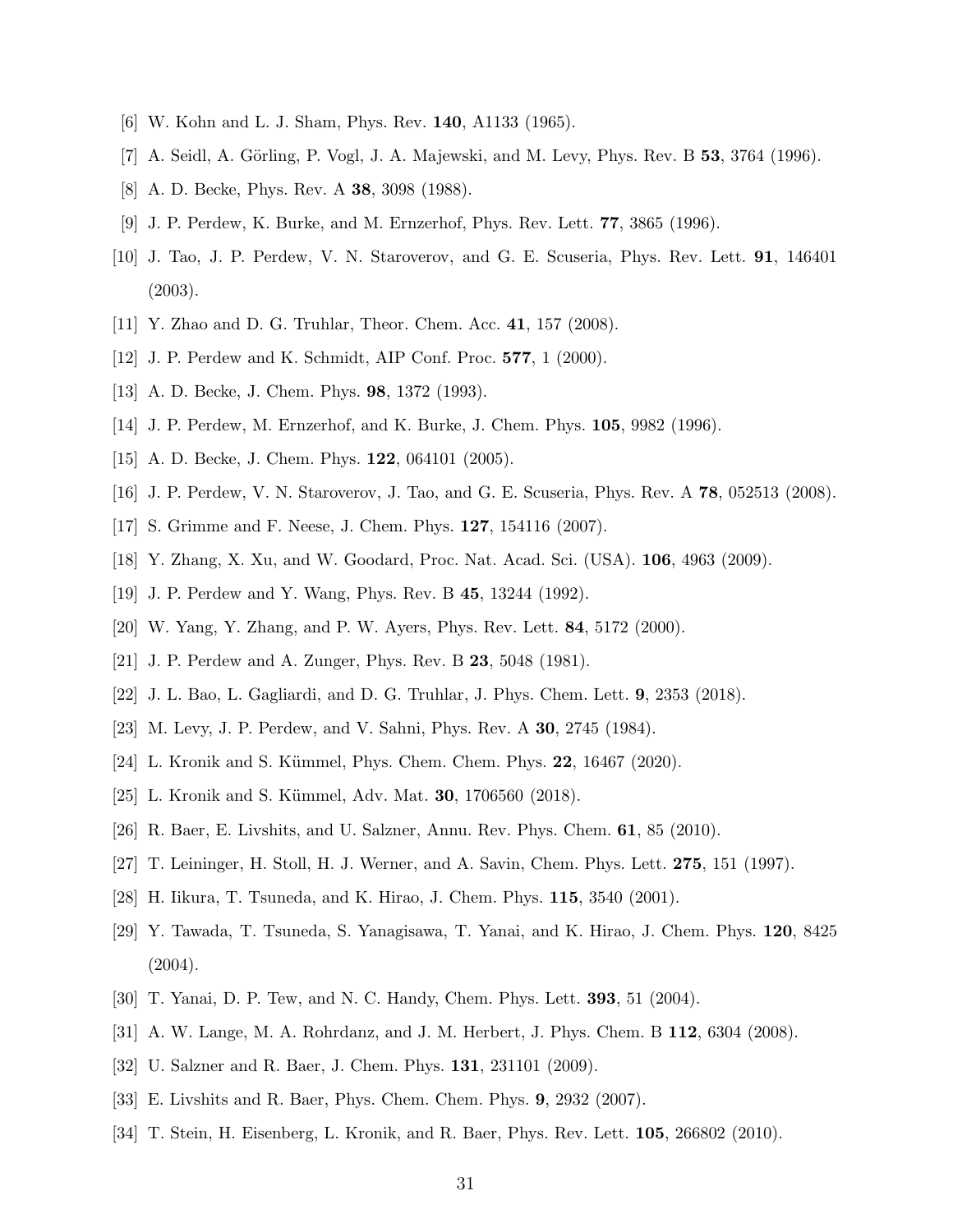[6] W. Kohn and L. J. Sham, Phys. Rev. **140**, A1133 (1965).

[7] A. Seidl, A. Görling, P. Vogl, J. A. Majewski, and M. Levy, Phys. Rev. B **53**, 3764 (1996).

[8] A. D. Becke, Phys. Rev. A **38**, 3098 (1988).

[9] J. P. Perdew, K. Burke, and M. Ernzerhof, Phys. Rev. Lett. **77**, 3865 (1996).

[10] J. Tao, J. P. Perdew, V. N. Staroverov, and G. E. Scuseria, Phys. Rev. Lett. **91**, 146401 (2003).

[11] Y. Zhao and D. G. Truhlar, Theor. Chem. Acc. **41**, 157 (2008).

[12] J. P. Perdew and K. Schmidt, AIP Conf. Proc. **577**, 1 (2000).

[13] A. D. Becke, J. Chem. Phys. **98**, 1372 (1993).

[14] J. P. Perdew, M. Ernzerhof, and K. Burke, J. Chem. Phys. **105**, 9982 (1996).

[15] A. D. Becke, J. Chem. Phys. **122**, 064101 (2005).

[16] J. P. Perdew, V. N. Staroverov, J. Tao, and G. E. Scuseria, Phys. Rev. A **78**, 052513 (2008).

[17] S. Grimme and F. Neese, J. Chem. Phys. **127**, 154116 (2007).

[18] Y. Zhang, X. Xu, and W. Goodard, Proc. Nat. Acad. Sci. (USA). **106**, 4963 (2009).

[19] J. P. Perdew and Y. Wang, Phys. Rev. B **45**, 13244 (1992).

[20] W. Yang, Y. Zhang, and P. W. Ayers, Phys. Rev. Lett. **84**, 5172 (2000).

[21] J. P. Perdew and A. Zunger, Phys. Rev. B **23**, 5048 (1981).

[22] J. L. Bao, L. Gagliardi, and D. G. Truhlar, J. Phys. Chem. Lett. **9**, 2353 (2018).

[23] M. Levy, J. P. Perdew, and V. Sahni, Phys. Rev. A **30**, 2745 (1984).

[24] L. Kronik and S. Kümmel, Phys. Chem. Chem. Phys. **22**, 16467 (2020).

[25] L. Kronik and S. Kümmel, Adv. Mat. **30**, 1706560 (2018).

[26] R. Baer, E. Livshits, and U. Salzner, Annu. Rev. Phys. Chem. **61**, 85 (2010).

[27] T. Leininger, H. Stoll, H. J. Werner, and A. Savin, Chem. Phys. Lett. **275**, 151 (1997).

[28] H. Iikura, T. Tsuneda, and K. Hirao, J. Chem. Phys. **115**, 3540 (2001).

[29] Y. Tawada, T. Tsuneda, S. Yanagisawa, T. Yanai, and K. Hirao, J. Chem. Phys. **120**, 8425 (2004).

[30] T. Yanai, D. P. Tew, and N. C. Handy, Chem. Phys. Lett. **393**, 51 (2004).

[31] A. W. Lange, M. A. Rohrdanz, and J. M. Herbert, J. Phys. Chem. B **112**, 6304 (2008).

[32] U. Salzner and R. Baer, J. Chem. Phys. **131**, 231101 (2009).

[33] E. Livshits and R. Baer, Phys. Chem. Chem. Phys. **9**, 2932 (2007).

[34] T. Stein, H. Eisenberg, L. Kronik, and R. Baer, Phys. Rev. Lett. **105**, 266802 (2010).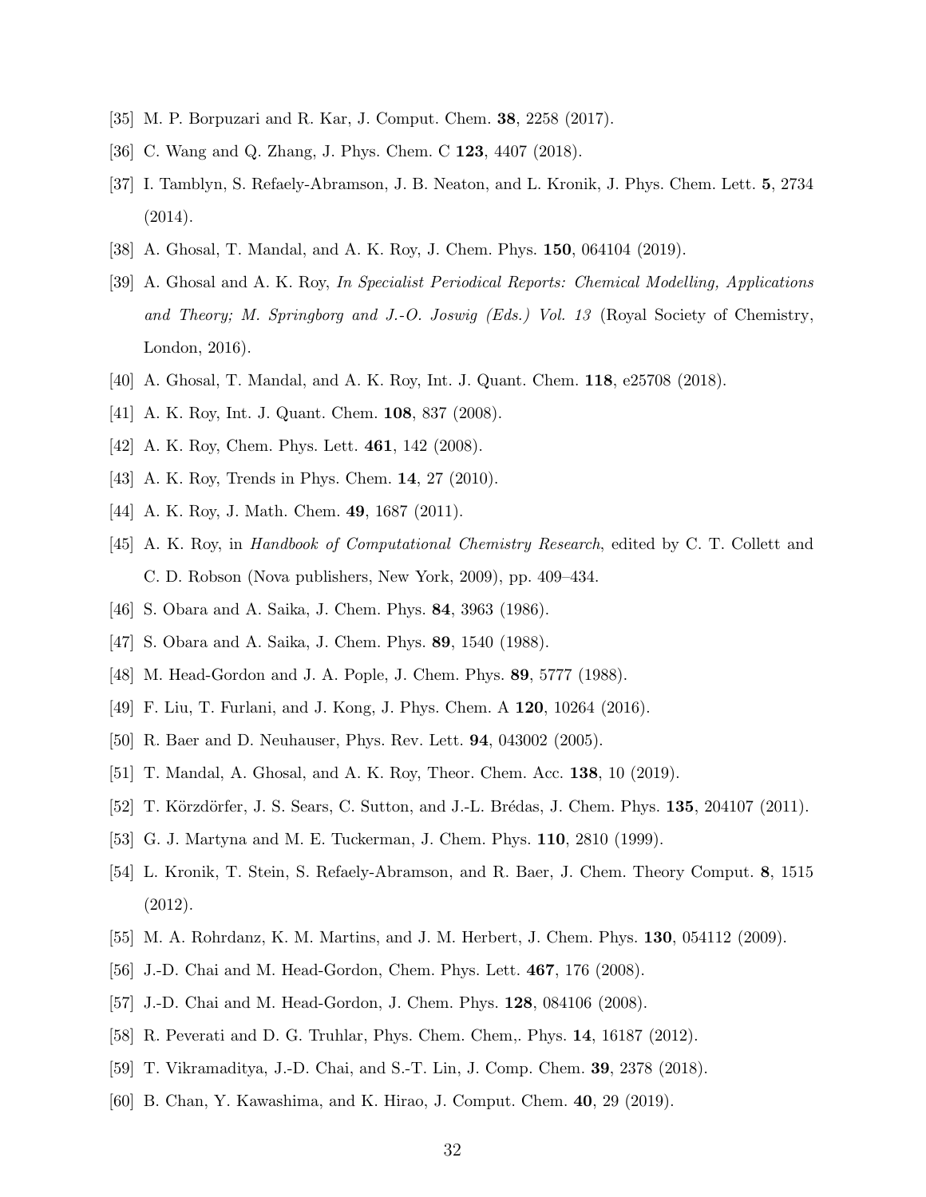[35] M. P. Borpuzari and R. Kar, J. Comput. Chem. **38**, 2258 (2017).

[36] C. Wang and Q. Zhang, J. Phys. Chem. C **123**, 4407 (2018).

[37] I. Tamblyn, S. Refaely-Abramson, J. B. Neaton, and L. Kronik, J. Phys. Chem. Lett. **5**, 2734 (2014).

[38] A. Ghosal, T. Mandal, and A. K. Roy, J. Chem. Phys. **150**, 064104 (2019).

[39] A. Ghosal and A. K. Roy, *In Specialist Periodical Reports: Chemical Modelling, Applications and Theory; M. Springborg and J.-O. Joswig (Eds.) Vol. 13* (Royal Society of Chemistry, London, 2016).

[40] A. Ghosal, T. Mandal, and A. K. Roy, Int. J. Quant. Chem. **118**, e25708 (2018).

[41] A. K. Roy, Int. J. Quant. Chem. **108**, 837 (2008).

[42] A. K. Roy, Chem. Phys. Lett. **461**, 142 (2008).

[43] A. K. Roy, Trends in Phys. Chem. **14**, 27 (2010).

[44] A. K. Roy, J. Math. Chem. **49**, 1687 (2011).

[45] A. K. Roy, in *Handbook of Computational Chemistry Research*, edited by C. T. Collett and C. D. Robson (Nova publishers, New York, 2009), pp. 409–434.

[46] S. Obara and A. Saika, J. Chem. Phys. **84**, 3963 (1986).

[47] S. Obara and A. Saika, J. Chem. Phys. **89**, 1540 (1988).

[48] M. Head-Gordon and J. A. Pople, J. Chem. Phys. **89**, 5777 (1988).

[49] F. Liu, T. Furlani, and J. Kong, J. Phys. Chem. A **120**, 10264 (2016).

[50] R. Baer and D. Neuhauser, Phys. Rev. Lett. **94**, 043002 (2005).

[51] T. Mandal, A. Ghosal, and A. K. Roy, Theor. Chem. Acc. **138**, 10 (2019).

[52] T. Körzdörfer, J. S. Sears, C. Sutton, and J.-L. Brédas, J. Chem. Phys. **135**, 204107 (2011).

[53] G. J. Martyna and M. E. Tuckerman, J. Chem. Phys. **110**, 2810 (1999).

[54] L. Kronik, T. Stein, S. Refaely-Abramson, and R. Baer, J. Chem. Theory Comput. **8**, 1515 (2012).

[55] M. A. Rohrdanz, K. M. Martins, and J. M. Herbert, J. Chem. Phys. **130**, 054112 (2009).

[56] J.-D. Chai and M. Head-Gordon, Chem. Phys. Lett. **467**, 176 (2008).

[57] J.-D. Chai and M. Head-Gordon, J. Chem. Phys. **128**, 084106 (2008).

[58] R. Peverati and D. G. Truhlar, Phys. Chem. Chem,. Phys. **14**, 16187 (2012).

[59] T. Vikramaditya, J.-D. Chai, and S.-T. Lin, J. Comp. Chem. **39**, 2378 (2018).

[60] B. Chan, Y. Kawashima, and K. Hirao, J. Comput. Chem. **40**, 29 (2019).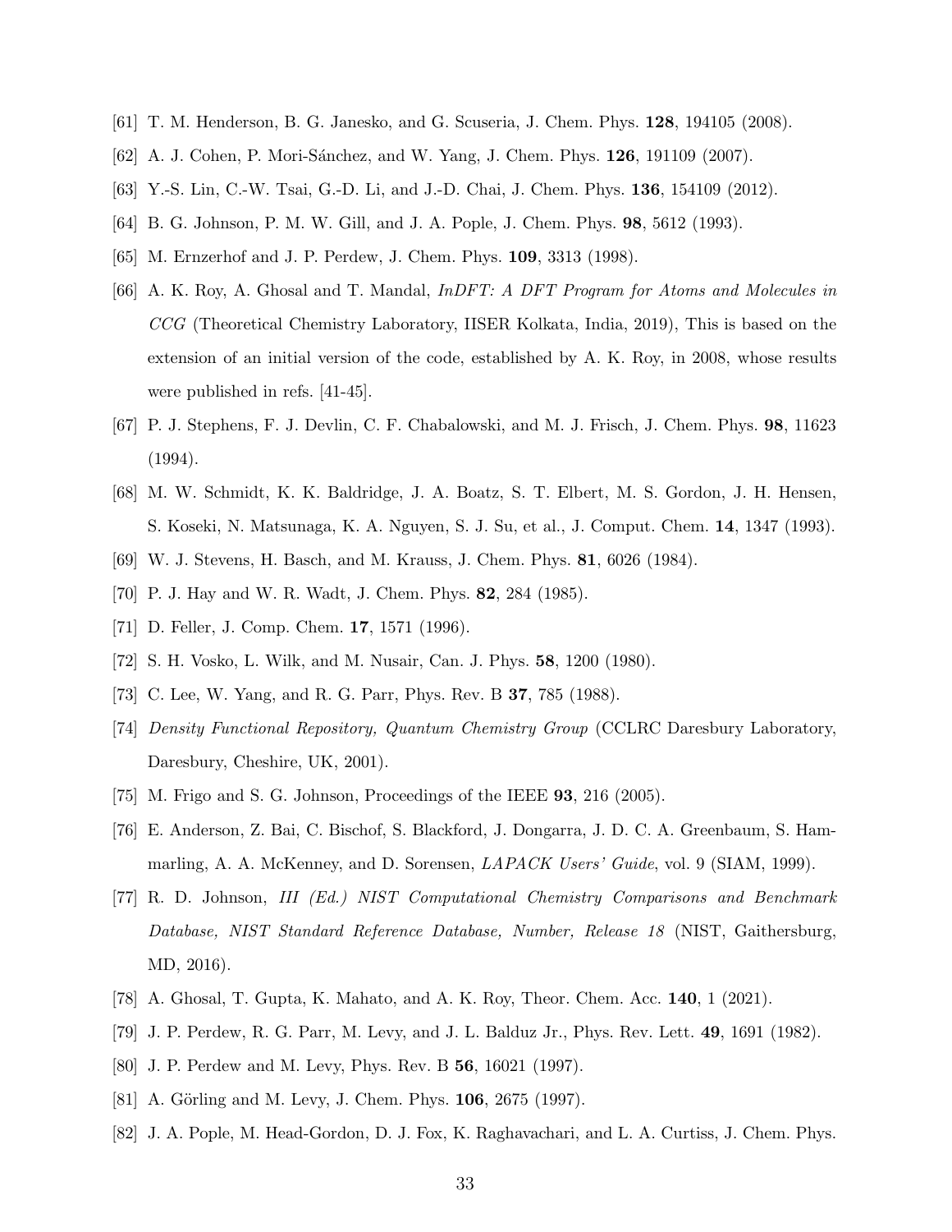[61] T. M. Henderson, B. G. Janesko, and G. Scuseria, J. Chem. Phys. **128**, 194105 (2008).

[62] A. J. Cohen, P. Mori-Sánchez, and W. Yang, J. Chem. Phys. **126**, 191109 (2007).

[63] Y.-S. Lin, C.-W. Tsai, G.-D. Li, and J.-D. Chai, J. Chem. Phys. **136**, 154109 (2012).

[64] B. G. Johnson, P. M. W. Gill, and J. A. Pople, J. Chem. Phys. **98**, 5612 (1993).

[65] M. Ernzerhof and J. P. Perdew, J. Chem. Phys. **109**, 3313 (1998).

[66] A. K. Roy, A. Ghosal and T. Mandal, *InDFT: A DFT Program for Atoms and Molecules in CCG* (Theoretical Chemistry Laboratory, IISER Kolkata, India, 2019), This is based on the extension of an initial version of the code, established by A. K. Roy, in 2008, whose results were published in refs. [41-45].

[67] P. J. Stephens, F. J. Devlin, C. F. Chabalowski, and M. J. Frisch, J. Chem. Phys. **98**, 11623 (1994).

[68] M. W. Schmidt, K. K. Baldridge, J. A. Boatz, S. T. Elbert, M. S. Gordon, J. H. Hensen, S. Koseki, N. Matsunaga, K. A. Nguyen, S. J. Su, et al., J. Comput. Chem. **14**, 1347 (1993).

[69] W. J. Stevens, H. Basch, and M. Krauss, J. Chem. Phys. **81**, 6026 (1984).

[70] P. J. Hay and W. R. Wadt, J. Chem. Phys. **82**, 284 (1985).

[71] D. Feller, J. Comp. Chem. **17**, 1571 (1996).

[72] S. H. Vosko, L. Wilk, and M. Nusair, Can. J. Phys. **58**, 1200 (1980).

[73] C. Lee, W. Yang, and R. G. Parr, Phys. Rev. B **37**, 785 (1988).

[74] *Density Functional Repository, Quantum Chemistry Group* (CCLRC Daresbury Laboratory, Daresbury, Cheshire, UK, 2001).

[75] M. Frigo and S. G. Johnson, Proceedings of the IEEE **93**, 216 (2005).

[76] E. Anderson, Z. Bai, C. Bischof, S. Blackford, J. Dongarra, J. D. C. A. Greenbaum, S. Hammarling, A. A. McKenney, and D. Sorensen, *LAPACK Users' Guide*, vol. 9 (SIAM, 1999).

[77] R. D. Johnson, *III (Ed.) NIST Computational Chemistry Comparisons and Benchmark Database, NIST Standard Reference Database, Number, Release 18* (NIST, Gaithersburg, MD, 2016).

[78] A. Ghosal, T. Gupta, K. Mahato, and A. K. Roy, Theor. Chem. Acc. **140**, 1 (2021).

[79] J. P. Perdew, R. G. Parr, M. Levy, and J. L. Balduz Jr., Phys. Rev. Lett. **49**, 1691 (1982).

[80] J. P. Perdew and M. Levy, Phys. Rev. B **56**, 16021 (1997).

[81] A. Görling and M. Levy, J. Chem. Phys. **106**, 2675 (1997).

[82] J. A. Pople, M. Head-Gordon, D. J. Fox, K. Raghavachari, and L. A. Curtiss, J. Chem. Phys.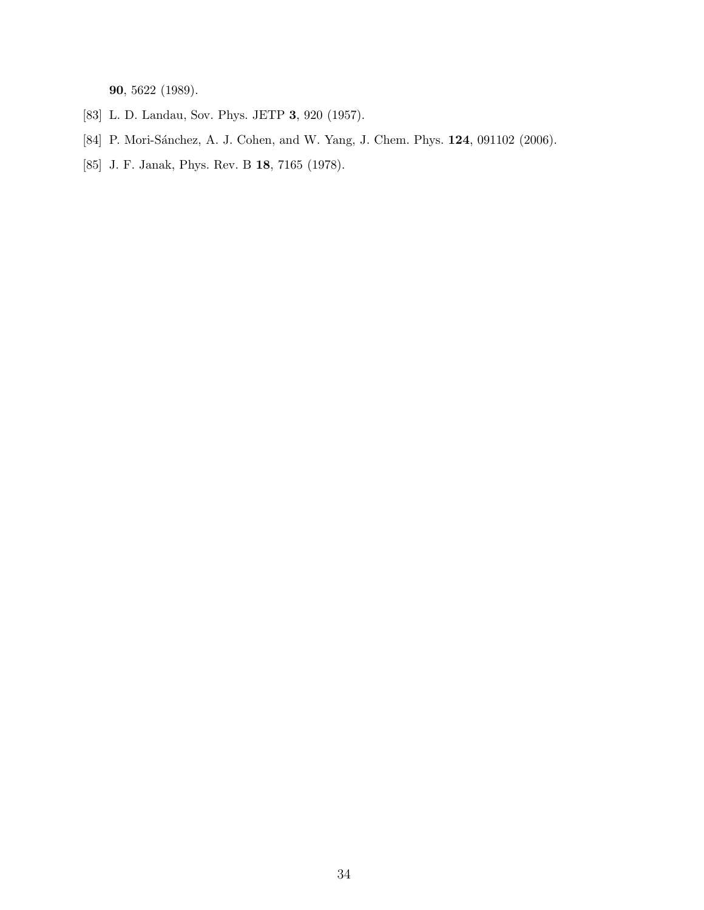**90**, 5622 (1989).

[83] L. D. Landau, Sov. Phys. JETP **3**, 920 (1957).

[84] P. Mori-Sánchez, A. J. Cohen, and W. Yang, J. Chem. Phys. **124**, 091102 (2006).

[85] J. F. Janak, Phys. Rev. B **18**, 7165 (1978).